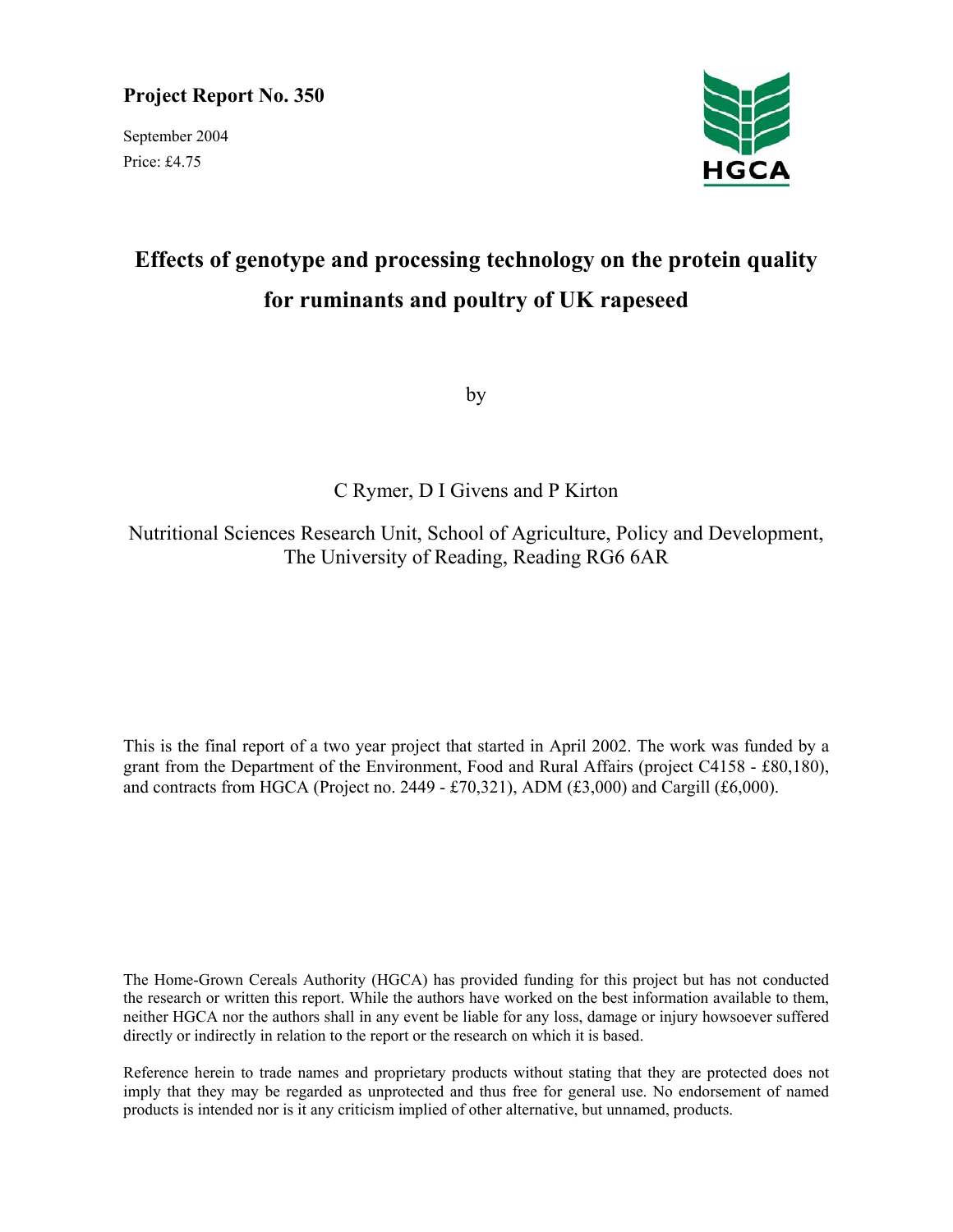**Project Report No. 350**

September 2004

Price: £4.75

HGCA

# Effects of genotype and processing technology on the protein quality for ruminants and poultry of UK rapeseed

by

C Rymer, D I Givens and P Kirton

Nutritional Sciences Research Unit, School of Agriculture, Policy and Development, The University of Reading, Reading RG6 6AR

This is the final report of a two year project that started in April 2002. The work was funded by a grant from the Department of the Environment, Food and Rural Affairs (project C4158 - £80,180), and contracts from HGCA (Project no. 2449 - £70,321), ADM (£3,000) and Cargill (£6,000).

The Home-Grown Cereals Authority (HGCA) has provided funding for this project but has not conducted the research or written this report. While the authors have worked on the best information available to them, neither HGCA nor the authors shall in any event be liable for any loss, damage or injury howsoever suffered directly or indirectly in relation to the report or the research on which it is based.

Reference herein to trade names and proprietary products without stating that they are protected does not imply that they may be regarded as unprotected and thus free for general use. No endorsement of named products is intended nor is it any criticism implied of other alternative, but unnamed, products.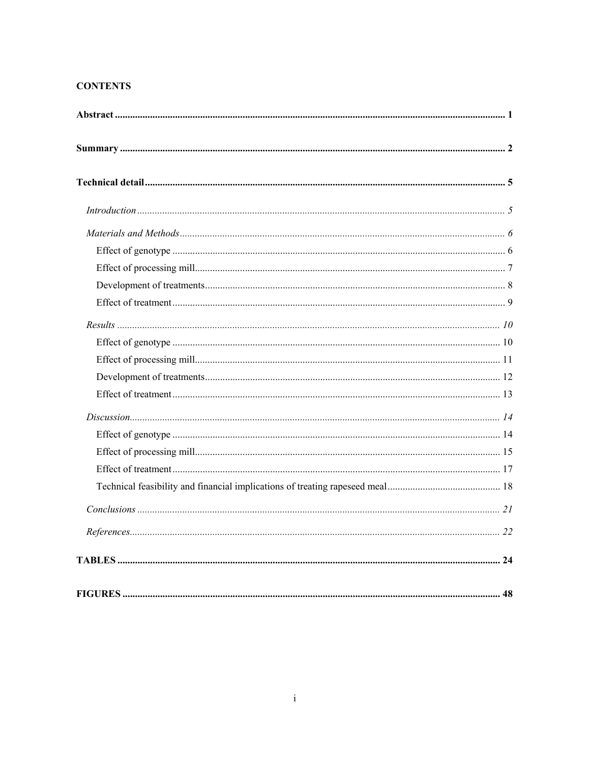**CONTENTS**

**Abstract** ........................................................................................................................................ **1**

**Summary** ....................................................................................................................................... **2**

**Technical detail** ............................................................................................................................. **5**

*Introduction* ................................................................................................................................. *5*

*Materials and Methods* ................................................................................................................ *6*

Effect of genotype ...................................................................................................................... 6

Effect of processing mill ............................................................................................................ 7

Development of treatments ........................................................................................................ 8

Effect of treatment ..................................................................................................................... 9

*Results* ....................................................................................................................................... *10*

Effect of genotype .................................................................................................................... 10

Effect of processing mill .......................................................................................................... 11

Development of treatments ...................................................................................................... 12

Effect of treatment ................................................................................................................... 13

*Discussion* .................................................................................................................................. *14*

Effect of genotype .................................................................................................................... 14

Effect of processing mill .......................................................................................................... 15

Effect of treatment ................................................................................................................... 17

Technical feasibility and financial implications of treating rapeseed meal ............................. 18

*Conclusions* ............................................................................................................................... *21*

*References* .................................................................................................................................. *22*

**TABLES** ....................................................................................................................................... **24**

**FIGURES** ..................................................................................................................................... **48**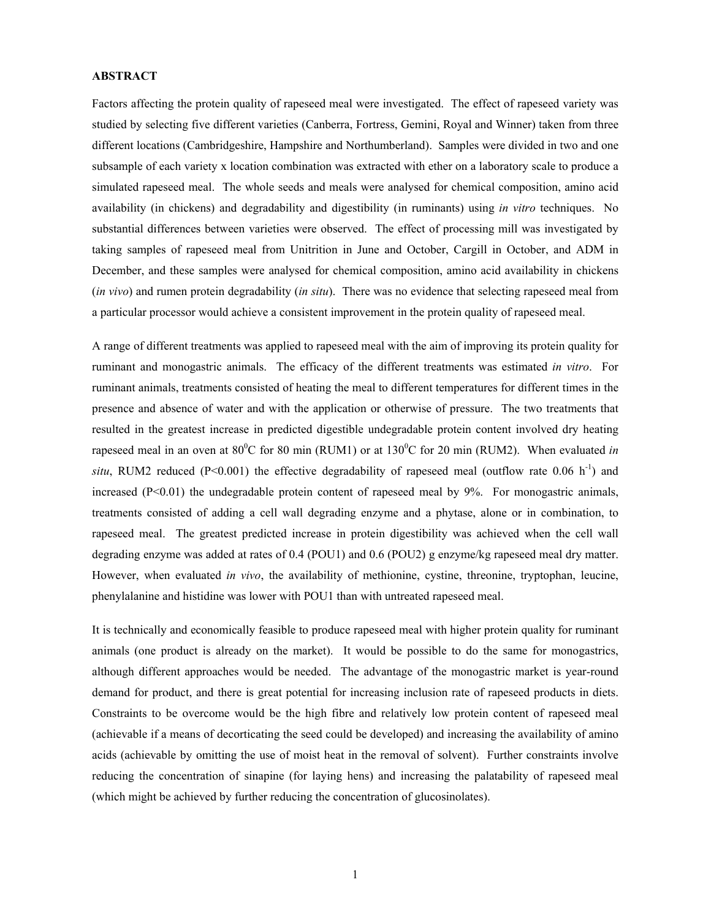**ABSTRACT**

Factors affecting the protein quality of rapeseed meal were investigated. The effect of rapeseed variety was studied by selecting five different varieties (Canberra, Fortress, Gemini, Royal and Winner) taken from three different locations (Cambridgeshire, Hampshire and Northumberland). Samples were divided in two and one subsample of each variety x location combination was extracted with ether on a laboratory scale to produce a simulated rapeseed meal. The whole seeds and meals were analysed for chemical composition, amino acid availability (in chickens) and degradability and digestibility (in ruminants) using *in vitro* techniques. No substantial differences between varieties were observed. The effect of processing mill was investigated by taking samples of rapeseed meal from Unitrition in June and October, Cargill in October, and ADM in December, and these samples were analysed for chemical composition, amino acid availability in chickens (*in vivo*) and rumen protein degradability (*in situ*). There was no evidence that selecting rapeseed meal from a particular processor would achieve a consistent improvement in the protein quality of rapeseed meal.

A range of different treatments was applied to rapeseed meal with the aim of improving its protein quality for ruminant and monogastric animals. The efficacy of the different treatments was estimated *in vitro*. For ruminant animals, treatments consisted of heating the meal to different temperatures for different times in the presence and absence of water and with the application or otherwise of pressure. The two treatments that resulted in the greatest increase in predicted digestible undegradable protein content involved dry heating rapeseed meal in an oven at $80^0$C for 80 min (RUM1) or at $130^0$C for 20 min (RUM2). When evaluated *in situ*, RUM2 reduced ($P<0.001$) the effective degradability of rapeseed meal (outflow rate 0.06 $h^{-1}$) and increased ($P<0.01$) the undegradable protein content of rapeseed meal by 9%. For monogastric animals, treatments consisted of adding a cell wall degrading enzyme and a phytase, alone or in combination, to rapeseed meal. The greatest predicted increase in protein digestibility was achieved when the cell wall degrading enzyme was added at rates of 0.4 (POU1) and 0.6 (POU2) g enzyme/kg rapeseed meal dry matter. However, when evaluated *in vivo*, the availability of methionine, cystine, threonine, tryptophan, leucine, phenylalanine and histidine was lower with POU1 than with untreated rapeseed meal.

It is technically and economically feasible to produce rapeseed meal with higher protein quality for ruminant animals (one product is already on the market). It would be possible to do the same for monogastrics, although different approaches would be needed. The advantage of the monogastric market is year-round demand for product, and there is great potential for increasing inclusion rate of rapeseed products in diets. Constraints to be overcome would be the high fibre and relatively low protein content of rapeseed meal (achievable if a means of decorticating the seed could be developed) and increasing the availability of amino acids (achievable by omitting the use of moist heat in the removal of solvent). Further constraints involve reducing the concentration of sinapine (for laying hens) and increasing the palatability of rapeseed meal (which might be achieved by further reducing the concentration of glucosinolates).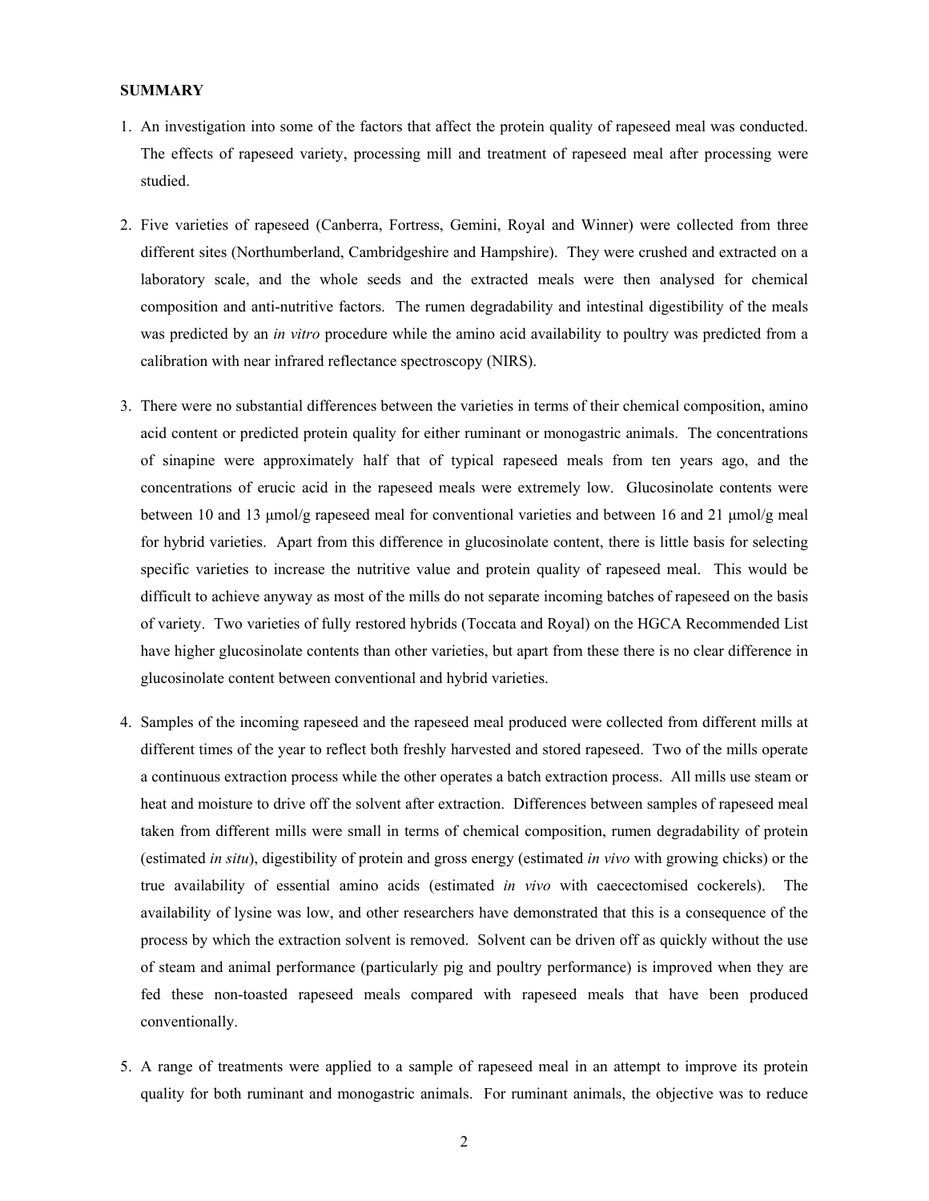**SUMMARY**

1. An investigation into some of the factors that affect the protein quality of rapeseed meal was conducted. The effects of rapeseed variety, processing mill and treatment of rapeseed meal after processing were studied.

2. Five varieties of rapeseed (Canberra, Fortress, Gemini, Royal and Winner) were collected from three different sites (Northumberland, Cambridgeshire and Hampshire). They were crushed and extracted on a laboratory scale, and the whole seeds and the extracted meals were then analysed for chemical composition and anti-nutritive factors. The rumen degradability and intestinal digestibility of the meals was predicted by an *in vitro* procedure while the amino acid availability to poultry was predicted from a calibration with near infrared reflectance spectroscopy (NIRS).

3. There were no substantial differences between the varieties in terms of their chemical composition, amino acid content or predicted protein quality for either ruminant or monogastric animals. The concentrations of sinapine were approximately half that of typical rapeseed meals from ten years ago, and the concentrations of erucic acid in the rapeseed meals were extremely low. Glucosinolate contents were between 10 and 13 μmol/g rapeseed meal for conventional varieties and between 16 and 21 μmol/g meal for hybrid varieties. Apart from this difference in glucosinolate content, there is little basis for selecting specific varieties to increase the nutritive value and protein quality of rapeseed meal. This would be difficult to achieve anyway as most of the mills do not separate incoming batches of rapeseed on the basis of variety. Two varieties of fully restored hybrids (Toccata and Royal) on the HGCA Recommended List have higher glucosinolate contents than other varieties, but apart from these there is no clear difference in glucosinolate content between conventional and hybrid varieties.

4. Samples of the incoming rapeseed and the rapeseed meal produced were collected from different mills at different times of the year to reflect both freshly harvested and stored rapeseed. Two of the mills operate a continuous extraction process while the other operates a batch extraction process. All mills use steam or heat and moisture to drive off the solvent after extraction. Differences between samples of rapeseed meal taken from different mills were small in terms of chemical composition, rumen degradability of protein (estimated *in situ*), digestibility of protein and gross energy (estimated *in vivo* with growing chicks) or the true availability of essential amino acids (estimated *in vivo* with caecectomised cockerels). The availability of lysine was low, and other researchers have demonstrated that this is a consequence of the process by which the extraction solvent is removed. Solvent can be driven off as quickly without the use of steam and animal performance (particularly pig and poultry performance) is improved when they are fed these non-toasted rapeseed meals compared with rapeseed meals that have been produced conventionally.

5. A range of treatments were applied to a sample of rapeseed meal in an attempt to improve its protein quality for both ruminant and monogastric animals. For ruminant animals, the objective was to reduce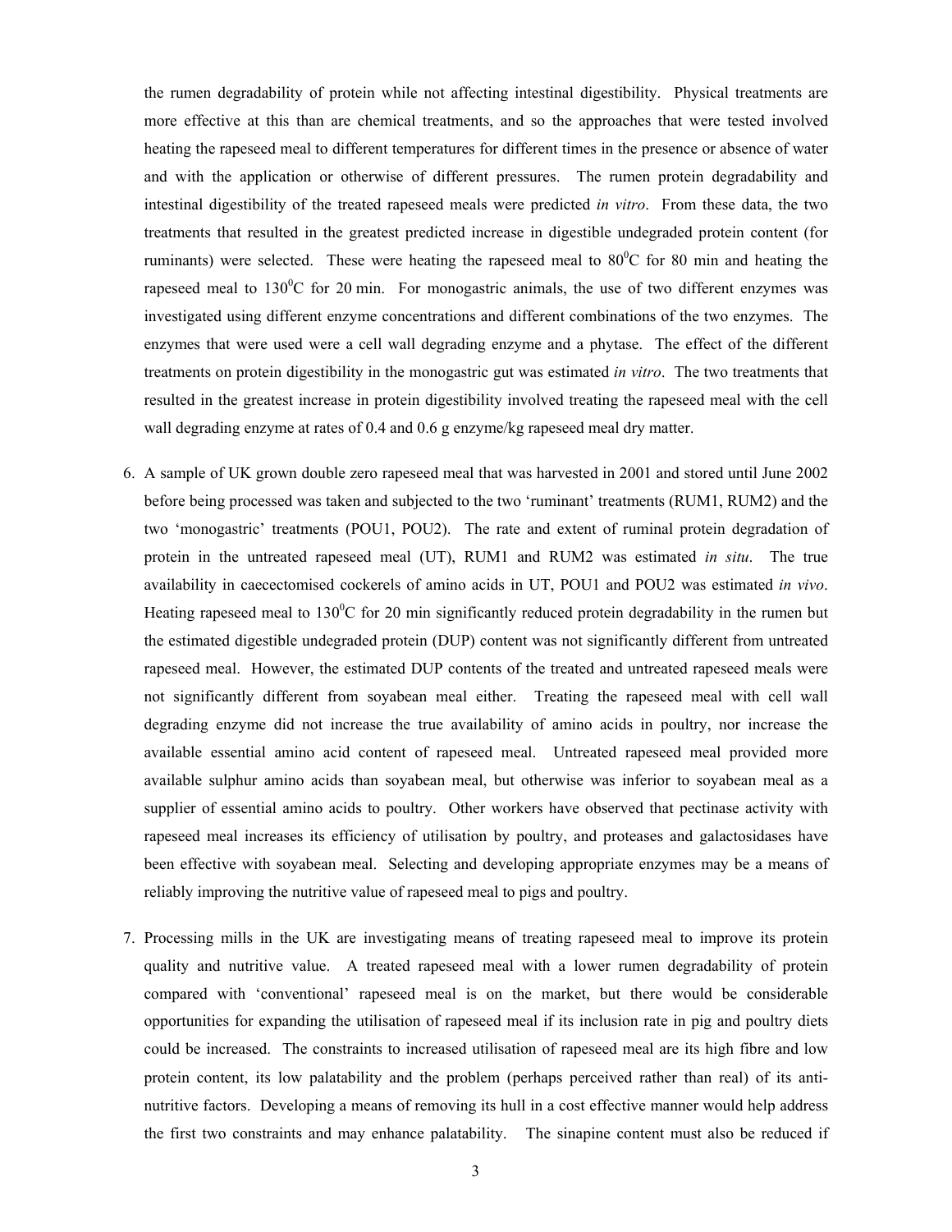the rumen degradability of protein while not affecting intestinal digestibility. Physical treatments are more effective at this than are chemical treatments, and so the approaches that were tested involved heating the rapeseed meal to different temperatures for different times in the presence or absence of water and with the application or otherwise of different pressures. The rumen protein degradability and intestinal digestibility of the treated rapeseed meals were predicted *in vitro*. From these data, the two treatments that resulted in the greatest predicted increase in digestible undegraded protein content (for ruminants) were selected. These were heating the rapeseed meal to $80^0$C for 80 min and heating the rapeseed meal to $130^0$C for 20 min. For monogastric animals, the use of two different enzymes was investigated using different enzyme concentrations and different combinations of the two enzymes. The enzymes that were used were a cell wall degrading enzyme and a phytase. The effect of the different treatments on protein digestibility in the monogastric gut was estimated *in vitro*. The two treatments that resulted in the greatest increase in protein digestibility involved treating the rapeseed meal with the cell wall degrading enzyme at rates of 0.4 and 0.6 g enzyme/kg rapeseed meal dry matter.

6. A sample of UK grown double zero rapeseed meal that was harvested in 2001 and stored until June 2002 before being processed was taken and subjected to the two 'ruminant' treatments (RUM1, RUM2) and the two 'monogastric' treatments (POU1, POU2). The rate and extent of ruminal protein degradation of protein in the untreated rapeseed meal (UT), RUM1 and RUM2 was estimated *in situ*. The true availability in caecectomised cockerels of amino acids in UT, POU1 and POU2 was estimated *in vivo*. Heating rapeseed meal to $130^0$C for 20 min significantly reduced protein degradability in the rumen but the estimated digestible undegraded protein (DUP) content was not significantly different from untreated rapeseed meal. However, the estimated DUP contents of the treated and untreated rapeseed meals were not significantly different from soyabean meal either. Treating the rapeseed meal with cell wall degrading enzyme did not increase the true availability of amino acids in poultry, nor increase the available essential amino acid content of rapeseed meal. Untreated rapeseed meal provided more available sulphur amino acids than soyabean meal, but otherwise was inferior to soyabean meal as a supplier of essential amino acids to poultry. Other workers have observed that pectinase activity with rapeseed meal increases its efficiency of utilisation by poultry, and proteases and galactosidases have been effective with soyabean meal. Selecting and developing appropriate enzymes may be a means of reliably improving the nutritive value of rapeseed meal to pigs and poultry.

7. Processing mills in the UK are investigating means of treating rapeseed meal to improve its protein quality and nutritive value. A treated rapeseed meal with a lower rumen degradability of protein compared with 'conventional' rapeseed meal is on the market, but there would be considerable opportunities for expanding the utilisation of rapeseed meal if its inclusion rate in pig and poultry diets could be increased. The constraints to increased utilisation of rapeseed meal are its high fibre and low protein content, its low palatability and the problem (perhaps perceived rather than real) of its anti-nutritive factors. Developing a means of removing its hull in a cost effective manner would help address the first two constraints and may enhance palatability. The sinapine content must also be reduced if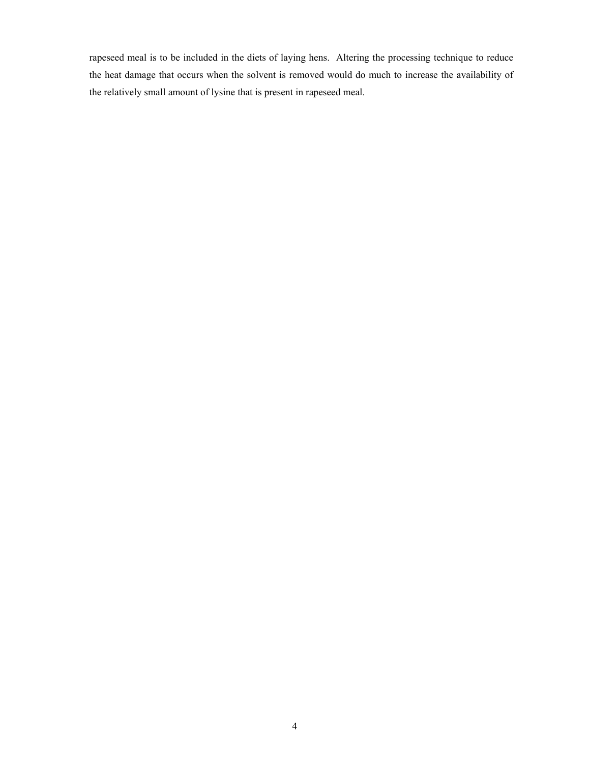rapeseed meal is to be included in the diets of laying hens. Altering the processing technique to reduce the heat damage that occurs when the solvent is removed would do much to increase the availability of the relatively small amount of lysine that is present in rapeseed meal.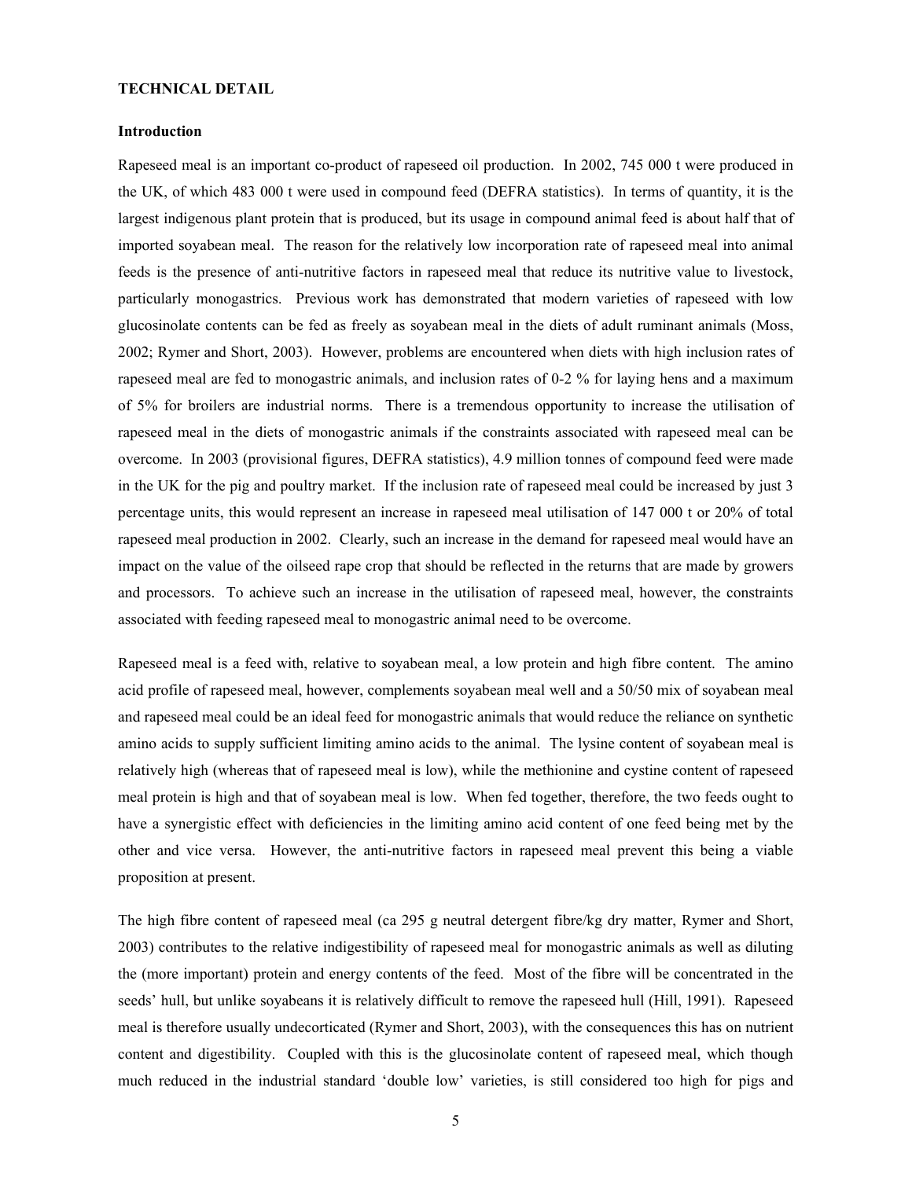## TECHNICAL DETAIL

### Introduction

Rapeseed meal is an important co-product of rapeseed oil production. In 2002, 745 000 t were produced in the UK, of which 483 000 t were used in compound feed (DEFRA statistics). In terms of quantity, it is the largest indigenous plant protein that is produced, but its usage in compound animal feed is about half that of imported soyabean meal. The reason for the relatively low incorporation rate of rapeseed meal into animal feeds is the presence of anti-nutritive factors in rapeseed meal that reduce its nutritive value to livestock, particularly monogastrics. Previous work has demonstrated that modern varieties of rapeseed with low glucosinolate contents can be fed as freely as soyabean meal in the diets of adult ruminant animals (Moss, 2002; Rymer and Short, 2003). However, problems are encountered when diets with high inclusion rates of rapeseed meal are fed to monogastric animals, and inclusion rates of 0-2 % for laying hens and a maximum of 5% for broilers are industrial norms. There is a tremendous opportunity to increase the utilisation of rapeseed meal in the diets of monogastric animals if the constraints associated with rapeseed meal can be overcome. In 2003 (provisional figures, DEFRA statistics), 4.9 million tonnes of compound feed were made in the UK for the pig and poultry market. If the inclusion rate of rapeseed meal could be increased by just 3 percentage units, this would represent an increase in rapeseed meal utilisation of 147 000 t or 20% of total rapeseed meal production in 2002. Clearly, such an increase in the demand for rapeseed meal would have an impact on the value of the oilseed rape crop that should be reflected in the returns that are made by growers and processors. To achieve such an increase in the utilisation of rapeseed meal, however, the constraints associated with feeding rapeseed meal to monogastric animal need to be overcome.

Rapeseed meal is a feed with, relative to soyabean meal, a low protein and high fibre content. The amino acid profile of rapeseed meal, however, complements soyabean meal well and a 50/50 mix of soyabean meal and rapeseed meal could be an ideal feed for monogastric animals that would reduce the reliance on synthetic amino acids to supply sufficient limiting amino acids to the animal. The lysine content of soyabean meal is relatively high (whereas that of rapeseed meal is low), while the methionine and cystine content of rapeseed meal protein is high and that of soyabean meal is low. When fed together, therefore, the two feeds ought to have a synergistic effect with deficiencies in the limiting amino acid content of one feed being met by the other and vice versa. However, the anti-nutritive factors in rapeseed meal prevent this being a viable proposition at present.

The high fibre content of rapeseed meal (ca 295 g neutral detergent fibre/kg dry matter, Rymer and Short, 2003) contributes to the relative indigestibility of rapeseed meal for monogastric animals as well as diluting the (more important) protein and energy contents of the feed. Most of the fibre will be concentrated in the seeds' hull, but unlike soyabeans it is relatively difficult to remove the rapeseed hull (Hill, 1991). Rapeseed meal is therefore usually undecorticated (Rymer and Short, 2003), with the consequences this has on nutrient content and digestibility. Coupled with this is the glucosinolate content of rapeseed meal, which though much reduced in the industrial standard 'double low' varieties, is still considered too high for pigs and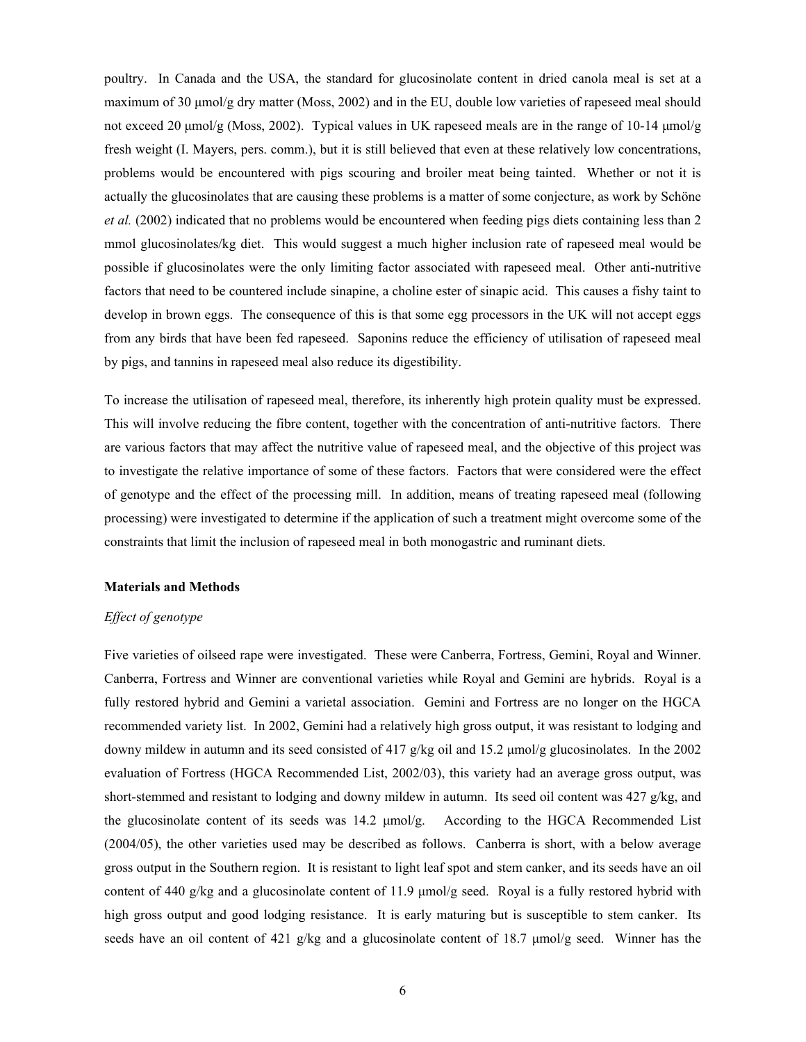poultry. In Canada and the USA, the standard for glucosinolate content in dried canola meal is set at a maximum of 30 μmol/g dry matter (Moss, 2002) and in the EU, double low varieties of rapeseed meal should not exceed 20 μmol/g (Moss, 2002). Typical values in UK rapeseed meals are in the range of 10-14 μmol/g fresh weight (I. Mayers, pers. comm.), but it is still believed that even at these relatively low concentrations, problems would be encountered with pigs scouring and broiler meat being tainted. Whether or not it is actually the glucosinolates that are causing these problems is a matter of some conjecture, as work by Schöne *et al.* (2002) indicated that no problems would be encountered when feeding pigs diets containing less than 2 mmol glucosinolates/kg diet. This would suggest a much higher inclusion rate of rapeseed meal would be possible if glucosinolates were the only limiting factor associated with rapeseed meal. Other anti-nutritive factors that need to be countered include sinapine, a choline ester of sinapic acid. This causes a fishy taint to develop in brown eggs. The consequence of this is that some egg processors in the UK will not accept eggs from any birds that have been fed rapeseed. Saponins reduce the efficiency of utilisation of rapeseed meal by pigs, and tannins in rapeseed meal also reduce its digestibility.

To increase the utilisation of rapeseed meal, therefore, its inherently high protein quality must be expressed. This will involve reducing the fibre content, together with the concentration of anti-nutritive factors. There are various factors that may affect the nutritive value of rapeseed meal, and the objective of this project was to investigate the relative importance of some of these factors. Factors that were considered were the effect of genotype and the effect of the processing mill. In addition, means of treating rapeseed meal (following processing) were investigated to determine if the application of such a treatment might overcome some of the constraints that limit the inclusion of rapeseed meal in both monogastric and ruminant diets.

## Materials and Methods

### *Effect of genotype*

Five varieties of oilseed rape were investigated. These were Canberra, Fortress, Gemini, Royal and Winner. Canberra, Fortress and Winner are conventional varieties while Royal and Gemini are hybrids. Royal is a fully restored hybrid and Gemini a varietal association. Gemini and Fortress are no longer on the HGCA recommended variety list. In 2002, Gemini had a relatively high gross output, it was resistant to lodging and downy mildew in autumn and its seed consisted of 417 g/kg oil and 15.2 μmol/g glucosinolates. In the 2002 evaluation of Fortress (HGCA Recommended List, 2002/03), this variety had an average gross output, was short-stemmed and resistant to lodging and downy mildew in autumn. Its seed oil content was 427 g/kg, and the glucosinolate content of its seeds was 14.2 μmol/g. According to the HGCA Recommended List (2004/05), the other varieties used may be described as follows. Canberra is short, with a below average gross output in the Southern region. It is resistant to light leaf spot and stem canker, and its seeds have an oil content of 440 g/kg and a glucosinolate content of 11.9 μmol/g seed. Royal is a fully restored hybrid with high gross output and good lodging resistance. It is early maturing but is susceptible to stem canker. Its seeds have an oil content of 421 g/kg and a glucosinolate content of 18.7 μmol/g seed. Winner has the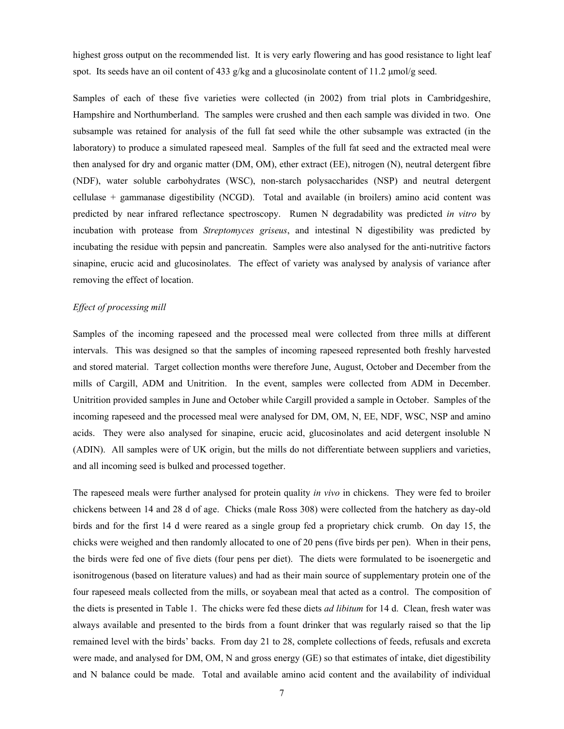highest gross output on the recommended list. It is very early flowering and has good resistance to light leaf spot. Its seeds have an oil content of 433 g/kg and a glucosinolate content of 11.2 μmol/g seed.

Samples of each of these five varieties were collected (in 2002) from trial plots in Cambridgeshire, Hampshire and Northumberland. The samples were crushed and then each sample was divided in two. One subsample was retained for analysis of the full fat seed while the other subsample was extracted (in the laboratory) to produce a simulated rapeseed meal. Samples of the full fat seed and the extracted meal were then analysed for dry and organic matter (DM, OM), ether extract (EE), nitrogen (N), neutral detergent fibre (NDF), water soluble carbohydrates (WSC), non-starch polysaccharides (NSP) and neutral detergent cellulase + gammanase digestibility (NCGD). Total and available (in broilers) amino acid content was predicted by near infrared reflectance spectroscopy. Rumen N degradability was predicted *in vitro* by incubation with protease from *Streptomyces griseus*, and intestinal N digestibility was predicted by incubating the residue with pepsin and pancreatin. Samples were also analysed for the anti-nutritive factors sinapine, erucic acid and glucosinolates. The effect of variety was analysed by analysis of variance after removing the effect of location.

*Effect of processing mill*

Samples of the incoming rapeseed and the processed meal were collected from three mills at different intervals. This was designed so that the samples of incoming rapeseed represented both freshly harvested and stored material. Target collection months were therefore June, August, October and December from the mills of Cargill, ADM and Unitrition. In the event, samples were collected from ADM in December. Unitrition provided samples in June and October while Cargill provided a sample in October. Samples of the incoming rapeseed and the processed meal were analysed for DM, OM, N, EE, NDF, WSC, NSP and amino acids. They were also analysed for sinapine, erucic acid, glucosinolates and acid detergent insoluble N (ADIN). All samples were of UK origin, but the mills do not differentiate between suppliers and varieties, and all incoming seed is bulked and processed together.

The rapeseed meals were further analysed for protein quality *in vivo* in chickens. They were fed to broiler chickens between 14 and 28 d of age. Chicks (male Ross 308) were collected from the hatchery as day-old birds and for the first 14 d were reared as a single group fed a proprietary chick crumb. On day 15, the chicks were weighed and then randomly allocated to one of 20 pens (five birds per pen). When in their pens, the birds were fed one of five diets (four pens per diet). The diets were formulated to be isoenergetic and isonitrogenous (based on literature values) and had as their main source of supplementary protein one of the four rapeseed meals collected from the mills, or soyabean meal that acted as a control. The composition of the diets is presented in Table 1. The chicks were fed these diets *ad libitum* for 14 d. Clean, fresh water was always available and presented to the birds from a fount drinker that was regularly raised so that the lip remained level with the birds' backs. From day 21 to 28, complete collections of feeds, refusals and excreta were made, and analysed for DM, OM, N and gross energy (GE) so that estimates of intake, diet digestibility and N balance could be made. Total and available amino acid content and the availability of individual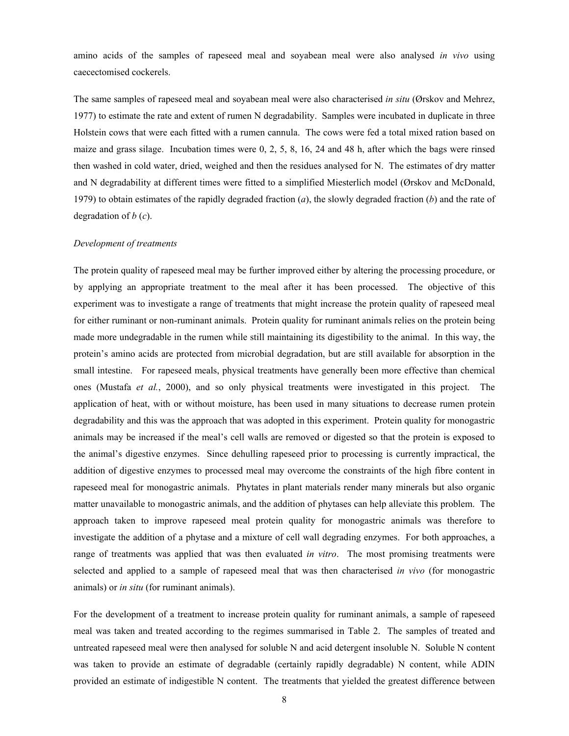amino acids of the samples of rapeseed meal and soyabean meal were also analysed *in vivo* using caecectomised cockerels.

The same samples of rapeseed meal and soyabean meal were also characterised *in situ* (Ørskov and Mehrez, 1977) to estimate the rate and extent of rumen N degradability. Samples were incubated in duplicate in three Holstein cows that were each fitted with a rumen cannula. The cows were fed a total mixed ration based on maize and grass silage. Incubation times were 0, 2, 5, 8, 16, 24 and 48 h, after which the bags were rinsed then washed in cold water, dried, weighed and then the residues analysed for N. The estimates of dry matter and N degradability at different times were fitted to a simplified Miesterlich model (Ørskov and McDonald, 1979) to obtain estimates of the rapidly degraded fraction (*a*), the slowly degraded fraction (*b*) and the rate of degradation of *b* (*c*).

*Development of treatments*

The protein quality of rapeseed meal may be further improved either by altering the processing procedure, or by applying an appropriate treatment to the meal after it has been processed. The objective of this experiment was to investigate a range of treatments that might increase the protein quality of rapeseed meal for either ruminant or non-ruminant animals. Protein quality for ruminant animals relies on the protein being made more undegradable in the rumen while still maintaining its digestibility to the animal. In this way, the protein's amino acids are protected from microbial degradation, but are still available for absorption in the small intestine. For rapeseed meals, physical treatments have generally been more effective than chemical ones (Mustafa *et al.*, 2000), and so only physical treatments were investigated in this project. The application of heat, with or without moisture, has been used in many situations to decrease rumen protein degradability and this was the approach that was adopted in this experiment. Protein quality for monogastric animals may be increased if the meal's cell walls are removed or digested so that the protein is exposed to the animal's digestive enzymes. Since dehulling rapeseed prior to processing is currently impractical, the addition of digestive enzymes to processed meal may overcome the constraints of the high fibre content in rapeseed meal for monogastric animals. Phytates in plant materials render many minerals but also organic matter unavailable to monogastric animals, and the addition of phytases can help alleviate this problem. The approach taken to improve rapeseed meal protein quality for monogastric animals was therefore to investigate the addition of a phytase and a mixture of cell wall degrading enzymes. For both approaches, a range of treatments was applied that was then evaluated *in vitro*. The most promising treatments were selected and applied to a sample of rapeseed meal that was then characterised *in vivo* (for monogastric animals) or *in situ* (for ruminant animals).

For the development of a treatment to increase protein quality for ruminant animals, a sample of rapeseed meal was taken and treated according to the regimes summarised in Table 2. The samples of treated and untreated rapeseed meal were then analysed for soluble N and acid detergent insoluble N. Soluble N content was taken to provide an estimate of degradable (certainly rapidly degradable) N content, while ADIN provided an estimate of indigestible N content. The treatments that yielded the greatest difference between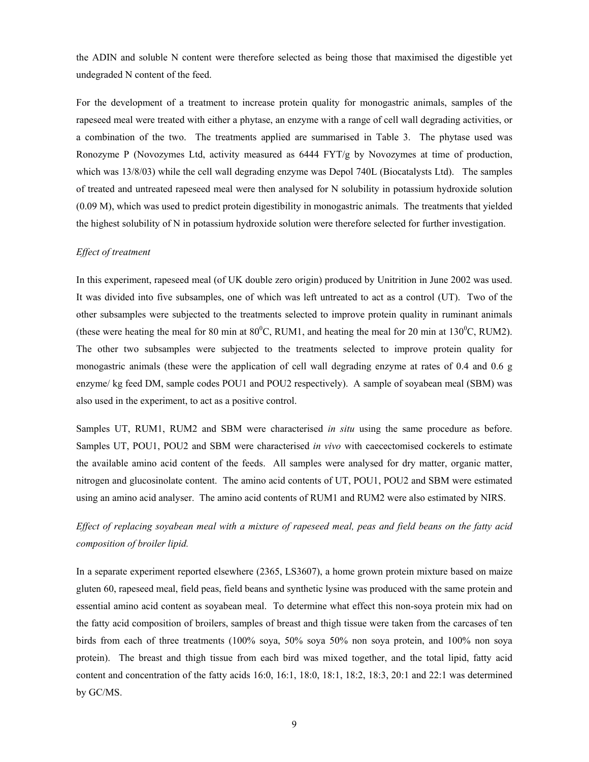the ADIN and soluble N content were therefore selected as being those that maximised the digestible yet undegraded N content of the feed.

For the development of a treatment to increase protein quality for monogastric animals, samples of the rapeseed meal were treated with either a phytase, an enzyme with a range of cell wall degrading activities, or a combination of the two. The treatments applied are summarised in Table 3. The phytase used was Ronozyme P (Novozymes Ltd, activity measured as 6444 FYT/g by Novozymes at time of production, which was 13/8/03) while the cell wall degrading enzyme was Depol 740L (Biocatalysts Ltd). The samples of treated and untreated rapeseed meal were then analysed for N solubility in potassium hydroxide solution (0.09 M), which was used to predict protein digestibility in monogastric animals. The treatments that yielded the highest solubility of N in potassium hydroxide solution were therefore selected for further investigation.

*Effect of treatment*

In this experiment, rapeseed meal (of UK double zero origin) produced by Unitrition in June 2002 was used. It was divided into five subsamples, one of which was left untreated to act as a control (UT). Two of the other subsamples were subjected to the treatments selected to improve protein quality in ruminant animals (these were heating the meal for 80 min at $80^0$C, RUM1, and heating the meal for 20 min at $130^0$C, RUM2). The other two subsamples were subjected to the treatments selected to improve protein quality for monogastric animals (these were the application of cell wall degrading enzyme at rates of 0.4 and 0.6 g enzyme/ kg feed DM, sample codes POU1 and POU2 respectively). A sample of soyabean meal (SBM) was also used in the experiment, to act as a positive control.

Samples UT, RUM1, RUM2 and SBM were characterised *in situ* using the same procedure as before. Samples UT, POU1, POU2 and SBM were characterised *in vivo* with caecectomised cockerels to estimate the available amino acid content of the feeds. All samples were analysed for dry matter, organic matter, nitrogen and glucosinolate content. The amino acid contents of UT, POU1, POU2 and SBM were estimated using an amino acid analyser. The amino acid contents of RUM1 and RUM2 were also estimated by NIRS.

*Effect of replacing soyabean meal with a mixture of rapeseed meal, peas and field beans on the fatty acid composition of broiler lipid.*

In a separate experiment reported elsewhere (2365, LS3607), a home grown protein mixture based on maize gluten 60, rapeseed meal, field peas, field beans and synthetic lysine was produced with the same protein and essential amino acid content as soyabean meal. To determine what effect this non-soya protein mix had on the fatty acid composition of broilers, samples of breast and thigh tissue were taken from the carcases of ten birds from each of three treatments (100% soya, 50% soya 50% non soya protein, and 100% non soya protein). The breast and thigh tissue from each bird was mixed together, and the total lipid, fatty acid content and concentration of the fatty acids 16:0, 16:1, 18:0, 18:1, 18:2, 18:3, 20:1 and 22:1 was determined by GC/MS.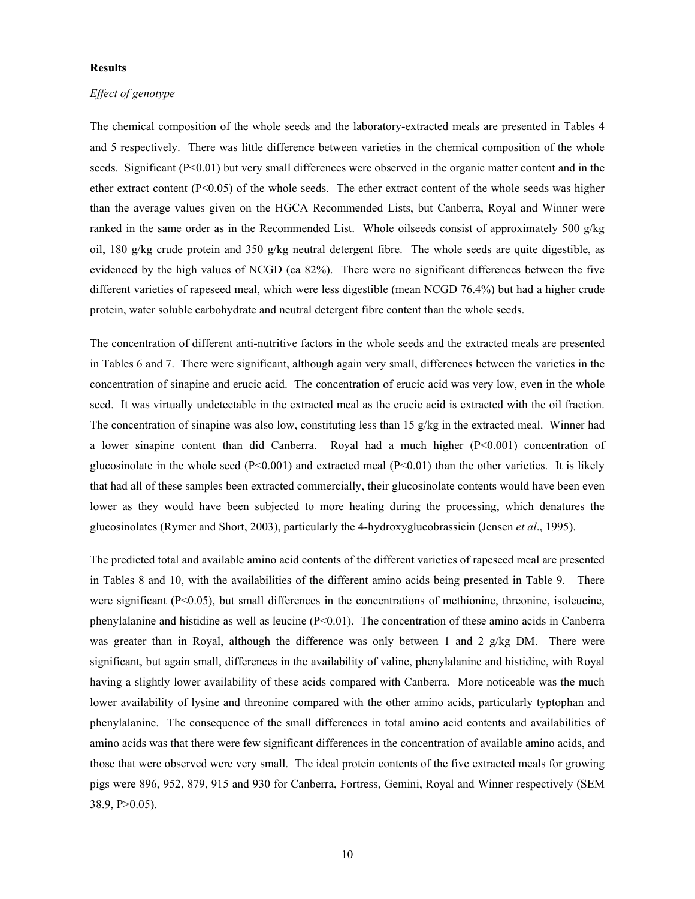**Results**

*Effect of genotype*

The chemical composition of the whole seeds and the laboratory-extracted meals are presented in Tables 4 and 5 respectively. There was little difference between varieties in the chemical composition of the whole seeds. Significant (P<0.01) but very small differences were observed in the organic matter content and in the ether extract content (P<0.05) of the whole seeds. The ether extract content of the whole seeds was higher than the average values given on the HGCA Recommended Lists, but Canberra, Royal and Winner were ranked in the same order as in the Recommended List. Whole oilseeds consist of approximately 500 g/kg oil, 180 g/kg crude protein and 350 g/kg neutral detergent fibre. The whole seeds are quite digestible, as evidenced by the high values of NCGD (ca 82%). There were no significant differences between the five different varieties of rapeseed meal, which were less digestible (mean NCGD 76.4%) but had a higher crude protein, water soluble carbohydrate and neutral detergent fibre content than the whole seeds.

The concentration of different anti-nutritive factors in the whole seeds and the extracted meals are presented in Tables 6 and 7. There were significant, although again very small, differences between the varieties in the concentration of sinapine and erucic acid. The concentration of erucic acid was very low, even in the whole seed. It was virtually undetectable in the extracted meal as the erucic acid is extracted with the oil fraction. The concentration of sinapine was also low, constituting less than 15 g/kg in the extracted meal. Winner had a lower sinapine content than did Canberra. Royal had a much higher (P<0.001) concentration of glucosinolate in the whole seed (P<0.001) and extracted meal (P<0.01) than the other varieties. It is likely that had all of these samples been extracted commercially, their glucosinolate contents would have been even lower as they would have been subjected to more heating during the processing, which denatures the glucosinolates (Rymer and Short, 2003), particularly the 4-hydroxyglucobrassicin (Jensen *et al*., 1995).

The predicted total and available amino acid contents of the different varieties of rapeseed meal are presented in Tables 8 and 10, with the availabilities of the different amino acids being presented in Table 9. There were significant (P<0.05), but small differences in the concentrations of methionine, threonine, isoleucine, phenylalanine and histidine as well as leucine (P<0.01). The concentration of these amino acids in Canberra was greater than in Royal, although the difference was only between 1 and 2 g/kg DM. There were significant, but again small, differences in the availability of valine, phenylalanine and histidine, with Royal having a slightly lower availability of these acids compared with Canberra. More noticeable was the much lower availability of lysine and threonine compared with the other amino acids, particularly typtophan and phenylalanine. The consequence of the small differences in total amino acid contents and availabilities of amino acids was that there were few significant differences in the concentration of available amino acids, and those that were observed were very small. The ideal protein contents of the five extracted meals for growing pigs were 896, 952, 879, 915 and 930 for Canberra, Fortress, Gemini, Royal and Winner respectively (SEM 38.9, P>0.05).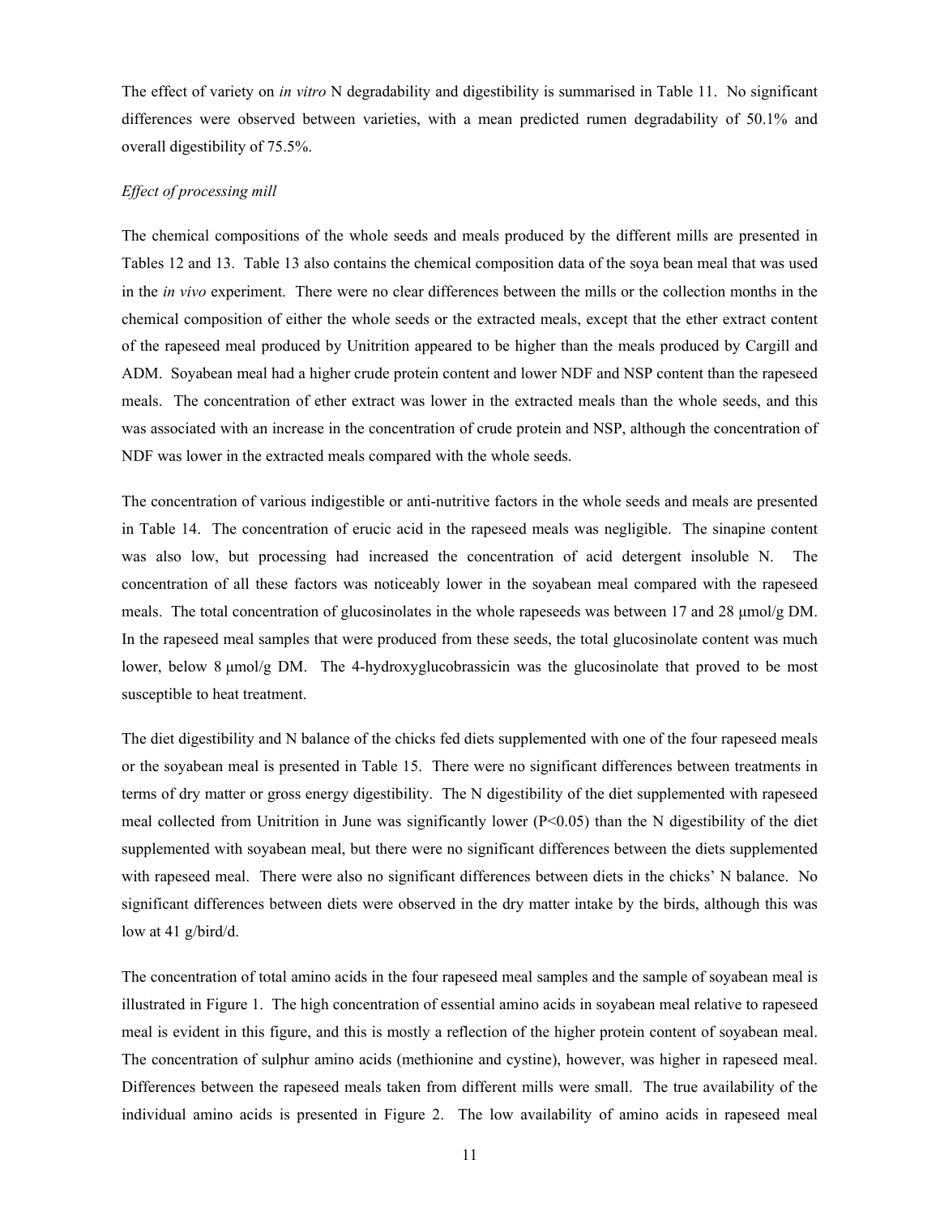The effect of variety on *in vitro* N degradability and digestibility is summarised in Table 11. No significant differences were observed between varieties, with a mean predicted rumen degradability of 50.1% and overall digestibility of 75.5%.

*Effect of processing mill*

The chemical compositions of the whole seeds and meals produced by the different mills are presented in Tables 12 and 13. Table 13 also contains the chemical composition data of the soya bean meal that was used in the *in vivo* experiment. There were no clear differences between the mills or the collection months in the chemical composition of either the whole seeds or the extracted meals, except that the ether extract content of the rapeseed meal produced by Unitrition appeared to be higher than the meals produced by Cargill and ADM. Soyabean meal had a higher crude protein content and lower NDF and NSP content than the rapeseed meals. The concentration of ether extract was lower in the extracted meals than the whole seeds, and this was associated with an increase in the concentration of crude protein and NSP, although the concentration of NDF was lower in the extracted meals compared with the whole seeds.

The concentration of various indigestible or anti-nutritive factors in the whole seeds and meals are presented in Table 14. The concentration of erucic acid in the rapeseed meals was negligible. The sinapine content was also low, but processing had increased the concentration of acid detergent insoluble N. The concentration of all these factors was noticeably lower in the soyabean meal compared with the rapeseed meals. The total concentration of glucosinolates in the whole rapeseeds was between 17 and 28 μmol/g DM. In the rapeseed meal samples that were produced from these seeds, the total glucosinolate content was much lower, below 8 μmol/g DM. The 4-hydroxyglucobrassicin was the glucosinolate that proved to be most susceptible to heat treatment.

The diet digestibility and N balance of the chicks fed diets supplemented with one of the four rapeseed meals or the soyabean meal is presented in Table 15. There were no significant differences between treatments in terms of dry matter or gross energy digestibility. The N digestibility of the diet supplemented with rapeseed meal collected from Unitrition in June was significantly lower ($P<0.05$) than the N digestibility of the diet supplemented with soyabean meal, but there were no significant differences between the diets supplemented with rapeseed meal. There were also no significant differences between diets in the chicks' N balance. No significant differences between diets were observed in the dry matter intake by the birds, although this was low at 41 g/bird/d.

The concentration of total amino acids in the four rapeseed meal samples and the sample of soyabean meal is illustrated in Figure 1. The high concentration of essential amino acids in soyabean meal relative to rapeseed meal is evident in this figure, and this is mostly a reflection of the higher protein content of soyabean meal. The concentration of sulphur amino acids (methionine and cystine), however, was higher in rapeseed meal. Differences between the rapeseed meals taken from different mills were small. The true availability of the individual amino acids is presented in Figure 2. The low availability of amino acids in rapeseed meal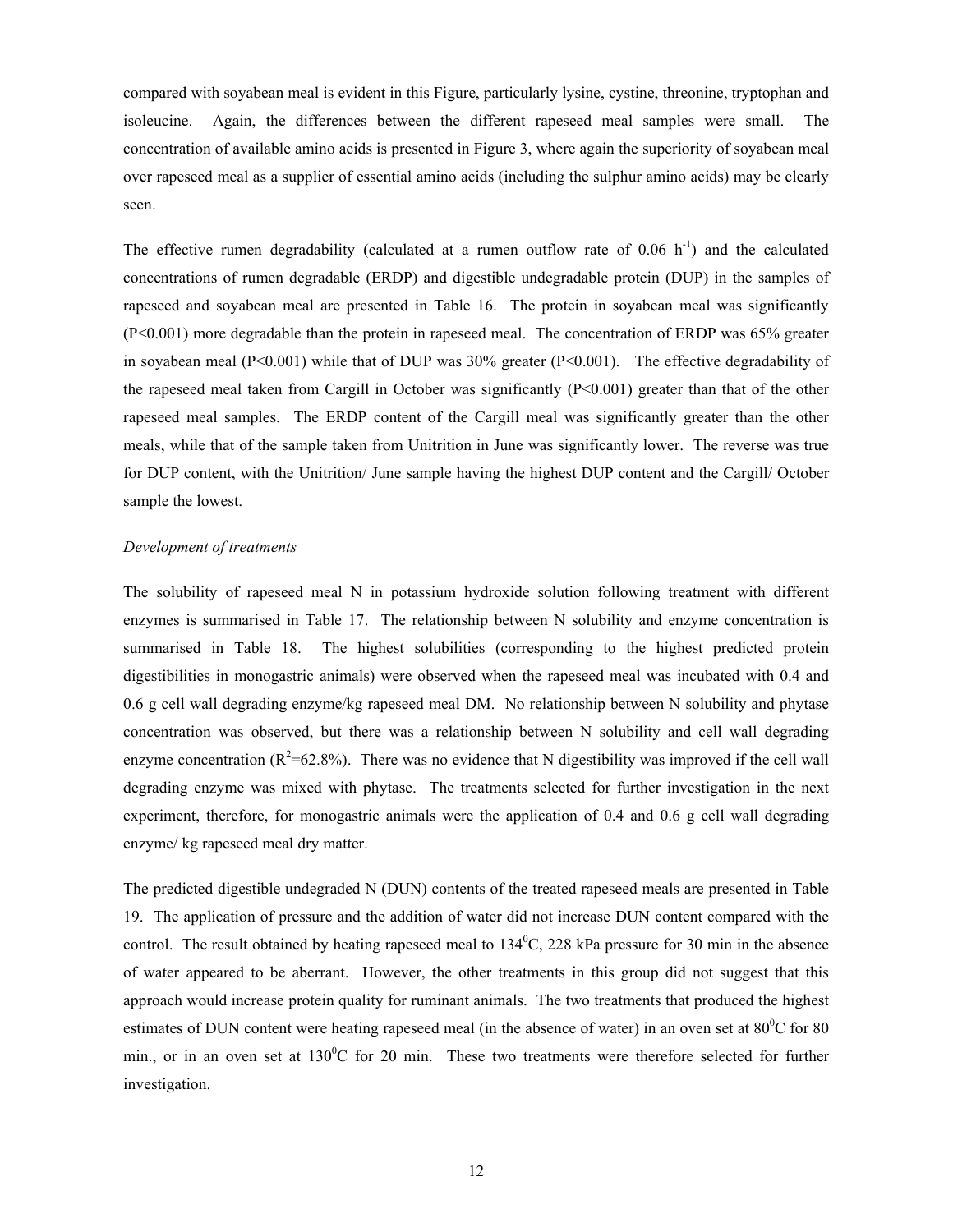compared with soyabean meal is evident in this Figure, particularly lysine, cystine, threonine, tryptophan and isoleucine. Again, the differences between the different rapeseed meal samples were small. The concentration of available amino acids is presented in Figure 3, where again the superiority of soyabean meal over rapeseed meal as a supplier of essential amino acids (including the sulphur amino acids) may be clearly seen.

The effective rumen degradability (calculated at a rumen outflow rate of 0.06 $h^{-1}$) and the calculated concentrations of rumen degradable (ERDP) and digestible undegradable protein (DUP) in the samples of rapeseed and soyabean meal are presented in Table 16. The protein in soyabean meal was significantly ($P<0.001$) more degradable than the protein in rapeseed meal. The concentration of ERDP was 65% greater in soyabean meal ($P<0.001$) while that of DUP was 30% greater ($P<0.001$). The effective degradability of the rapeseed meal taken from Cargill in October was significantly ($P<0.001$) greater than that of the other rapeseed meal samples. The ERDP content of the Cargill meal was significantly greater than the other meals, while that of the sample taken from Unitrition in June was significantly lower. The reverse was true for DUP content, with the Unitrition/ June sample having the highest DUP content and the Cargill/ October sample the lowest.

*Development of treatments*

The solubility of rapeseed meal N in potassium hydroxide solution following treatment with different enzymes is summarised in Table 17. The relationship between N solubility and enzyme concentration is summarised in Table 18. The highest solubilities (corresponding to the highest predicted protein digestibilities in monogastric animals) were observed when the rapeseed meal was incubated with 0.4 and 0.6 g cell wall degrading enzyme/kg rapeseed meal DM. No relationship between N solubility and phytase concentration was observed, but there was a relationship between N solubility and cell wall degrading enzyme concentration ($R^2$=62.8%). There was no evidence that N digestibility was improved if the cell wall degrading enzyme was mixed with phytase. The treatments selected for further investigation in the next experiment, therefore, for monogastric animals were the application of 0.4 and 0.6 g cell wall degrading enzyme/ kg rapeseed meal dry matter.

The predicted digestible undegraded N (DUN) contents of the treated rapeseed meals are presented in Table 19. The application of pressure and the addition of water did not increase DUN content compared with the control. The result obtained by heating rapeseed meal to $134^0$C, 228 kPa pressure for 30 min in the absence of water appeared to be aberrant. However, the other treatments in this group did not suggest that this approach would increase protein quality for ruminant animals. The two treatments that produced the highest estimates of DUN content were heating rapeseed meal (in the absence of water) in an oven set at $80^0$C for 80 min., or in an oven set at $130^0$C for 20 min. These two treatments were therefore selected for further investigation.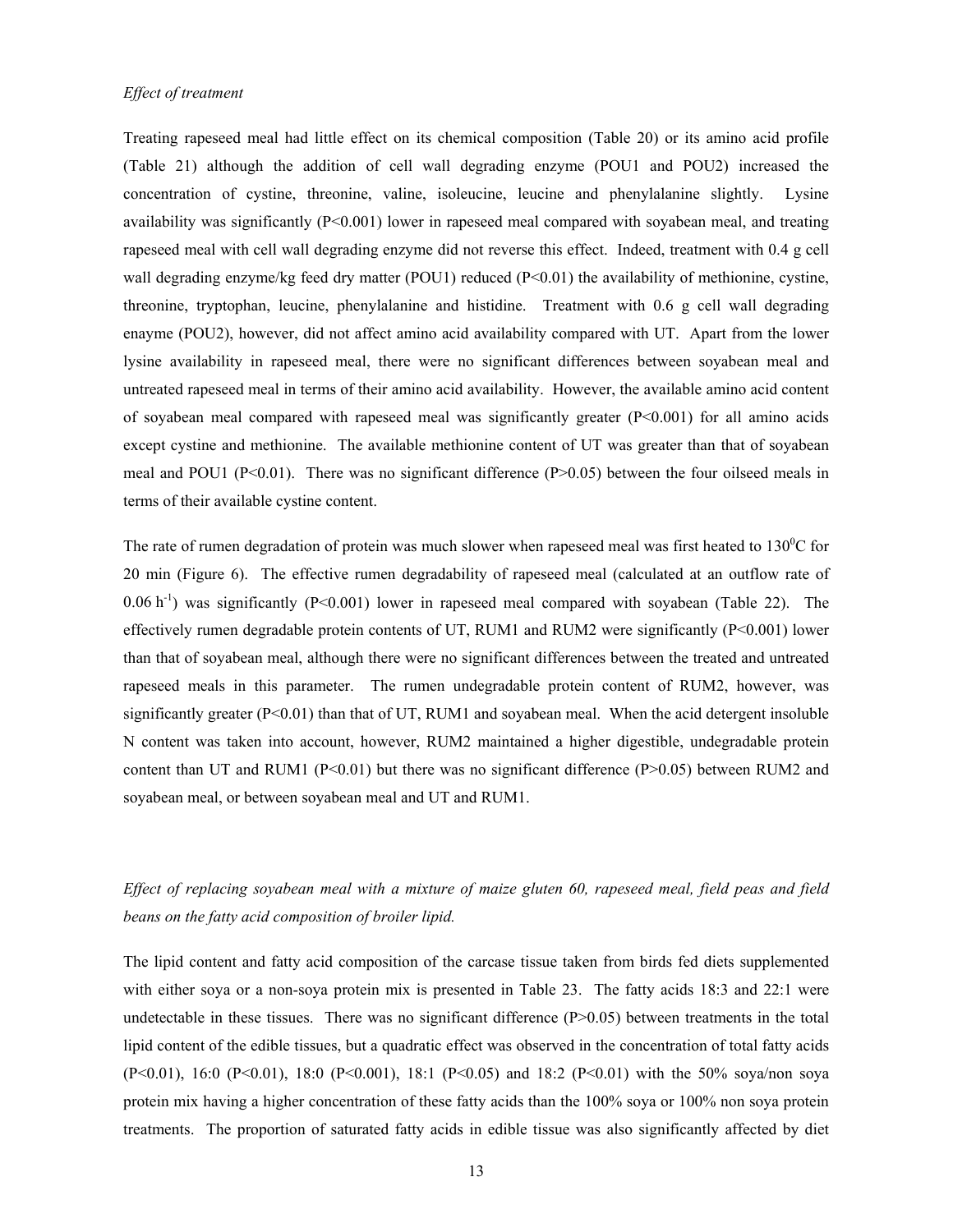*Effect of treatment*

Treating rapeseed meal had little effect on its chemical composition (Table 20) or its amino acid profile (Table 21) although the addition of cell wall degrading enzyme (POU1 and POU2) increased the concentration of cystine, threonine, valine, isoleucine, leucine and phenylalanine slightly. Lysine availability was significantly (P<0.001) lower in rapeseed meal compared with soyabean meal, and treating rapeseed meal with cell wall degrading enzyme did not reverse this effect. Indeed, treatment with 0.4 g cell wall degrading enzyme/kg feed dry matter (POU1) reduced (P<0.01) the availability of methionine, cystine, threonine, tryptophan, leucine, phenylalanine and histidine. Treatment with 0.6 g cell wall degrading enayme (POU2), however, did not affect amino acid availability compared with UT. Apart from the lower lysine availability in rapeseed meal, there were no significant differences between soyabean meal and untreated rapeseed meal in terms of their amino acid availability. However, the available amino acid content of soyabean meal compared with rapeseed meal was significantly greater (P<0.001) for all amino acids except cystine and methionine. The available methionine content of UT was greater than that of soyabean meal and POU1 (P<0.01). There was no significant difference (P>0.05) between the four oilseed meals in terms of their available cystine content.

The rate of rumen degradation of protein was much slower when rapeseed meal was first heated to 130$^0$C for 20 min (Figure 6). The effective rumen degradability of rapeseed meal (calculated at an outflow rate of 0.06 $h^{-1}$) was significantly (P<0.001) lower in rapeseed meal compared with soyabean (Table 22). The effectively rumen degradable protein contents of UT, RUM1 and RUM2 were significantly (P<0.001) lower than that of soyabean meal, although there were no significant differences between the treated and untreated rapeseed meals in this parameter. The rumen undegradable protein content of RUM2, however, was significantly greater (P<0.01) than that of UT, RUM1 and soyabean meal. When the acid detergent insoluble N content was taken into account, however, RUM2 maintained a higher digestible, undegradable protein content than UT and RUM1 (P<0.01) but there was no significant difference (P>0.05) between RUM2 and soyabean meal, or between soyabean meal and UT and RUM1.

*Effect of replacing soyabean meal with a mixture of maize gluten 60, rapeseed meal, field peas and field beans on the fatty acid composition of broiler lipid.*

The lipid content and fatty acid composition of the carcase tissue taken from birds fed diets supplemented with either soya or a non-soya protein mix is presented in Table 23. The fatty acids 18:3 and 22:1 were undetectable in these tissues. There was no significant difference (P>0.05) between treatments in the total lipid content of the edible tissues, but a quadratic effect was observed in the concentration of total fatty acids (P<0.01), 16:0 (P<0.01), 18:0 (P<0.001), 18:1 (P<0.05) and 18:2 (P<0.01) with the 50% soya/non soya protein mix having a higher concentration of these fatty acids than the 100% soya or 100% non soya protein treatments. The proportion of saturated fatty acids in edible tissue was also significantly affected by diet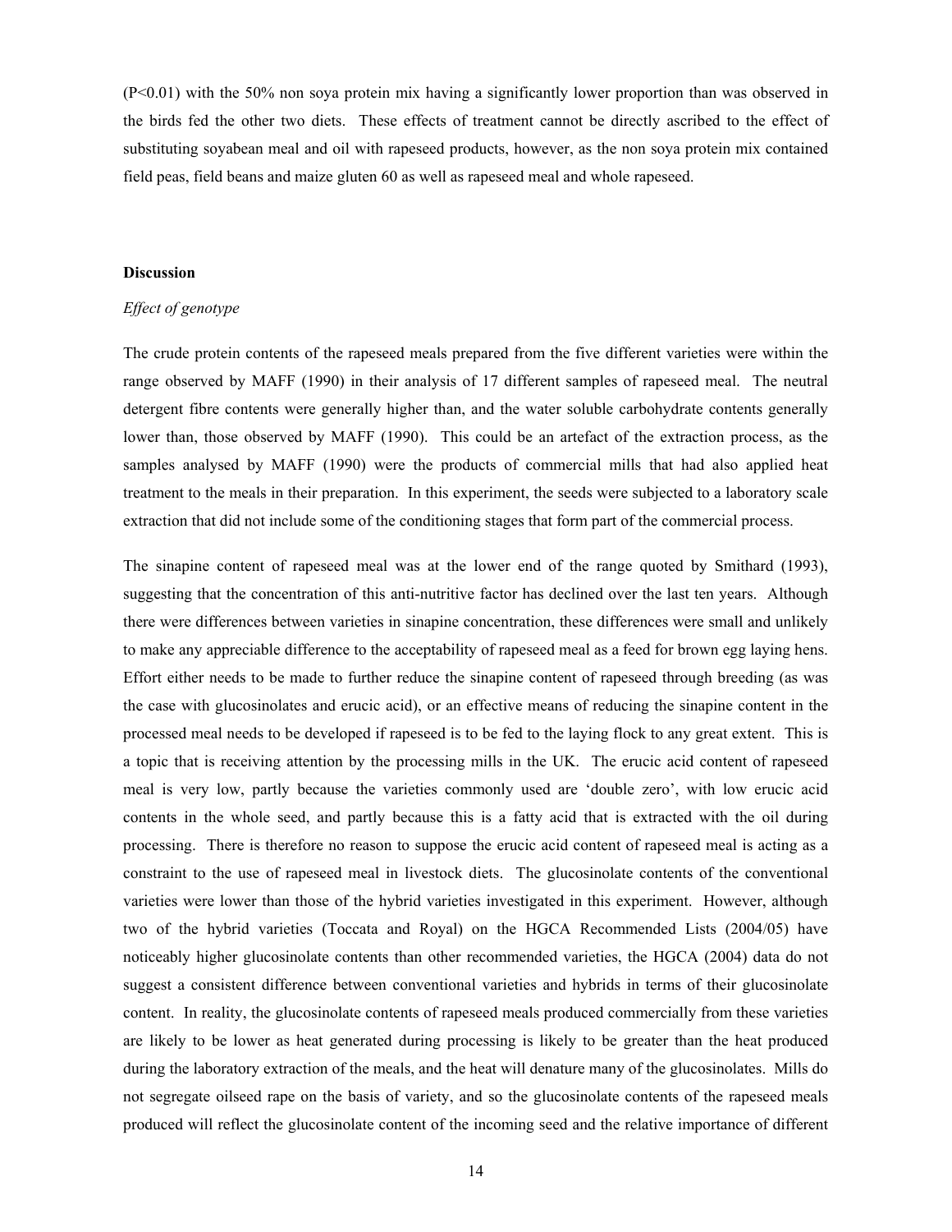($P<0.01$) with the 50% non soya protein mix having a significantly lower proportion than was observed in the birds fed the other two diets. These effects of treatment cannot be directly ascribed to the effect of substituting soyabean meal and oil with rapeseed products, however, as the non soya protein mix contained field peas, field beans and maize gluten 60 as well as rapeseed meal and whole rapeseed.

**Discussion**

*Effect of genotype*

The crude protein contents of the rapeseed meals prepared from the five different varieties were within the range observed by MAFF (1990) in their analysis of 17 different samples of rapeseed meal. The neutral detergent fibre contents were generally higher than, and the water soluble carbohydrate contents generally lower than, those observed by MAFF (1990). This could be an artefact of the extraction process, as the samples analysed by MAFF (1990) were the products of commercial mills that had also applied heat treatment to the meals in their preparation. In this experiment, the seeds were subjected to a laboratory scale extraction that did not include some of the conditioning stages that form part of the commercial process.

The sinapine content of rapeseed meal was at the lower end of the range quoted by Smithard (1993), suggesting that the concentration of this anti-nutritive factor has declined over the last ten years. Although there were differences between varieties in sinapine concentration, these differences were small and unlikely to make any appreciable difference to the acceptability of rapeseed meal as a feed for brown egg laying hens. Effort either needs to be made to further reduce the sinapine content of rapeseed through breeding (as was the case with glucosinolates and erucic acid), or an effective means of reducing the sinapine content in the processed meal needs to be developed if rapeseed is to be fed to the laying flock to any great extent. This is a topic that is receiving attention by the processing mills in the UK. The erucic acid content of rapeseed meal is very low, partly because the varieties commonly used are 'double zero', with low erucic acid contents in the whole seed, and partly because this is a fatty acid that is extracted with the oil during processing. There is therefore no reason to suppose the erucic acid content of rapeseed meal is acting as a constraint to the use of rapeseed meal in livestock diets. The glucosinolate contents of the conventional varieties were lower than those of the hybrid varieties investigated in this experiment. However, although two of the hybrid varieties (Toccata and Royal) on the HGCA Recommended Lists (2004/05) have noticeably higher glucosinolate contents than other recommended varieties, the HGCA (2004) data do not suggest a consistent difference between conventional varieties and hybrids in terms of their glucosinolate content. In reality, the glucosinolate contents of rapeseed meals produced commercially from these varieties are likely to be lower as heat generated during processing is likely to be greater than the heat produced during the laboratory extraction of the meals, and the heat will denature many of the glucosinolates. Mills do not segregate oilseed rape on the basis of variety, and so the glucosinolate contents of the rapeseed meals produced will reflect the glucosinolate content of the incoming seed and the relative importance of different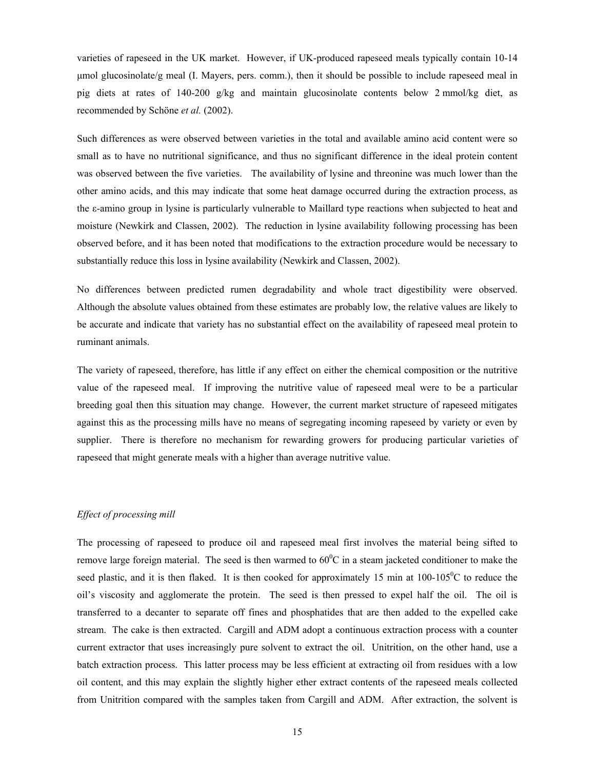varieties of rapeseed in the UK market. However, if UK-produced rapeseed meals typically contain 10-14 μmol glucosinolate/g meal (I. Mayers, pers. comm.), then it should be possible to include rapeseed meal in pig diets at rates of 140-200 g/kg and maintain glucosinolate contents below 2 mmol/kg diet, as recommended by Schöne *et al.* (2002).

Such differences as were observed between varieties in the total and available amino acid content were so small as to have no nutritional significance, and thus no significant difference in the ideal protein content was observed between the five varieties. The availability of lysine and threonine was much lower than the other amino acids, and this may indicate that some heat damage occurred during the extraction process, as the ε-amino group in lysine is particularly vulnerable to Maillard type reactions when subjected to heat and moisture (Newkirk and Classen, 2002). The reduction in lysine availability following processing has been observed before, and it has been noted that modifications to the extraction procedure would be necessary to substantially reduce this loss in lysine availability (Newkirk and Classen, 2002).

No differences between predicted rumen degradability and whole tract digestibility were observed. Although the absolute values obtained from these estimates are probably low, the relative values are likely to be accurate and indicate that variety has no substantial effect on the availability of rapeseed meal protein to ruminant animals.

The variety of rapeseed, therefore, has little if any effect on either the chemical composition or the nutritive value of the rapeseed meal. If improving the nutritive value of rapeseed meal were to be a particular breeding goal then this situation may change. However, the current market structure of rapeseed mitigates against this as the processing mills have no means of segregating incoming rapeseed by variety or even by supplier. There is therefore no mechanism for rewarding growers for producing particular varieties of rapeseed that might generate meals with a higher than average nutritive value.

*Effect of processing mill*

The processing of rapeseed to produce oil and rapeseed meal first involves the material being sifted to remove large foreign material. The seed is then warmed to $60^0$C in a steam jacketed conditioner to make the seed plastic, and it is then flaked. It is then cooked for approximately 15 min at 100-$105^0$C to reduce the oil's viscosity and agglomerate the protein. The seed is then pressed to expel half the oil. The oil is transferred to a decanter to separate off fines and phosphatides that are then added to the expelled cake stream. The cake is then extracted. Cargill and ADM adopt a continuous extraction process with a counter current extractor that uses increasingly pure solvent to extract the oil. Unitrition, on the other hand, use a batch extraction process. This latter process may be less efficient at extracting oil from residues with a low oil content, and this may explain the slightly higher ether extract contents of the rapeseed meals collected from Unitrition compared with the samples taken from Cargill and ADM. After extraction, the solvent is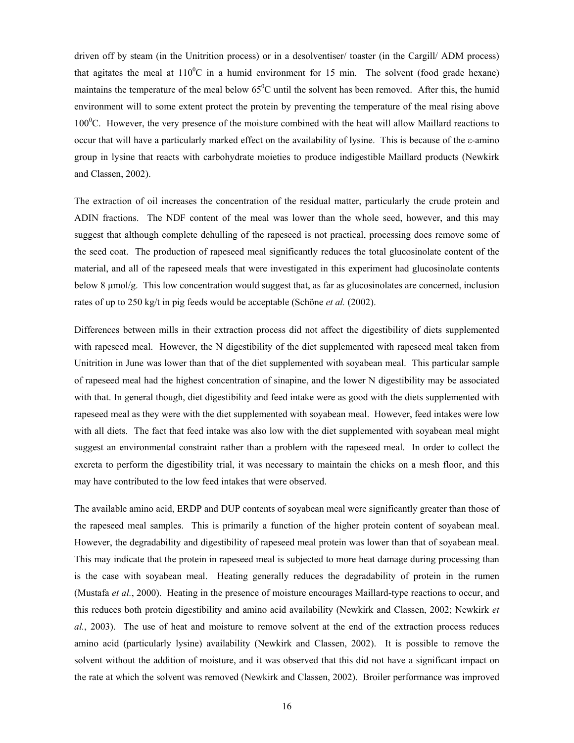driven off by steam (in the Unitrition process) or in a desolventiser/ toaster (in the Cargill/ ADM process) that agitates the meal at $110^0$C in a humid environment for 15 min. The solvent (food grade hexane) maintains the temperature of the meal below $65^0$C until the solvent has been removed. After this, the humid environment will to some extent protect the protein by preventing the temperature of the meal rising above $100^0$C. However, the very presence of the moisture combined with the heat will allow Maillard reactions to occur that will have a particularly marked effect on the availability of lysine. This is because of the ε-amino group in lysine that reacts with carbohydrate moieties to produce indigestible Maillard products (Newkirk and Classen, 2002).

The extraction of oil increases the concentration of the residual matter, particularly the crude protein and ADIN fractions. The NDF content of the meal was lower than the whole seed, however, and this may suggest that although complete dehulling of the rapeseed is not practical, processing does remove some of the seed coat. The production of rapeseed meal significantly reduces the total glucosinolate content of the material, and all of the rapeseed meals that were investigated in this experiment had glucosinolate contents below 8 μmol/g. This low concentration would suggest that, as far as glucosinolates are concerned, inclusion rates of up to 250 kg/t in pig feeds would be acceptable (Schöne *et al.* (2002).

Differences between mills in their extraction process did not affect the digestibility of diets supplemented with rapeseed meal. However, the N digestibility of the diet supplemented with rapeseed meal taken from Unitrition in June was lower than that of the diet supplemented with soyabean meal. This particular sample of rapeseed meal had the highest concentration of sinapine, and the lower N digestibility may be associated with that. In general though, diet digestibility and feed intake were as good with the diets supplemented with rapeseed meal as they were with the diet supplemented with soyabean meal. However, feed intakes were low with all diets. The fact that feed intake was also low with the diet supplemented with soyabean meal might suggest an environmental constraint rather than a problem with the rapeseed meal. In order to collect the excreta to perform the digestibility trial, it was necessary to maintain the chicks on a mesh floor, and this may have contributed to the low feed intakes that were observed.

The available amino acid, ERDP and DUP contents of soyabean meal were significantly greater than those of the rapeseed meal samples. This is primarily a function of the higher protein content of soyabean meal. However, the degradability and digestibility of rapeseed meal protein was lower than that of soyabean meal. This may indicate that the protein in rapeseed meal is subjected to more heat damage during processing than is the case with soyabean meal. Heating generally reduces the degradability of protein in the rumen (Mustafa *et al.*, 2000). Heating in the presence of moisture encourages Maillard-type reactions to occur, and this reduces both protein digestibility and amino acid availability (Newkirk and Classen, 2002; Newkirk *et al.*, 2003). The use of heat and moisture to remove solvent at the end of the extraction process reduces amino acid (particularly lysine) availability (Newkirk and Classen, 2002). It is possible to remove the solvent without the addition of moisture, and it was observed that this did not have a significant impact on the rate at which the solvent was removed (Newkirk and Classen, 2002). Broiler performance was improved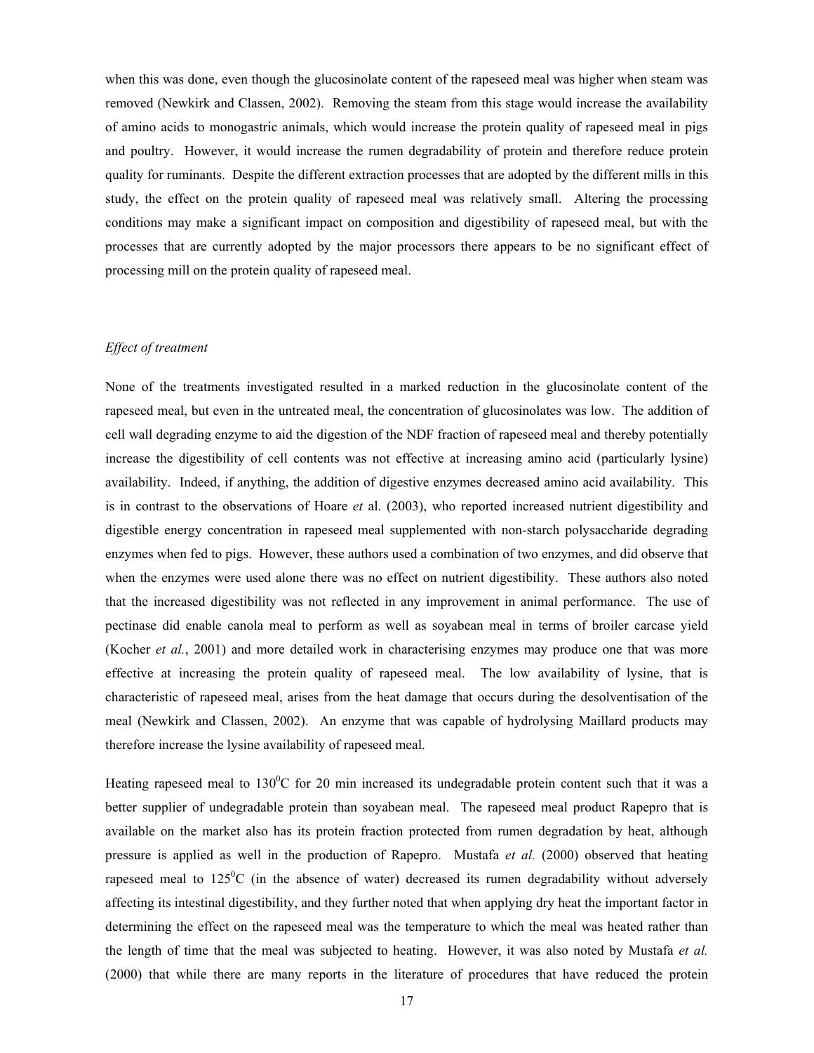when this was done, even though the glucosinolate content of the rapeseed meal was higher when steam was removed (Newkirk and Classen, 2002). Removing the steam from this stage would increase the availability of amino acids to monogastric animals, which would increase the protein quality of rapeseed meal in pigs and poultry. However, it would increase the rumen degradability of protein and therefore reduce protein quality for ruminants. Despite the different extraction processes that are adopted by the different mills in this study, the effect on the protein quality of rapeseed meal was relatively small. Altering the processing conditions may make a significant impact on composition and digestibility of rapeseed meal, but with the processes that are currently adopted by the major processors there appears to be no significant effect of processing mill on the protein quality of rapeseed meal.

*Effect of treatment*

None of the treatments investigated resulted in a marked reduction in the glucosinolate content of the rapeseed meal, but even in the untreated meal, the concentration of glucosinolates was low. The addition of cell wall degrading enzyme to aid the digestion of the NDF fraction of rapeseed meal and thereby potentially increase the digestibility of cell contents was not effective at increasing amino acid (particularly lysine) availability. Indeed, if anything, the addition of digestive enzymes decreased amino acid availability. This is in contrast to the observations of Hoare *et* al. (2003), who reported increased nutrient digestibility and digestible energy concentration in rapeseed meal supplemented with non-starch polysaccharide degrading enzymes when fed to pigs. However, these authors used a combination of two enzymes, and did observe that when the enzymes were used alone there was no effect on nutrient digestibility. These authors also noted that the increased digestibility was not reflected in any improvement in animal performance. The use of pectinase did enable canola meal to perform as well as soyabean meal in terms of broiler carcase yield (Kocher *et al.*, 2001) and more detailed work in characterising enzymes may produce one that was more effective at increasing the protein quality of rapeseed meal. The low availability of lysine, that is characteristic of rapeseed meal, arises from the heat damage that occurs during the desolventisation of the meal (Newkirk and Classen, 2002). An enzyme that was capable of hydrolysing Maillard products may therefore increase the lysine availability of rapeseed meal.

Heating rapeseed meal to $130^0$C for 20 min increased its undegradable protein content such that it was a better supplier of undegradable protein than soyabean meal. The rapeseed meal product Rapepro that is available on the market also has its protein fraction protected from rumen degradation by heat, although pressure is applied as well in the production of Rapepro. Mustafa *et al.* (2000) observed that heating rapeseed meal to $125^0$C (in the absence of water) decreased its rumen degradability without adversely affecting its intestinal digestibility, and they further noted that when applying dry heat the important factor in determining the effect on the rapeseed meal was the temperature to which the meal was heated rather than the length of time that the meal was subjected to heating. However, it was also noted by Mustafa *et al.* (2000) that while there are many reports in the literature of procedures that have reduced the protein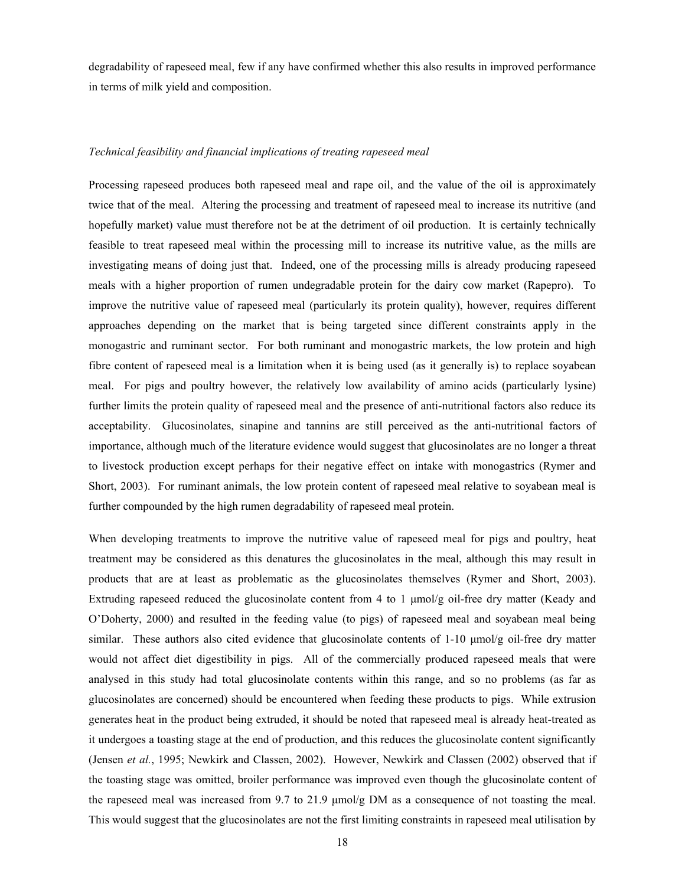degradability of rapeseed meal, few if any have confirmed whether this also results in improved performance in terms of milk yield and composition.

*Technical feasibility and financial implications of treating rapeseed meal*

Processing rapeseed produces both rapeseed meal and rape oil, and the value of the oil is approximately twice that of the meal. Altering the processing and treatment of rapeseed meal to increase its nutritive (and hopefully market) value must therefore not be at the detriment of oil production. It is certainly technically feasible to treat rapeseed meal within the processing mill to increase its nutritive value, as the mills are investigating means of doing just that. Indeed, one of the processing mills is already producing rapeseed meals with a higher proportion of rumen undegradable protein for the dairy cow market (Rapepro). To improve the nutritive value of rapeseed meal (particularly its protein quality), however, requires different approaches depending on the market that is being targeted since different constraints apply in the monogastric and ruminant sector. For both ruminant and monogastric markets, the low protein and high fibre content of rapeseed meal is a limitation when it is being used (as it generally is) to replace soyabean meal. For pigs and poultry however, the relatively low availability of amino acids (particularly lysine) further limits the protein quality of rapeseed meal and the presence of anti-nutritional factors also reduce its acceptability. Glucosinolates, sinapine and tannins are still perceived as the anti-nutritional factors of importance, although much of the literature evidence would suggest that glucosinolates are no longer a threat to livestock production except perhaps for their negative effect on intake with monogastrics (Rymer and Short, 2003). For ruminant animals, the low protein content of rapeseed meal relative to soyabean meal is further compounded by the high rumen degradability of rapeseed meal protein.

When developing treatments to improve the nutritive value of rapeseed meal for pigs and poultry, heat treatment may be considered as this denatures the glucosinolates in the meal, although this may result in products that are at least as problematic as the glucosinolates themselves (Rymer and Short, 2003). Extruding rapeseed reduced the glucosinolate content from 4 to 1 μmol/g oil-free dry matter (Keady and O'Doherty, 2000) and resulted in the feeding value (to pigs) of rapeseed meal and soyabean meal being similar. These authors also cited evidence that glucosinolate contents of 1-10 μmol/g oil-free dry matter would not affect diet digestibility in pigs. All of the commercially produced rapeseed meals that were analysed in this study had total glucosinolate contents within this range, and so no problems (as far as glucosinolates are concerned) should be encountered when feeding these products to pigs. While extrusion generates heat in the product being extruded, it should be noted that rapeseed meal is already heat-treated as it undergoes a toasting stage at the end of production, and this reduces the glucosinolate content significantly (Jensen *et al.*, 1995; Newkirk and Classen, 2002). However, Newkirk and Classen (2002) observed that if the toasting stage was omitted, broiler performance was improved even though the glucosinolate content of the rapeseed meal was increased from 9.7 to 21.9 μmol/g DM as a consequence of not toasting the meal. This would suggest that the glucosinolates are not the first limiting constraints in rapeseed meal utilisation by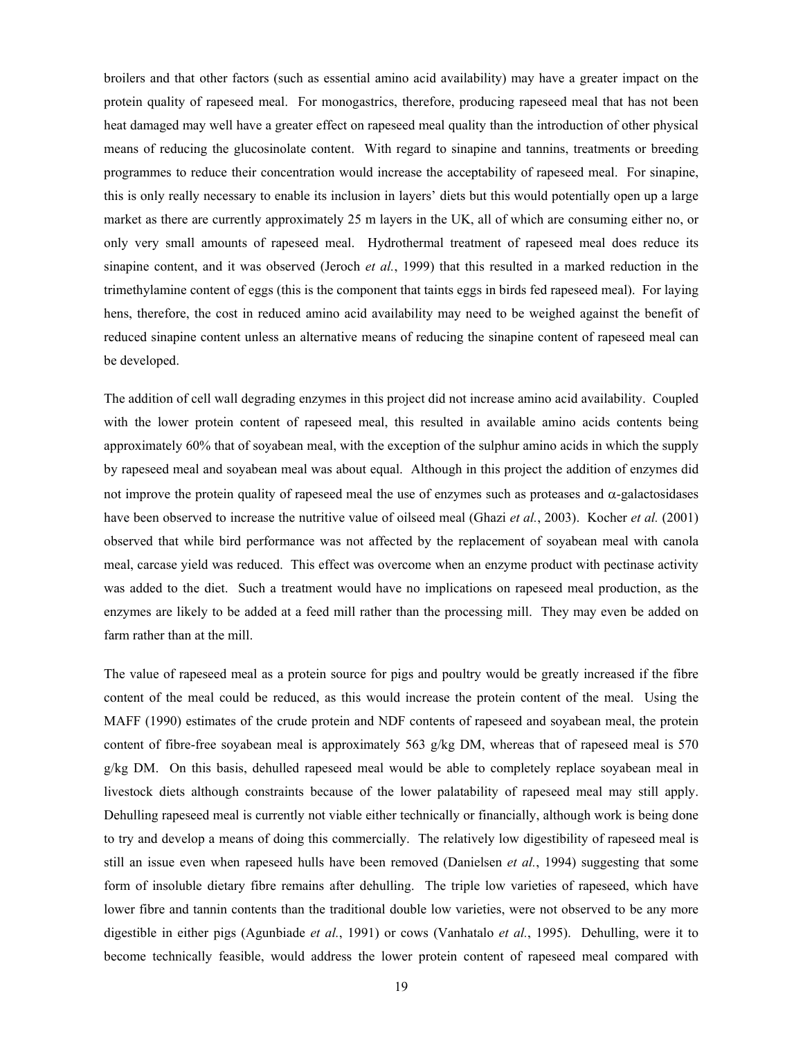broilers and that other factors (such as essential amino acid availability) may have a greater impact on the protein quality of rapeseed meal. For monogastrics, therefore, producing rapeseed meal that has not been heat damaged may well have a greater effect on rapeseed meal quality than the introduction of other physical means of reducing the glucosinolate content. With regard to sinapine and tannins, treatments or breeding programmes to reduce their concentration would increase the acceptability of rapeseed meal. For sinapine, this is only really necessary to enable its inclusion in layers' diets but this would potentially open up a large market as there are currently approximately 25 m layers in the UK, all of which are consuming either no, or only very small amounts of rapeseed meal. Hydrothermal treatment of rapeseed meal does reduce its sinapine content, and it was observed (Jeroch *et al.*, 1999) that this resulted in a marked reduction in the trimethylamine content of eggs (this is the component that taints eggs in birds fed rapeseed meal). For laying hens, therefore, the cost in reduced amino acid availability may need to be weighed against the benefit of reduced sinapine content unless an alternative means of reducing the sinapine content of rapeseed meal can be developed.

The addition of cell wall degrading enzymes in this project did not increase amino acid availability. Coupled with the lower protein content of rapeseed meal, this resulted in available amino acids contents being approximately 60% that of soyabean meal, with the exception of the sulphur amino acids in which the supply by rapeseed meal and soyabean meal was about equal. Although in this project the addition of enzymes did not improve the protein quality of rapeseed meal the use of enzymes such as proteases and $\alpha$-galactosidases have been observed to increase the nutritive value of oilseed meal (Ghazi *et al.*, 2003). Kocher *et al.* (2001) observed that while bird performance was not affected by the replacement of soyabean meal with canola meal, carcase yield was reduced. This effect was overcome when an enzyme product with pectinase activity was added to the diet. Such a treatment would have no implications on rapeseed meal production, as the enzymes are likely to be added at a feed mill rather than the processing mill. They may even be added on farm rather than at the mill.

The value of rapeseed meal as a protein source for pigs and poultry would be greatly increased if the fibre content of the meal could be reduced, as this would increase the protein content of the meal. Using the MAFF (1990) estimates of the crude protein and NDF contents of rapeseed and soyabean meal, the protein content of fibre-free soyabean meal is approximately 563 g/kg DM, whereas that of rapeseed meal is 570 g/kg DM. On this basis, dehulled rapeseed meal would be able to completely replace soyabean meal in livestock diets although constraints because of the lower palatability of rapeseed meal may still apply. Dehulling rapeseed meal is currently not viable either technically or financially, although work is being done to try and develop a means of doing this commercially. The relatively low digestibility of rapeseed meal is still an issue even when rapeseed hulls have been removed (Danielsen *et al.*, 1994) suggesting that some form of insoluble dietary fibre remains after dehulling. The triple low varieties of rapeseed, which have lower fibre and tannin contents than the traditional double low varieties, were not observed to be any more digestible in either pigs (Agunbiade *et al.*, 1991) or cows (Vanhatalo *et al.*, 1995). Dehulling, were it to become technically feasible, would address the lower protein content of rapeseed meal compared with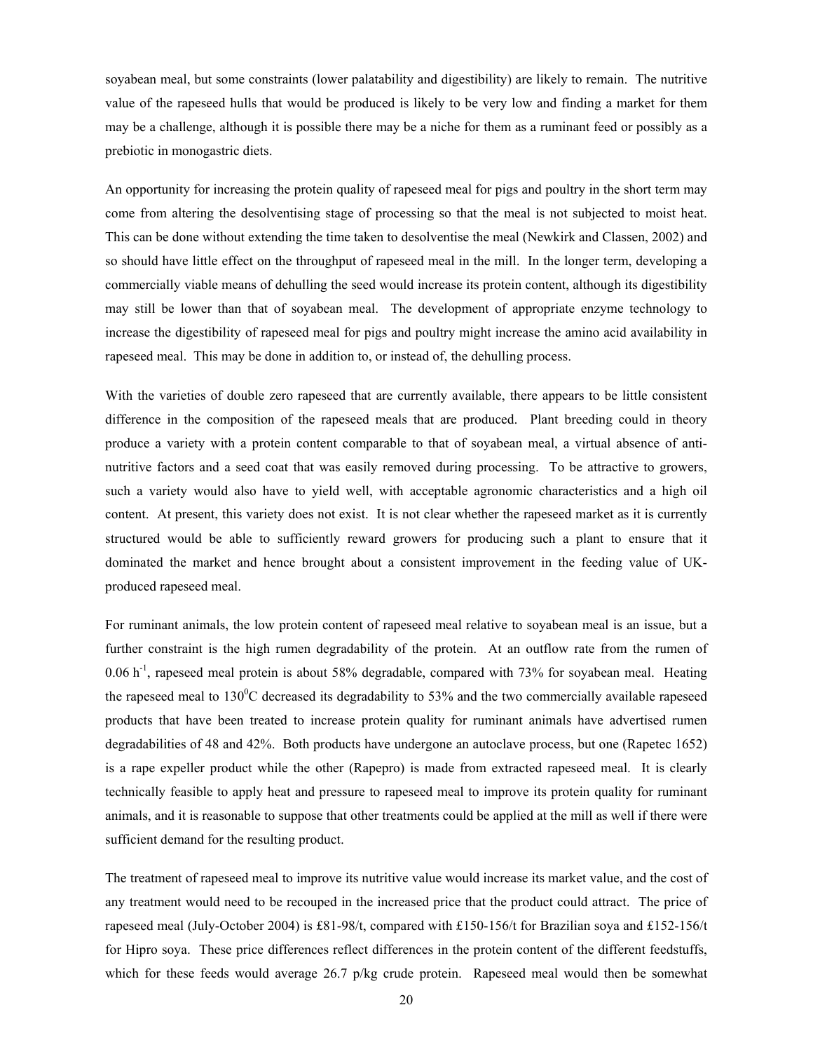soyabean meal, but some constraints (lower palatability and digestibility) are likely to remain. The nutritive value of the rapeseed hulls that would be produced is likely to be very low and finding a market for them may be a challenge, although it is possible there may be a niche for them as a ruminant feed or possibly as a prebiotic in monogastric diets.

An opportunity for increasing the protein quality of rapeseed meal for pigs and poultry in the short term may come from altering the desolventising stage of processing so that the meal is not subjected to moist heat. This can be done without extending the time taken to desolventise the meal (Newkirk and Classen, 2002) and so should have little effect on the throughput of rapeseed meal in the mill. In the longer term, developing a commercially viable means of dehulling the seed would increase its protein content, although its digestibility may still be lower than that of soyabean meal. The development of appropriate enzyme technology to increase the digestibility of rapeseed meal for pigs and poultry might increase the amino acid availability in rapeseed meal. This may be done in addition to, or instead of, the dehulling process.

With the varieties of double zero rapeseed that are currently available, there appears to be little consistent difference in the composition of the rapeseed meals that are produced. Plant breeding could in theory produce a variety with a protein content comparable to that of soyabean meal, a virtual absence of anti-nutritive factors and a seed coat that was easily removed during processing. To be attractive to growers, such a variety would also have to yield well, with acceptable agronomic characteristics and a high oil content. At present, this variety does not exist. It is not clear whether the rapeseed market as it is currently structured would be able to sufficiently reward growers for producing such a plant to ensure that it dominated the market and hence brought about a consistent improvement in the feeding value of UK-produced rapeseed meal.

For ruminant animals, the low protein content of rapeseed meal relative to soyabean meal is an issue, but a further constraint is the high rumen degradability of the protein. At an outflow rate from the rumen of $0.06\ h^{-1}$, rapeseed meal protein is about 58% degradable, compared with 73% for soyabean meal. Heating the rapeseed meal to $130^{0}C$ decreased its degradability to 53% and the two commercially available rapeseed products that have been treated to increase protein quality for ruminant animals have advertised rumen degradabilities of 48 and 42%. Both products have undergone an autoclave process, but one (Rapetec 1652) is a rape expeller product while the other (Rapepro) is made from extracted rapeseed meal. It is clearly technically feasible to apply heat and pressure to rapeseed meal to improve its protein quality for ruminant animals, and it is reasonable to suppose that other treatments could be applied at the mill as well if there were sufficient demand for the resulting product.

The treatment of rapeseed meal to improve its nutritive value would increase its market value, and the cost of any treatment would need to be recouped in the increased price that the product could attract. The price of rapeseed meal (July-October 2004) is £81-98/t, compared with £150-156/t for Brazilian soya and £152-156/t for Hipro soya. These price differences reflect differences in the protein content of the different feedstuffs, which for these feeds would average 26.7 p/kg crude protein. Rapeseed meal would then be somewhat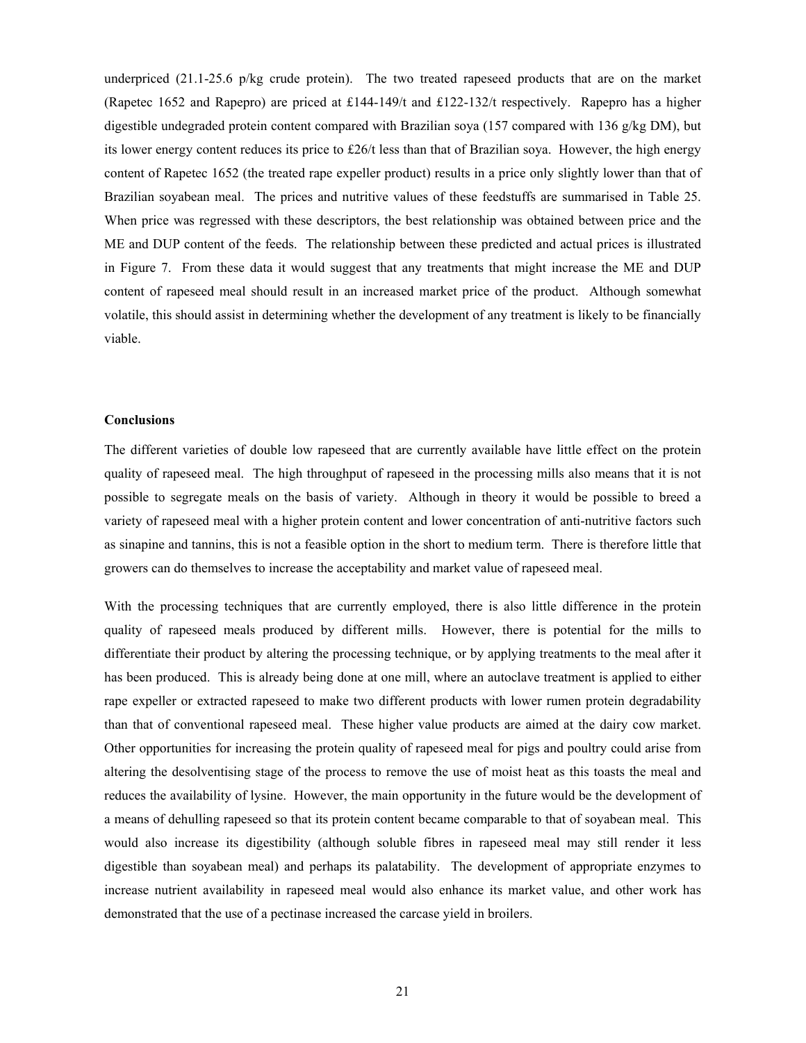underpriced (21.1-25.6 p/kg crude protein). The two treated rapeseed products that are on the market (Rapetec 1652 and Rapepro) are priced at £144-149/t and £122-132/t respectively. Rapepro has a higher digestible undegraded protein content compared with Brazilian soya (157 compared with 136 g/kg DM), but its lower energy content reduces its price to £26/t less than that of Brazilian soya. However, the high energy content of Rapetec 1652 (the treated rape expeller product) results in a price only slightly lower than that of Brazilian soyabean meal. The prices and nutritive values of these feedstuffs are summarised in Table 25. When price was regressed with these descriptors, the best relationship was obtained between price and the ME and DUP content of the feeds. The relationship between these predicted and actual prices is illustrated in Figure 7. From these data it would suggest that any treatments that might increase the ME and DUP content of rapeseed meal should result in an increased market price of the product. Although somewhat volatile, this should assist in determining whether the development of any treatment is likely to be financially viable.

**Conclusions**

The different varieties of double low rapeseed that are currently available have little effect on the protein quality of rapeseed meal. The high throughput of rapeseed in the processing mills also means that it is not possible to segregate meals on the basis of variety. Although in theory it would be possible to breed a variety of rapeseed meal with a higher protein content and lower concentration of anti-nutritive factors such as sinapine and tannins, this is not a feasible option in the short to medium term. There is therefore little that growers can do themselves to increase the acceptability and market value of rapeseed meal.

With the processing techniques that are currently employed, there is also little difference in the protein quality of rapeseed meals produced by different mills. However, there is potential for the mills to differentiate their product by altering the processing technique, or by applying treatments to the meal after it has been produced. This is already being done at one mill, where an autoclave treatment is applied to either rape expeller or extracted rapeseed to make two different products with lower rumen protein degradability than that of conventional rapeseed meal. These higher value products are aimed at the dairy cow market. Other opportunities for increasing the protein quality of rapeseed meal for pigs and poultry could arise from altering the desolventising stage of the process to remove the use of moist heat as this toasts the meal and reduces the availability of lysine. However, the main opportunity in the future would be the development of a means of dehulling rapeseed so that its protein content became comparable to that of soyabean meal. This would also increase its digestibility (although soluble fibres in rapeseed meal may still render it less digestible than soyabean meal) and perhaps its palatability. The development of appropriate enzymes to increase nutrient availability in rapeseed meal would also enhance its market value, and other work has demonstrated that the use of a pectinase increased the carcase yield in broilers.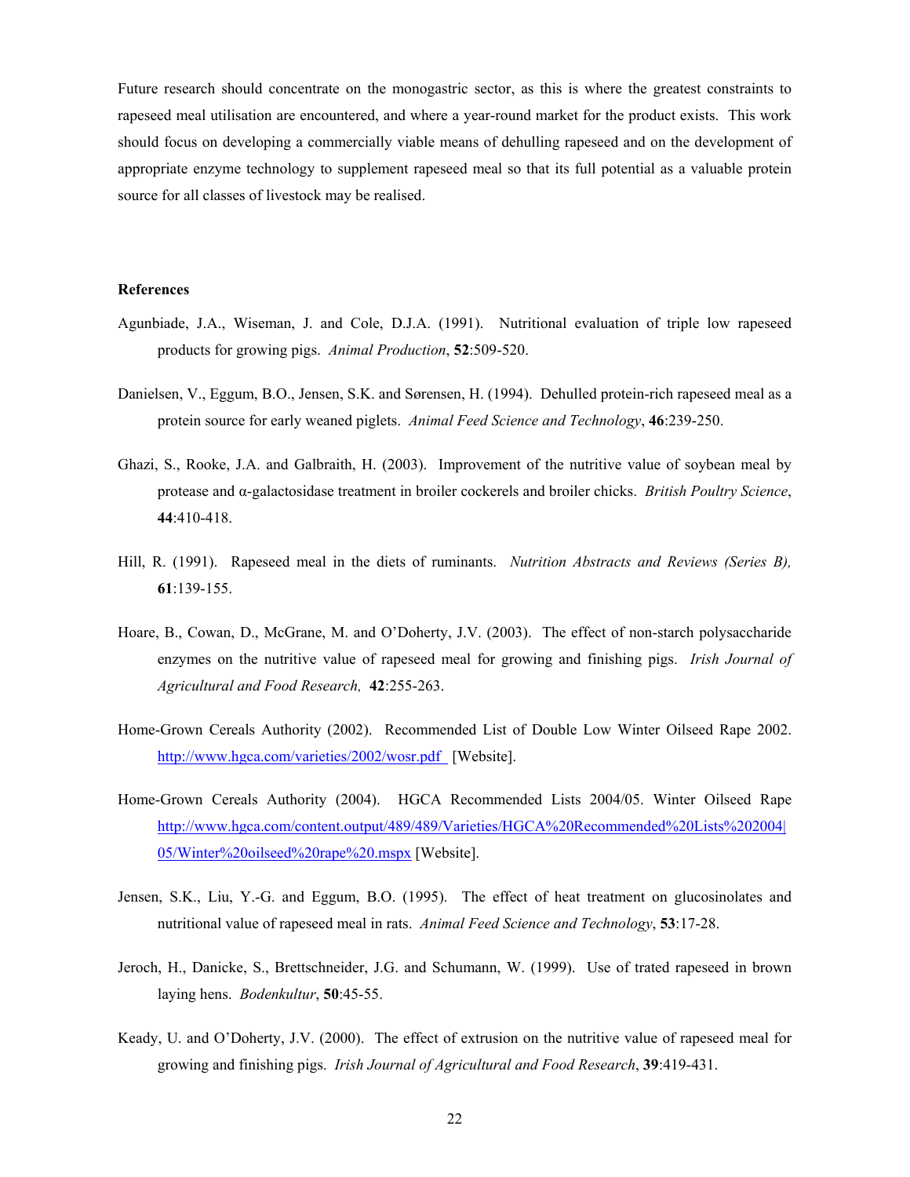Future research should concentrate on the monogastric sector, as this is where the greatest constraints to rapeseed meal utilisation are encountered, and where a year-round market for the product exists. This work should focus on developing a commercially viable means of dehulling rapeseed and on the development of appropriate enzyme technology to supplement rapeseed meal so that its full potential as a valuable protein source for all classes of livestock may be realised.

**References**

Agunbiade, J.A., Wiseman, J. and Cole, D.J.A. (1991). Nutritional evaluation of triple low rapeseed products for growing pigs. *Animal Production*, **52**:509-520.

Danielsen, V., Eggum, B.O., Jensen, S.K. and Sørensen, H. (1994). Dehulled protein-rich rapeseed meal as a protein source for early weaned piglets. *Animal Feed Science and Technology*, **46**:239-250.

Ghazi, S., Rooke, J.A. and Galbraith, H. (2003). Improvement of the nutritive value of soybean meal by protease and α-galactosidase treatment in broiler cockerels and broiler chicks. *British Poultry Science*, **44**:410-418.

Hill, R. (1991). Rapeseed meal in the diets of ruminants. *Nutrition Abstracts and Reviews (Series B),* **61**:139-155.

Hoare, B., Cowan, D., McGrane, M. and O'Doherty, J.V. (2003). The effect of non-starch polysaccharide enzymes on the nutritive value of rapeseed meal for growing and finishing pigs. *Irish Journal of Agricultural and Food Research,* **42**:255-263.

Home-Grown Cereals Authority (2002). Recommended List of Double Low Winter Oilseed Rape 2002. http://www.hgca.com/varieties/2002/wosr.pdf [Website].

Home-Grown Cereals Authority (2004). HGCA Recommended Lists 2004/05. Winter Oilseed Rape http://www.hgca.com/content.output/489/489/Varieties/HGCA%20Recommended%20Lists%202004|05/Winter%20oilseed%20rape%20.mspx [Website].

Jensen, S.K., Liu, Y.-G. and Eggum, B.O. (1995). The effect of heat treatment on glucosinolates and nutritional value of rapeseed meal in rats. *Animal Feed Science and Technology*, **53**:17-28.

Jeroch, H., Danicke, S., Brettschneider, J.G. and Schumann, W. (1999). Use of trated rapeseed in brown laying hens. *Bodenkultur*, **50**:45-55.

Keady, U. and O'Doherty, J.V. (2000). The effect of extrusion on the nutritive value of rapeseed meal for growing and finishing pigs. *Irish Journal of Agricultural and Food Research*, **39**:419-431.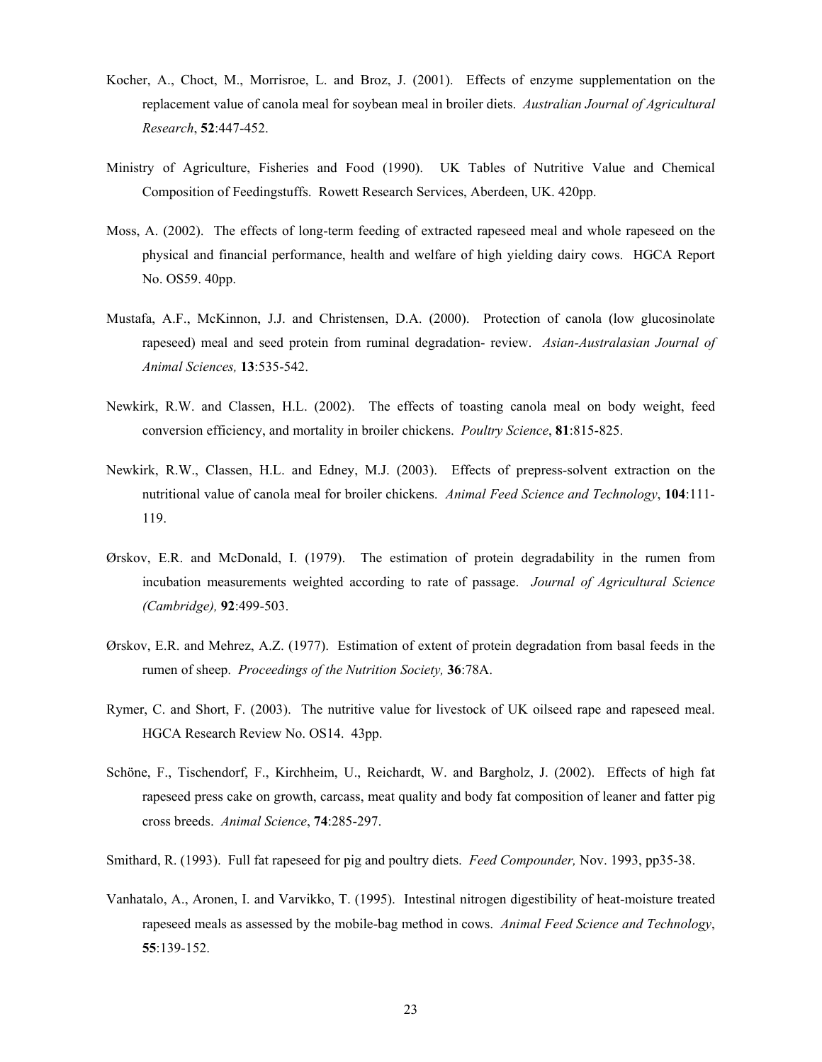Kocher, A., Choct, M., Morrisroe, L. and Broz, J. (2001). Effects of enzyme supplementation on the replacement value of canola meal for soybean meal in broiler diets. *Australian Journal of Agricultural Research*, **52**:447-452.

Ministry of Agriculture, Fisheries and Food (1990). UK Tables of Nutritive Value and Chemical Composition of Feedingstuffs. Rowett Research Services, Aberdeen, UK. 420pp.

Moss, A. (2002). The effects of long-term feeding of extracted rapeseed meal and whole rapeseed on the physical and financial performance, health and welfare of high yielding dairy cows. HGCA Report No. OS59. 40pp.

Mustafa, A.F., McKinnon, J.J. and Christensen, D.A. (2000). Protection of canola (low glucosinolate rapeseed) meal and seed protein from ruminal degradation- review. *Asian-Australasian Journal of Animal Sciences,* **13**:535-542.

Newkirk, R.W. and Classen, H.L. (2002). The effects of toasting canola meal on body weight, feed conversion efficiency, and mortality in broiler chickens. *Poultry Science*, **81**:815-825.

Newkirk, R.W., Classen, H.L. and Edney, M.J. (2003). Effects of prepress-solvent extraction on the nutritional value of canola meal for broiler chickens. *Animal Feed Science and Technology*, **104**:111-119.

Ørskov, E.R. and McDonald, I. (1979). The estimation of protein degradability in the rumen from incubation measurements weighted according to rate of passage. *Journal of Agricultural Science (Cambridge),* **92**:499-503.

Ørskov, E.R. and Mehrez, A.Z. (1977). Estimation of extent of protein degradation from basal feeds in the rumen of sheep. *Proceedings of the Nutrition Society,* **36**:78A.

Rymer, C. and Short, F. (2003). The nutritive value for livestock of UK oilseed rape and rapeseed meal. HGCA Research Review No. OS14. 43pp.

Schöne, F., Tischendorf, F., Kirchheim, U., Reichardt, W. and Bargholz, J. (2002). Effects of high fat rapeseed press cake on growth, carcass, meat quality and body fat composition of leaner and fatter pig cross breeds. *Animal Science*, **74**:285-297.

Smithard, R. (1993). Full fat rapeseed for pig and poultry diets. *Feed Compounder,* Nov. 1993, pp35-38.

Vanhatalo, A., Aronen, I. and Varvikko, T. (1995). Intestinal nitrogen digestibility of heat-moisture treated rapeseed meals as assessed by the mobile-bag method in cows. *Animal Feed Science and Technology*, **55**:139-152.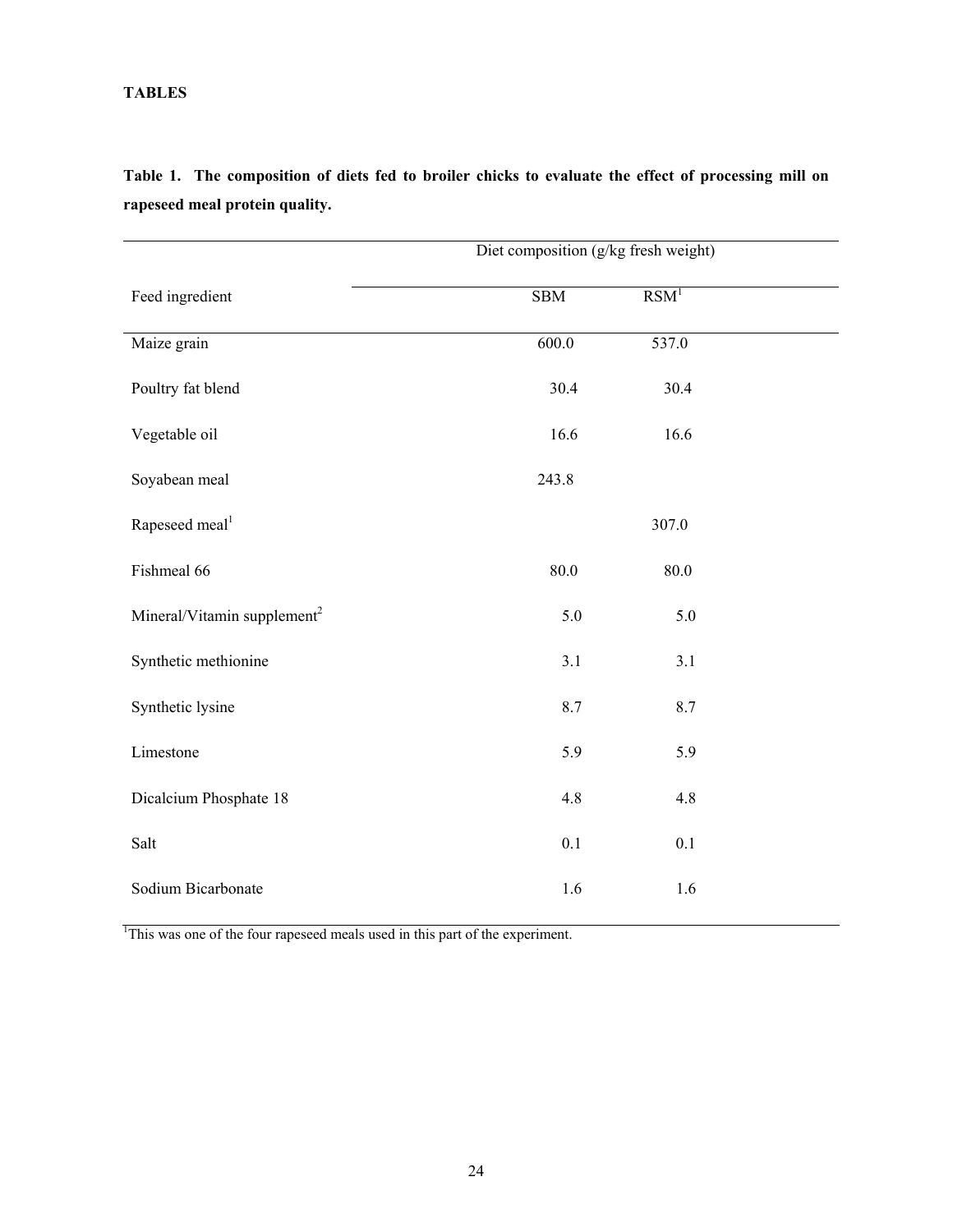**TABLES**

**Table 1. The composition of diets fed to broiler chicks to evaluate the effect of processing mill on rapeseed meal protein quality.**

| | Diet composition (g/kg fresh weight) | |
|---|---|---|
| Feed ingredient | SBM | RSM[1] |
| Maize grain | 600.0 | 537.0 |
| Poultry fat blend | 30.4 | 30.4 |
| Vegetable oil | 16.6 | 16.6 |
| Soyabean meal | 243.8 | |
| Rapeseed meal[1] | | 307.0 |
| Fishmeal 66 | 80.0 | 80.0 |
| Mineral/Vitamin supplement[2] | 5.0 | 5.0 |
| Synthetic methionine | 3.1 | 3.1 |
| Synthetic lysine | 8.7 | 8.7 |
| Limestone | 5.9 | 5.9 |
| Dicalcium Phosphate 18 | 4.8 | 4.8 |
| Salt | 0.1 | 0.1 |
| Sodium Bicarbonate | 1.6 | 1.6 |

[1]This was one of the four rapeseed meals used in this part of the experiment.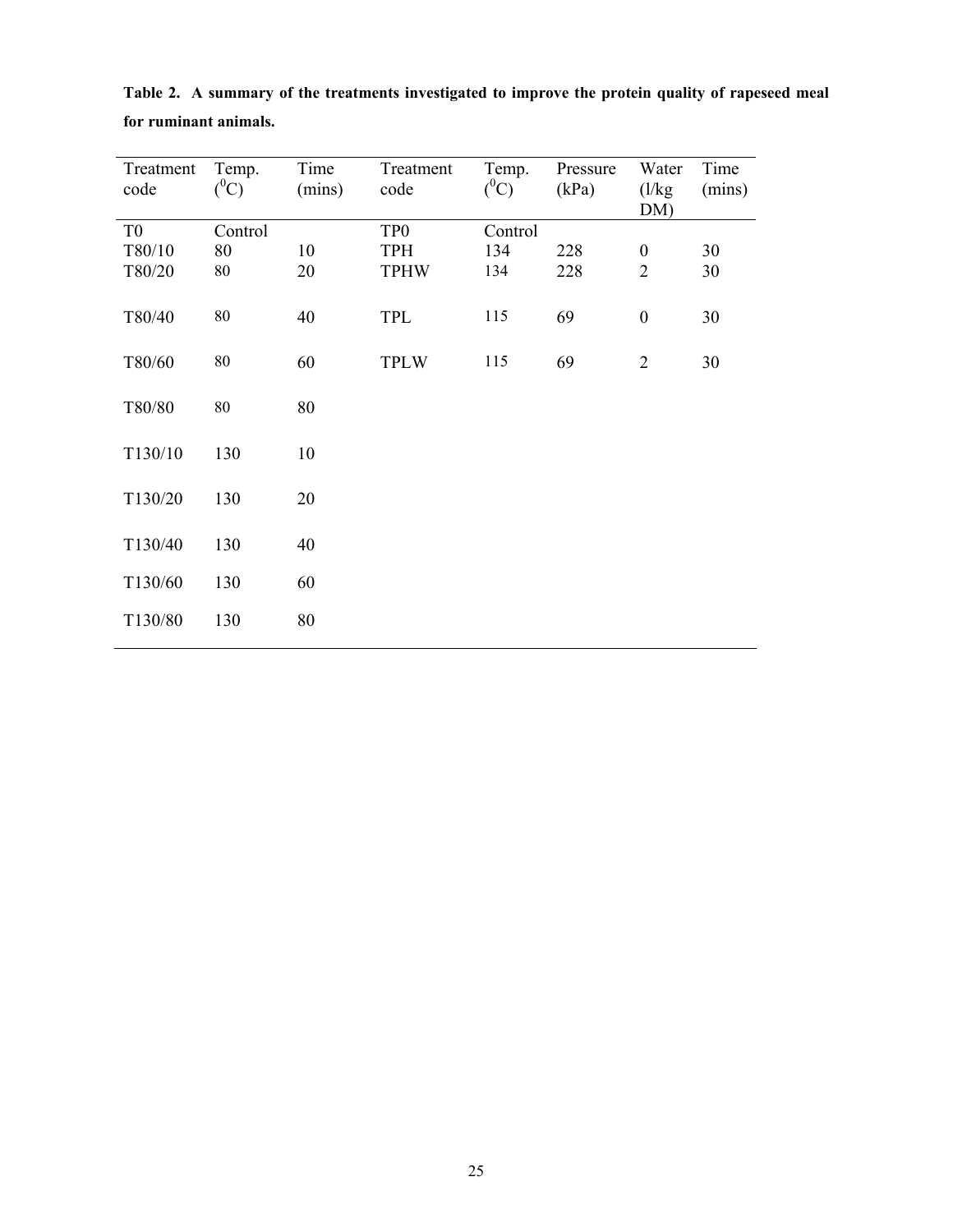**Table 2. A summary of the treatments investigated to improve the protein quality of rapeseed meal for ruminant animals.**

| Treatment code | Temp. ($^0$C) | Time (mins) | Treatment code | Temp. ($^0$C) | Pressure (kPa) | Water (l/kg DM) | Time (mins) |
|---|---|---|---|---|---|---|---|
| T0 | Control | | TP0 | Control | | | |
| T80/10 | 80 | 10 | TPH | 134 | 228 | 0 | 30 |
| T80/20 | 80 | 20 | TPHW | 134 | 228 | 2 | 30 |
| T80/40 | 80 | 40 | TPL | 115 | 69 | 0 | 30 |
| T80/60 | 80 | 60 | TPLW | 115 | 69 | 2 | 30 |
| T80/80 | 80 | 80 | | | | | |
| T130/10 | 130 | 10 | | | | | |
| T130/20 | 130 | 20 | | | | | |
| T130/40 | 130 | 40 | | | | | |
| T130/60 | 130 | 60 | | | | | |
| T130/80 | 130 | 80 | | | | | |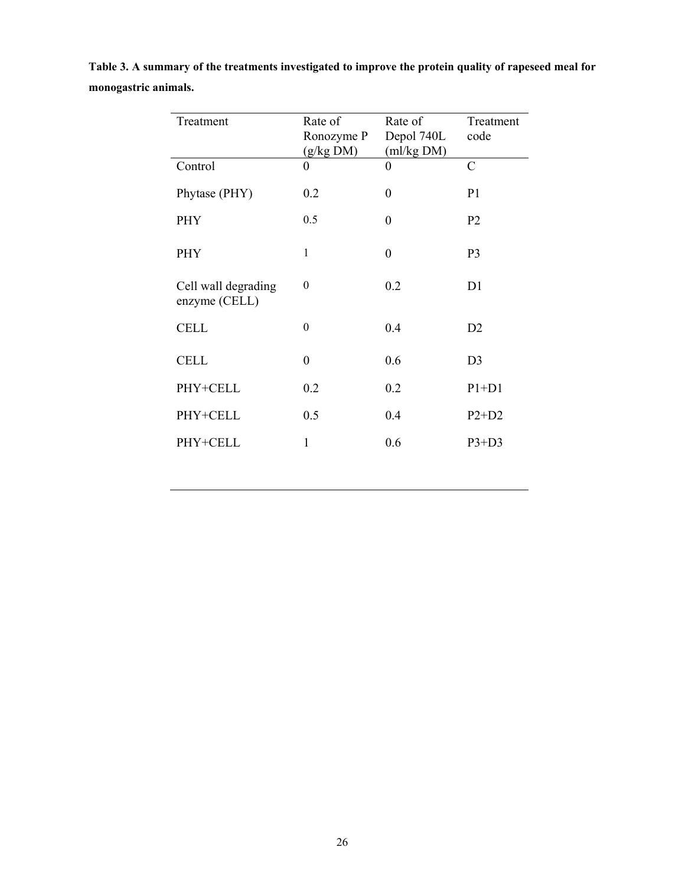**Table 3. A summary of the treatments investigated to improve the protein quality of rapeseed meal for monogastric animals.**

| Treatment | Rate of Ronozyme P (g/kg DM) | Rate of Depol 740L (ml/kg DM) | Treatment code |
|---|---|---|---|
| Control | 0 | 0 | C |
| Phytase (PHY) | 0.2 | 0 | P1 |
| PHY | 0.5 | 0 | P2 |
| PHY | 1 | 0 | P3 |
| Cell wall degrading enzyme (CELL) | 0 | 0.2 | D1 |
| CELL | 0 | 0.4 | D2 |
| CELL | 0 | 0.6 | D3 |
| PHY+CELL | 0.2 | 0.2 | P1+D1 |
| PHY+CELL | 0.5 | 0.4 | P2+D2 |
| PHY+CELL | 1 | 0.6 | P3+D3 |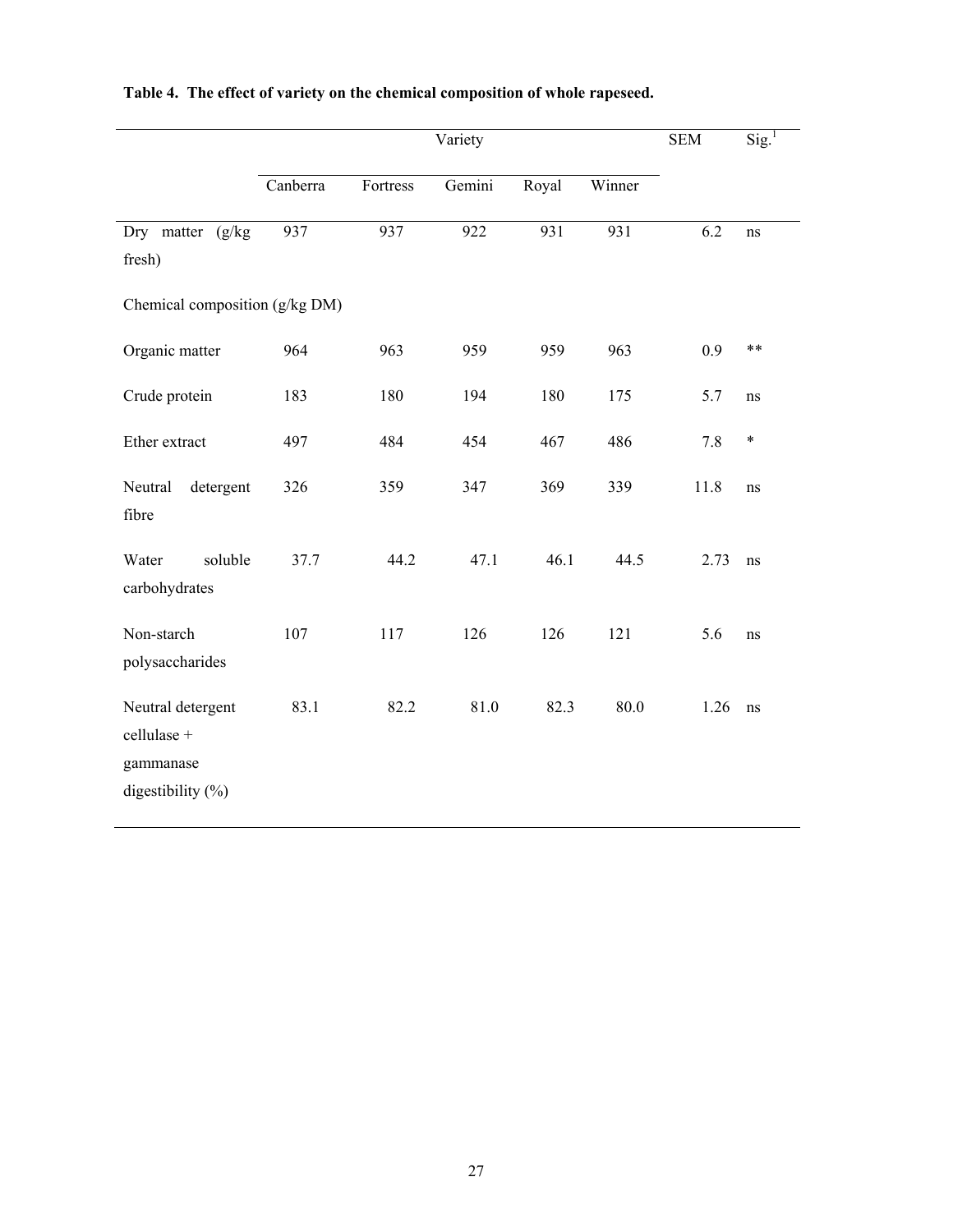**Table 4. The effect of variety on the chemical composition of whole rapeseed.**

| | Variety | | | | | SEM | Sig.[1] |
|---|---|---|---|---|---|---|---|
| | Canberra | Fortress | Gemini | Royal | Winner | | |
| Dry matter (g/kg fresh) | 937 | 937 | 922 | 931 | 931 | 6.2 | ns |
| Chemical composition (g/kg DM) | | | | | | | |
| Organic matter | 964 | 963 | 959 | 959 | 963 | 0.9 | ** |
| Crude protein | 183 | 180 | 194 | 180 | 175 | 5.7 | ns |
| Ether extract | 497 | 484 | 454 | 467 | 486 | 7.8 | * |
| Neutral detergent fibre | 326 | 359 | 347 | 369 | 339 | 11.8 | ns |
| Water soluble carbohydrates | 37.7 | 44.2 | 47.1 | 46.1 | 44.5 | 2.73 | ns |
| Non-starch polysaccharides | 107 | 117 | 126 | 126 | 121 | 5.6 | ns |
| Neutral detergent cellulase + gammanase digestibility (%) | 83.1 | 82.2 | 81.0 | 82.3 | 80.0 | 1.26 | ns |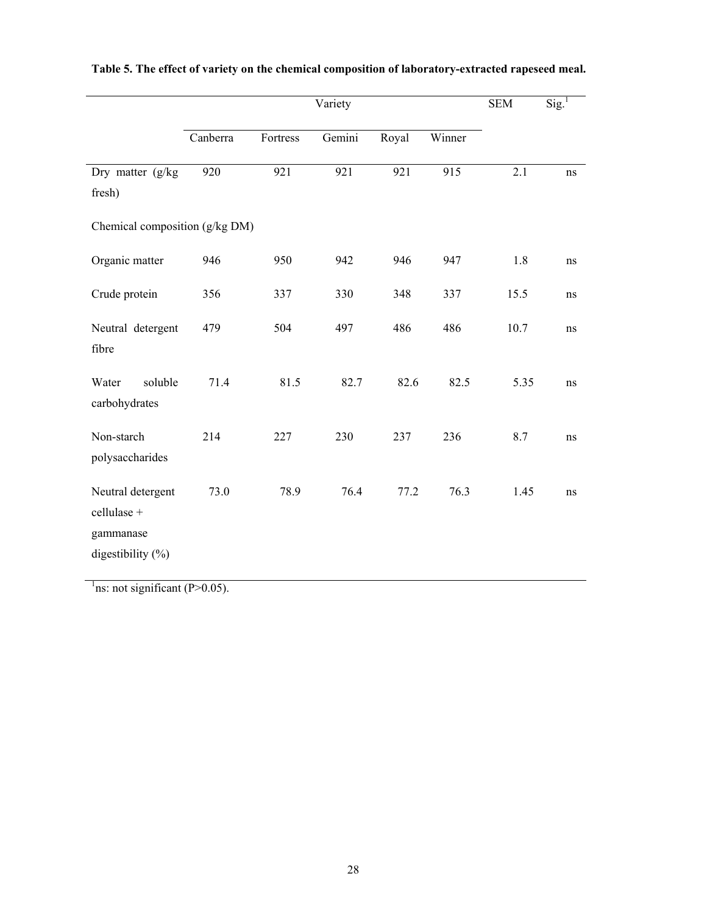**Table 5. The effect of variety on the chemical composition of laboratory-extracted rapeseed meal.**

| | Variety | | | | | SEM | Sig.[1] |
|---|---|---|---|---|---|---|---|
| | Canberra | Fortress | Gemini | Royal | Winner | | |
| Dry matter (g/kg fresh) | 920 | 921 | 921 | 921 | 915 | 2.1 | ns |
| Chemical composition (g/kg DM) | | | | | | | |
| Organic matter | 946 | 950 | 942 | 946 | 947 | 1.8 | ns |
| Crude protein | 356 | 337 | 330 | 348 | 337 | 15.5 | ns |
| Neutral detergent fibre | 479 | 504 | 497 | 486 | 486 | 10.7 | ns |
| Water soluble carbohydrates | 71.4 | 81.5 | 82.7 | 82.6 | 82.5 | 5.35 | ns |
| Non-starch polysaccharides | 214 | 227 | 230 | 237 | 236 | 8.7 | ns |
| Neutral detergent cellulase + gammanase digestibility (%) | 73.0 | 78.9 | 76.4 | 77.2 | 76.3 | 1.45 | ns |

[1]ns: not significant (P>0.05).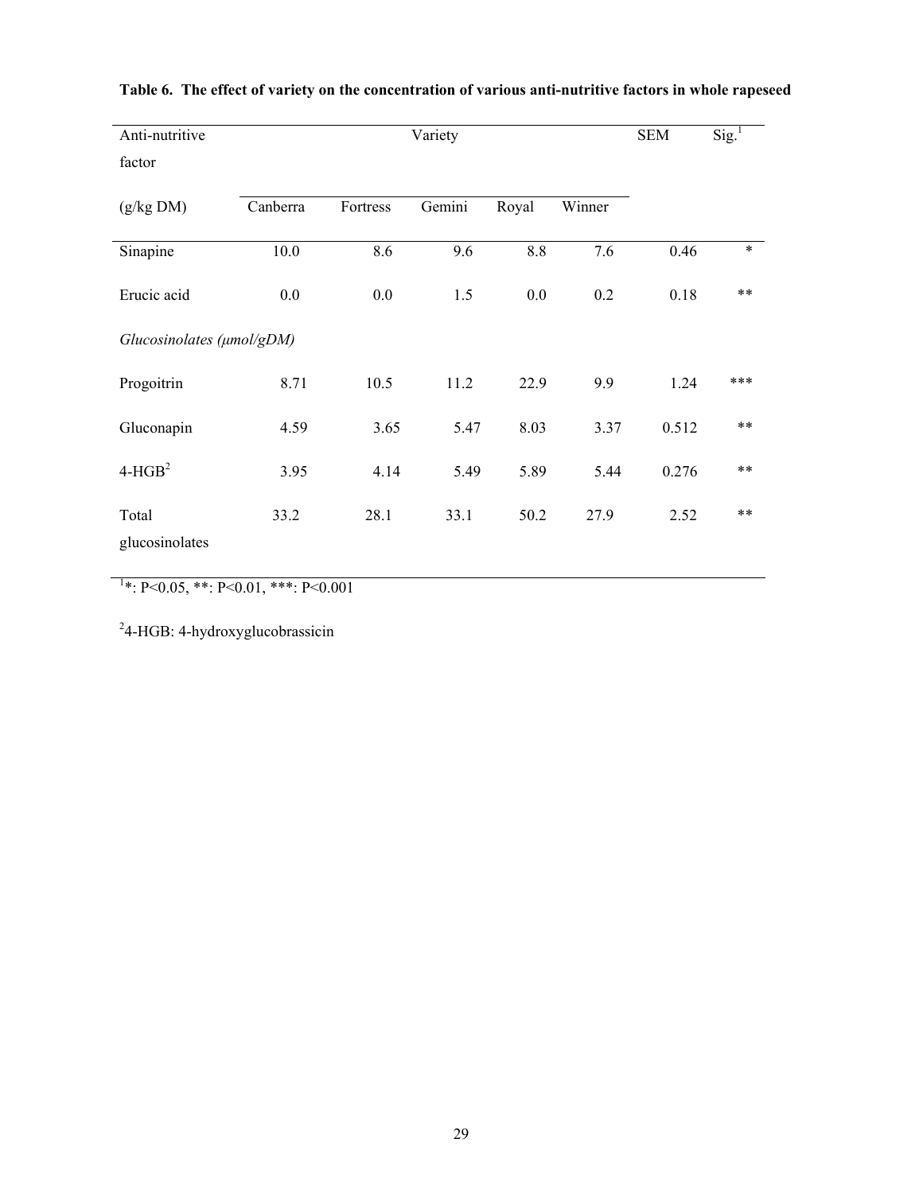**Table 6. The effect of variety on the concentration of various anti-nutritive factors in whole rapeseed**

| Anti-nutritive factor | Variety | | | | | SEM | Sig.[1] |
|---|---|---|---|---|---|---|---|
| (g/kg DM) | Canberra | Fortress | Gemini | Royal | Winner | | |
| Sinapine | 10.0 | 8.6 | 9.6 | 8.8 | 7.6 | 0.46 | * |
| Erucic acid | 0.0 | 0.0 | 1.5 | 0.0 | 0.2 | 0.18 | ** |
| *Glucosinolates (μmol/gDM)* | | | | | | | |
| Progoitrin | 8.71 | 10.5 | 11.2 | 22.9 | 9.9 | 1.24 | *** |
| Gluconapin | 4.59 | 3.65 | 5.47 | 8.03 | 3.37 | 0.512 | ** |
| 4-HGB[2] | 3.95 | 4.14 | 5.49 | 5.89 | 5.44 | 0.276 | ** |
| Total glucosinolates | 33.2 | 28.1 | 33.1 | 50.2 | 27.9 | 2.52 | ** |

[1]*: P<0.05, **: P<0.01, ***: P<0.001

[2]4-HGB: 4-hydroxyglucobrassicin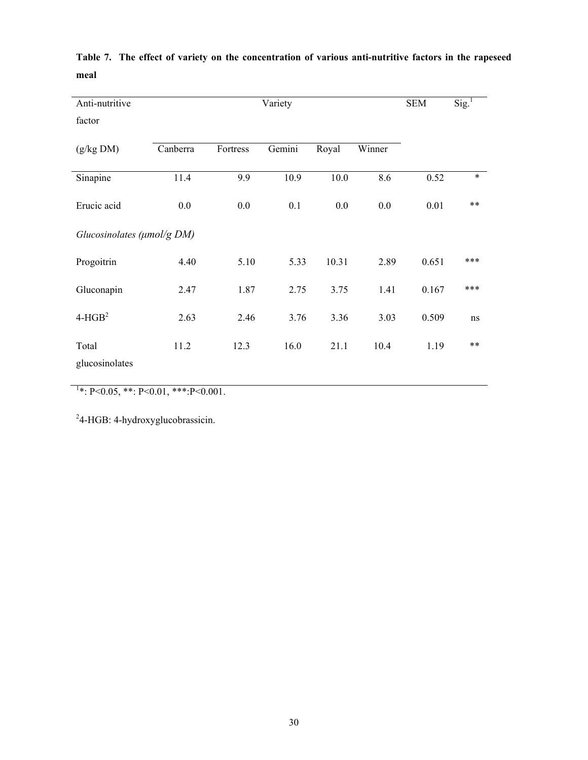**Table 7. The effect of variety on the concentration of various anti-nutritive factors in the rapeseed meal**

| Anti-nutritive factor (g/kg DM) | Variety | | | | | SEM | Sig.[1] |
|---|---|---|---|---|---|---|---|
| | Canberra | Fortress | Gemini | Royal | Winner | | |
| Sinapine | 11.4 | 9.9 | 10.9 | 10.0 | 8.6 | 0.52 | * |
| Erucic acid | 0.0 | 0.0 | 0.1 | 0.0 | 0.0 | 0.01 | ** |
| *Glucosinolates (μmol/g DM)* | | | | | | | |
| Progoitrin | 4.40 | 5.10 | 5.33 | 10.31 | 2.89 | 0.651 | *** |
| Gluconapin | 2.47 | 1.87 | 2.75 | 3.75 | 1.41 | 0.167 | *** |
| 4-HGB[2] | 2.63 | 2.46 | 3.76 | 3.36 | 3.03 | 0.509 | ns |
| Total glucosinolates | 11.2 | 12.3 | 16.0 | 21.1 | 10.4 | 1.19 | ** |

[1]*: P<0.05, **: P<0.01, ***:P<0.001.

[2]4-HGB: 4-hydroxyglucobrassicin.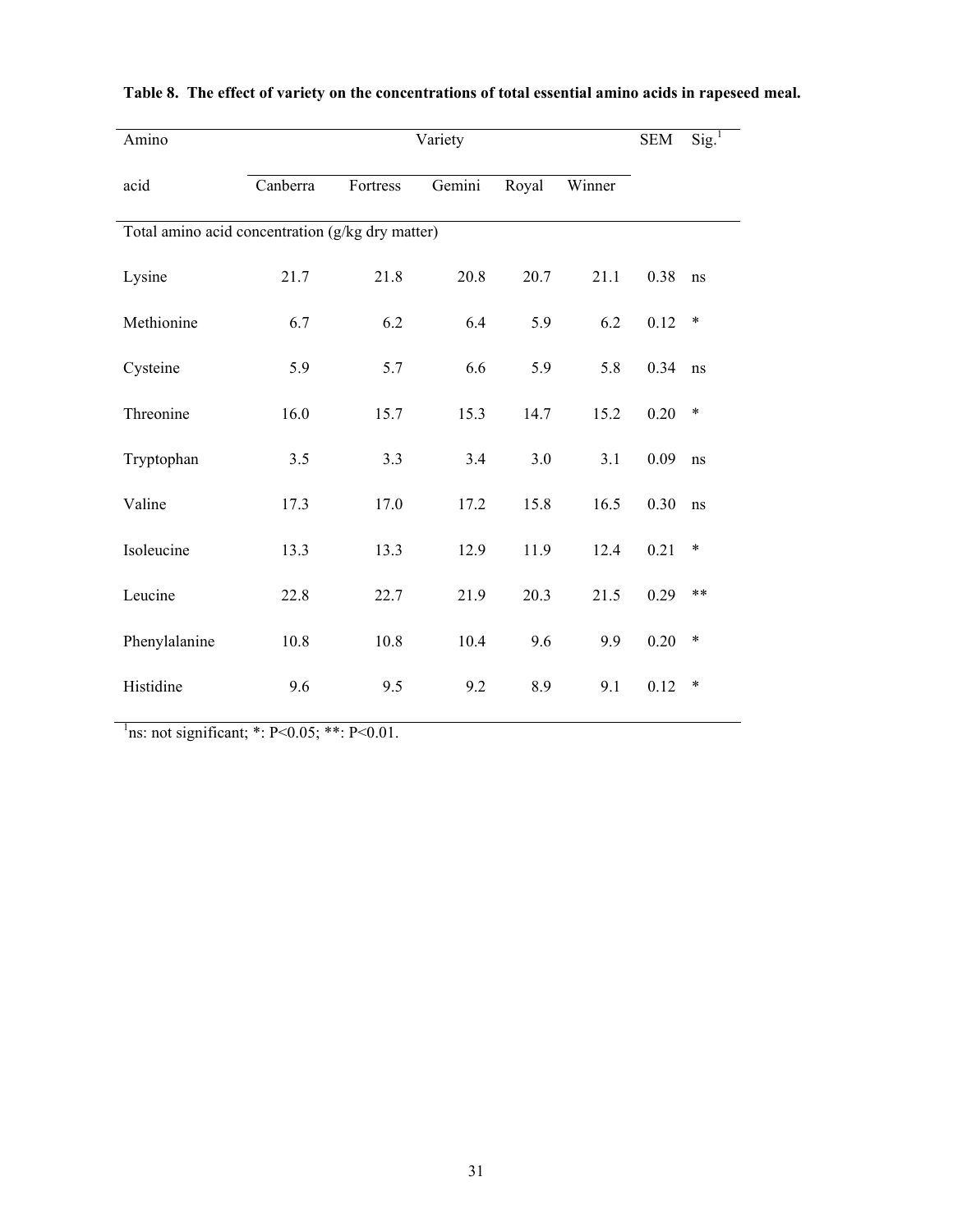**Table 8. The effect of variety on the concentrations of total essential amino acids in rapeseed meal.**

| Amino acid | Variety | | | | | SEM | Sig.[1] |
|---|---|---|---|---|---|---|---|
| | Canberra | Fortress | Gemini | Royal | Winner | | |
| Total amino acid concentration (g/kg dry matter) | | | | | | | |
| Lysine | 21.7 | 21.8 | 20.8 | 20.7 | 21.1 | 0.38 | ns |
| Methionine | 6.7 | 6.2 | 6.4 | 5.9 | 6.2 | 0.12 | * |
| Cysteine | 5.9 | 5.7 | 6.6 | 5.9 | 5.8 | 0.34 | ns |
| Threonine | 16.0 | 15.7 | 15.3 | 14.7 | 15.2 | 0.20 | * |
| Tryptophan | 3.5 | 3.3 | 3.4 | 3.0 | 3.1 | 0.09 | ns |
| Valine | 17.3 | 17.0 | 17.2 | 15.8 | 16.5 | 0.30 | ns |
| Isoleucine | 13.3 | 13.3 | 12.9 | 11.9 | 12.4 | 0.21 | * |
| Leucine | 22.8 | 22.7 | 21.9 | 20.3 | 21.5 | 0.29 | ** |
| Phenylalanine | 10.8 | 10.8 | 10.4 | 9.6 | 9.9 | 0.20 | * |
| Histidine | 9.6 | 9.5 | 9.2 | 8.9 | 9.1 | 0.12 | * |

[1]ns: not significant; *: $P<0.05$; **: $P<0.01$.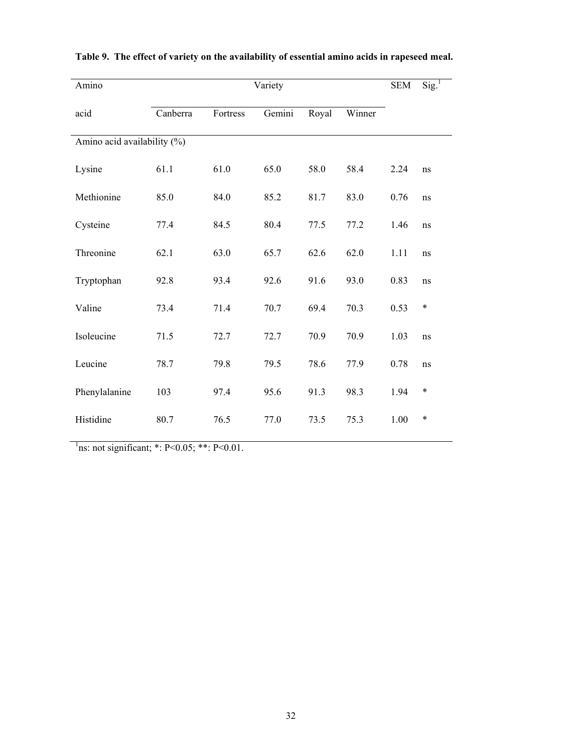**Table 9. The effect of variety on the availability of essential amino acids in rapeseed meal.**

| Amino | Variety | | | | | SEM | Sig.[1] |
|---|---|---|---|---|---|---|---|
| acid | Canberra | Fortress | Gemini | Royal | Winner | | |
| Amino acid availability (%) | | | | | | | |
| Lysine | 61.1 | 61.0 | 65.0 | 58.0 | 58.4 | 2.24 | ns |
| Methionine | 85.0 | 84.0 | 85.2 | 81.7 | 83.0 | 0.76 | ns |
| Cysteine | 77.4 | 84.5 | 80.4 | 77.5 | 77.2 | 1.46 | ns |
| Threonine | 62.1 | 63.0 | 65.7 | 62.6 | 62.0 | 1.11 | ns |
| Tryptophan | 92.8 | 93.4 | 92.6 | 91.6 | 93.0 | 0.83 | ns |
| Valine | 73.4 | 71.4 | 70.7 | 69.4 | 70.3 | 0.53 | * |
| Isoleucine | 71.5 | 72.7 | 72.7 | 70.9 | 70.9 | 1.03 | ns |
| Leucine | 78.7 | 79.8 | 79.5 | 78.6 | 77.9 | 0.78 | ns |
| Phenylalanine | 103 | 97.4 | 95.6 | 91.3 | 98.3 | 1.94 | * |
| Histidine | 80.7 | 76.5 | 77.0 | 73.5 | 75.3 | 1.00 | * |

[1]ns: not significant; *: $P<0.05$; **: $P<0.01$.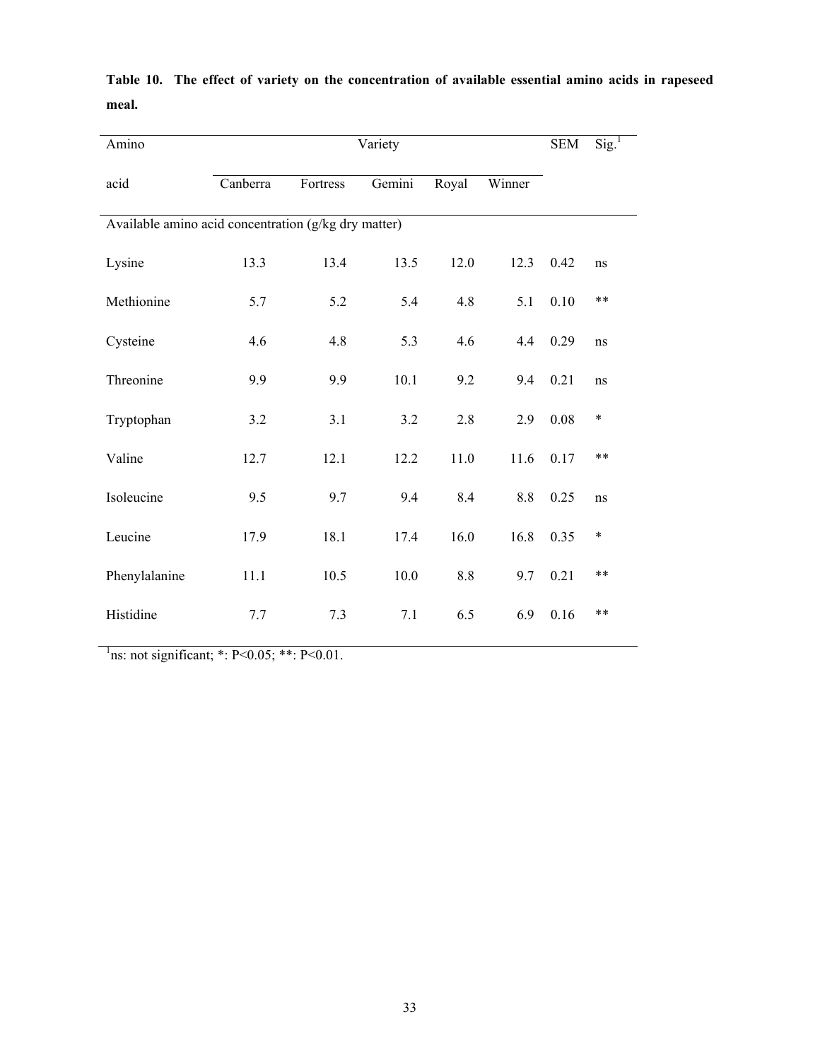**Table 10. The effect of variety on the concentration of available essential amino acids in rapeseed meal.**

| Amino acid | Variety | | | | | SEM | Sig.[1] |
|---|---|---|---|---|---|---|---|
| | Canberra | Fortress | Gemini | Royal | Winner | | |
| Available amino acid concentration (g/kg dry matter) | | | | | | | |
| Lysine | 13.3 | 13.4 | 13.5 | 12.0 | 12.3 | 0.42 | ns |
| Methionine | 5.7 | 5.2 | 5.4 | 4.8 | 5.1 | 0.10 | ** |
| Cysteine | 4.6 | 4.8 | 5.3 | 4.6 | 4.4 | 0.29 | ns |
| Threonine | 9.9 | 9.9 | 10.1 | 9.2 | 9.4 | 0.21 | ns |
| Tryptophan | 3.2 | 3.1 | 3.2 | 2.8 | 2.9 | 0.08 | * |
| Valine | 12.7 | 12.1 | 12.2 | 11.0 | 11.6 | 0.17 | ** |
| Isoleucine | 9.5 | 9.7 | 9.4 | 8.4 | 8.8 | 0.25 | ns |
| Leucine | 17.9 | 18.1 | 17.4 | 16.0 | 16.8 | 0.35 | * |
| Phenylalanine | 11.1 | 10.5 | 10.0 | 8.8 | 9.7 | 0.21 | ** |
| Histidine | 7.7 | 7.3 | 7.1 | 6.5 | 6.9 | 0.16 | ** |

[1]ns: not significant; *: $P<0.05$; **: $P<0.01$.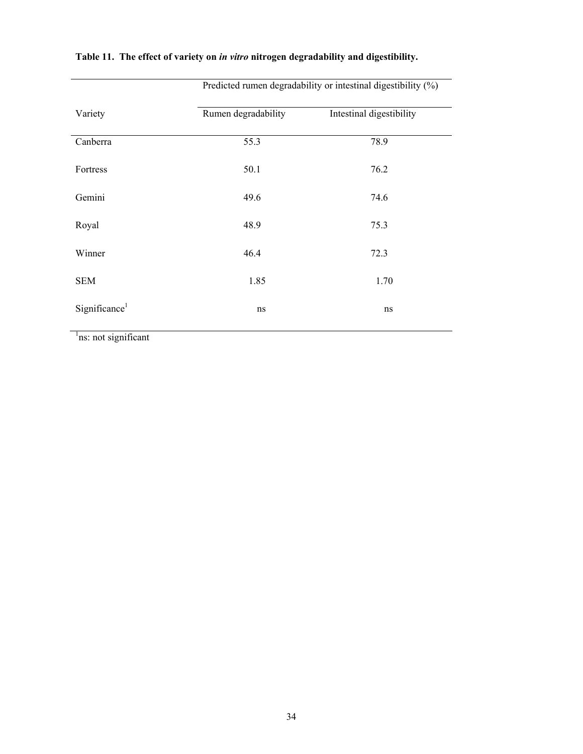**Table 11. The effect of variety on *in vitro* nitrogen degradability and digestibility.**

| | Predicted rumen degradability or intestinal digestibility (%) | |
|---|---|---|
| Variety | Rumen degradability | Intestinal digestibility |
| Canberra | 55.3 | 78.9 |
| Fortress | 50.1 | 76.2 |
| Gemini | 49.6 | 74.6 |
| Royal | 48.9 | 75.3 |
| Winner | 46.4 | 72.3 |
| SEM | 1.85 | 1.70 |
| Significance[1] | ns | ns |

[1]ns: not significant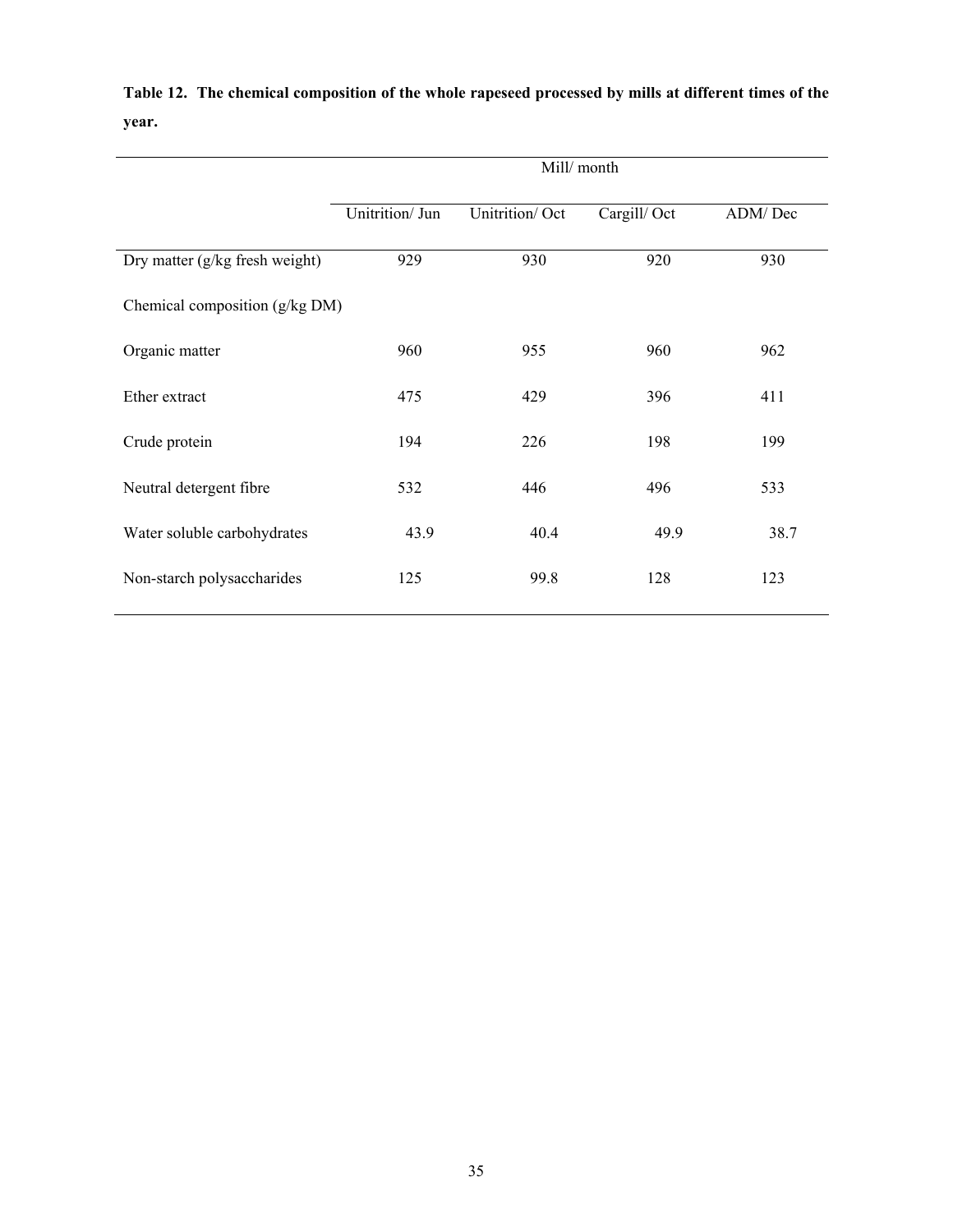**Table 12. The chemical composition of the whole rapeseed processed by mills at different times of the year.**

| | Mill/ month | | | |
|---|---|---|---|---|
| | Unitrition/ Jun | Unitrition/ Oct | Cargill/ Oct | ADM/ Dec |
| Dry matter (g/kg fresh weight) | 929 | 930 | 920 | 930 |
| Chemical composition (g/kg DM) | | | | |
| Organic matter | 960 | 955 | 960 | 962 |
| Ether extract | 475 | 429 | 396 | 411 |
| Crude protein | 194 | 226 | 198 | 199 |
| Neutral detergent fibre | 532 | 446 | 496 | 533 |
| Water soluble carbohydrates | 43.9 | 40.4 | 49.9 | 38.7 |
| Non-starch polysaccharides | 125 | 99.8 | 128 | 123 |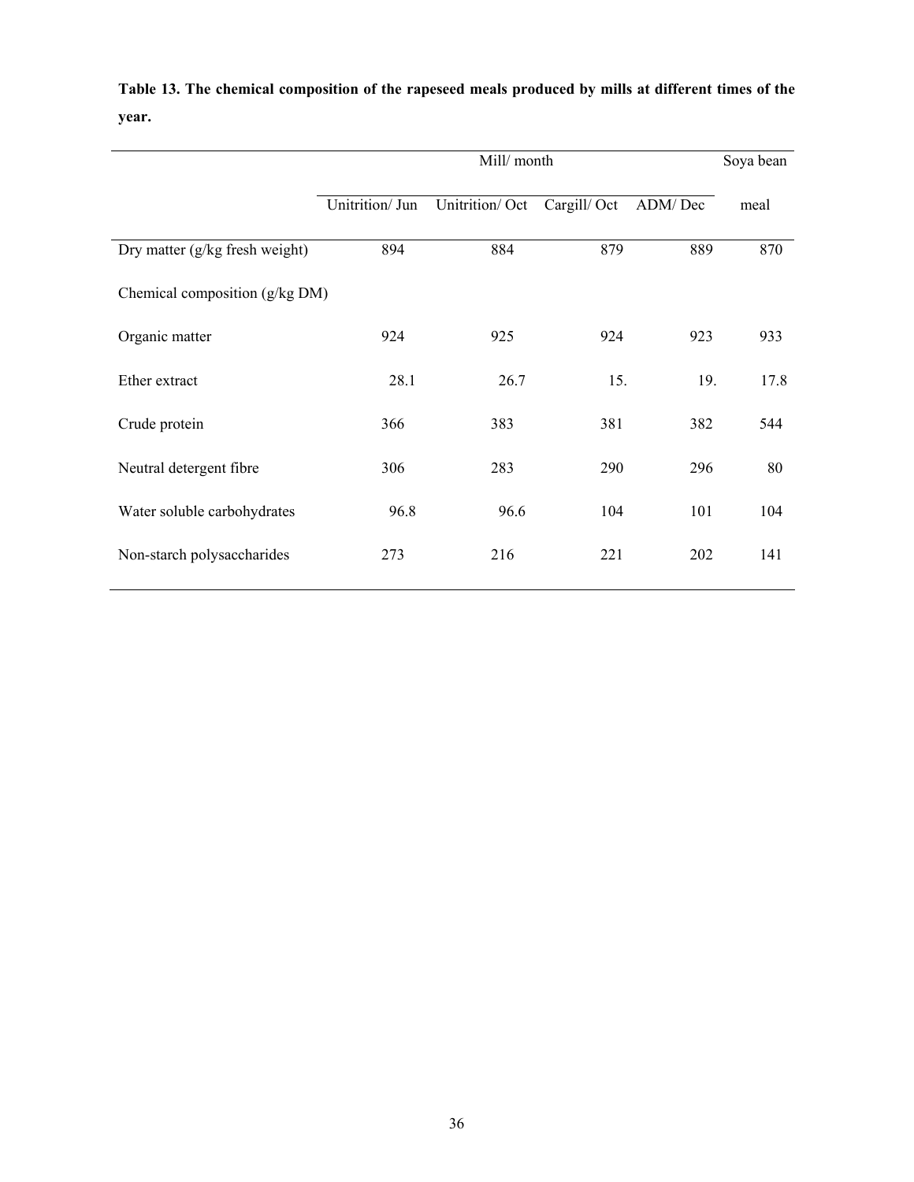**Table 13. The chemical composition of the rapeseed meals produced by mills at different times of the year.**

| | Mill/ month | | | | Soya bean |
|---|---|---|---|---|---|
| | Unitrition/ Jun | Unitrition/ Oct | Cargill/ Oct | ADM/ Dec | meal |
| Dry matter (g/kg fresh weight) | 894 | 884 | 879 | 889 | 870 |
| Chemical composition (g/kg DM) | | | | | |
| Organic matter | 924 | 925 | 924 | 923 | 933 |
| Ether extract | 28.1 | 26.7 | 15. | 19. | 17.8 |
| Crude protein | 366 | 383 | 381 | 382 | 544 |
| Neutral detergent fibre | 306 | 283 | 290 | 296 | 80 |
| Water soluble carbohydrates | 96.8 | 96.6 | 104 | 101 | 104 |
| Non-starch polysaccharides | 273 | 216 | 221 | 202 | 141 |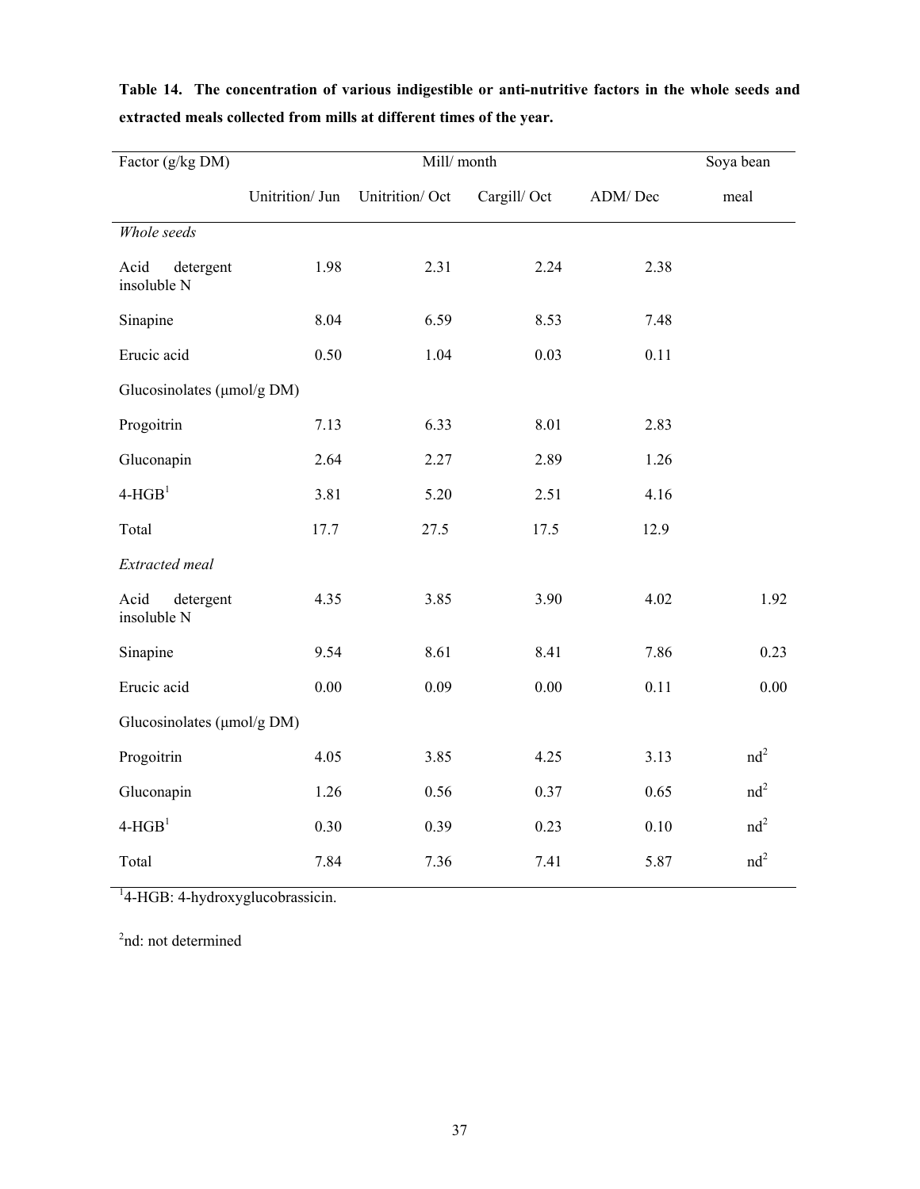**Table 14. The concentration of various indigestible or anti-nutritive factors in the whole seeds and extracted meals collected from mills at different times of the year.**

| Factor (g/kg DM) | Mill/ month | | | | Soya bean |
|---|---|---|---|---|---|
| | Unitrition/ Jun | Unitrition/ Oct | Cargill/ Oct | ADM/ Dec | meal |
| *Whole seeds* | | | | | |
| Acid detergent insoluble N | 1.98 | 2.31 | 2.24 | 2.38 | |
| Sinapine | 8.04 | 6.59 | 8.53 | 7.48 | |
| Erucic acid | 0.50 | 1.04 | 0.03 | 0.11 | |
| Glucosinolates (μmol/g DM) | | | | | |
| Progoitrin | 7.13 | 6.33 | 8.01 | 2.83 | |
| Gluconapin | 2.64 | 2.27 | 2.89 | 1.26 | |
| 4-HGB[1] | 3.81 | 5.20 | 2.51 | 4.16 | |
| Total | 17.7 | 27.5 | 17.5 | 12.9 | |
| *Extracted meal* | | | | | |
| Acid detergent insoluble N | 4.35 | 3.85 | 3.90 | 4.02 | 1.92 |
| Sinapine | 9.54 | 8.61 | 8.41 | 7.86 | 0.23 |
| Erucic acid | 0.00 | 0.09 | 0.00 | 0.11 | 0.00 |
| Glucosinolates (μmol/g DM) | | | | | |
| Progoitrin | 4.05 | 3.85 | 4.25 | 3.13 | nd[2] |
| Gluconapin | 1.26 | 0.56 | 0.37 | 0.65 | nd[2] |
| 4-HGB[1] | 0.30 | 0.39 | 0.23 | 0.10 | nd[2] |
| Total | 7.84 | 7.36 | 7.41 | 5.87 | nd[2] |

[1]4-HGB: 4-hydroxyglucobrassicin.

[2]nd: not determined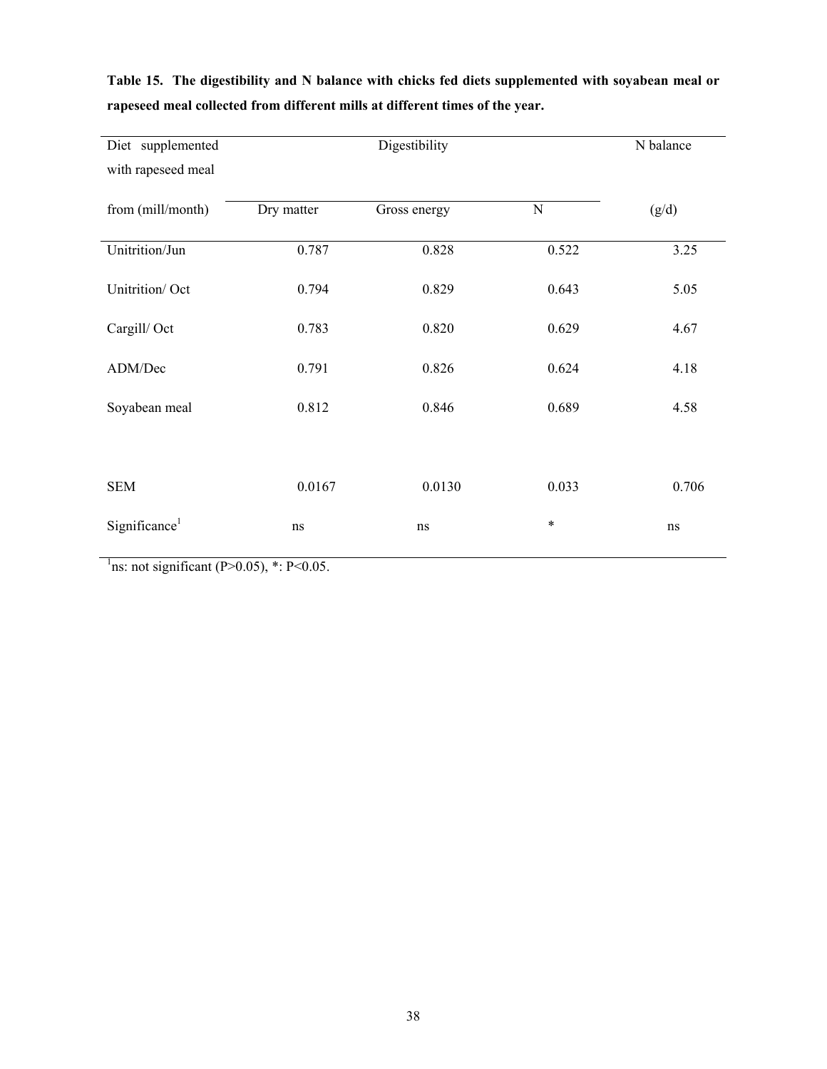**Table 15. The digestibility and N balance with chicks fed diets supplemented with soyabean meal or rapeseed meal collected from different mills at different times of the year.**

| Diet supplemented with rapeseed meal from (mill/month) | Digestibility | | | N balance |
|---|---|---|---|---|
| | Dry matter | Gross energy | N | (g/d) |
| Unitrition/Jun | 0.787 | 0.828 | 0.522 | 3.25 |
| Unitrition/ Oct | 0.794 | 0.829 | 0.643 | 5.05 |
| Cargill/ Oct | 0.783 | 0.820 | 0.629 | 4.67 |
| ADM/Dec | 0.791 | 0.826 | 0.624 | 4.18 |
| Soyabean meal | 0.812 | 0.846 | 0.689 | 4.58 |
| SEM | 0.0167 | 0.0130 | 0.033 | 0.706 |
| Significance[1] | ns | ns | * | ns |

[1]ns: not significant ($P>0.05$), *: $P<0.05$.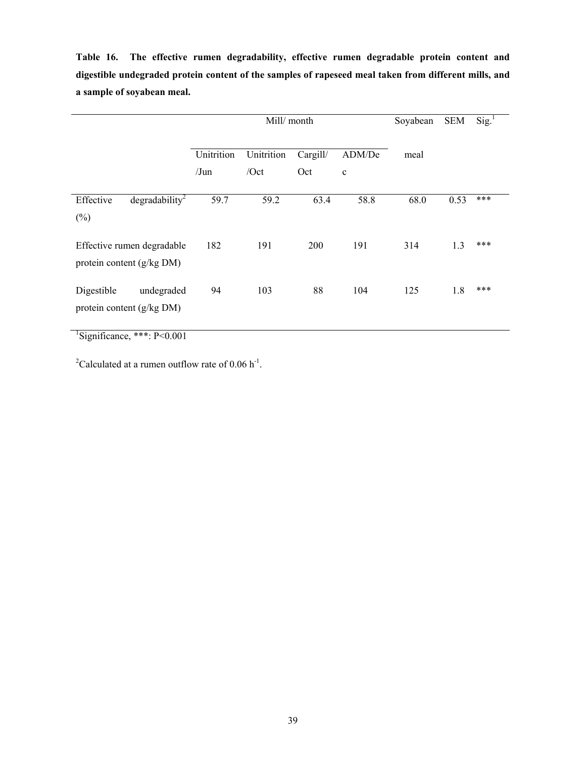**Table 16. The effective rumen degradability, effective rumen degradable protein content and digestible undegraded protein content of the samples of rapeseed meal taken from different mills, and a sample of soyabean meal.**

| | Mill/ month | | | | Soyabean | SEM | Sig.[1] |
|---|---|---|---|---|---|---|---|
| | Unitrition /Jun | Unitrition /Oct | Cargill/ Oct | ADM/Dec | meal | | |
| Effective degradability[2] (%) | 59.7 | 59.2 | 63.4 | 58.8 | 68.0 | 0.53 | *** |
| Effective rumen degradable protein content (g/kg DM) | 182 | 191 | 200 | 191 | 314 | 1.3 | *** |
| Digestible undegraded protein content (g/kg DM) | 94 | 103 | 88 | 104 | 125 | 1.8 | *** |

[1]Significance, ***: P<0.001

[2]Calculated at a rumen outflow rate of $0.06\ h^{-1}$.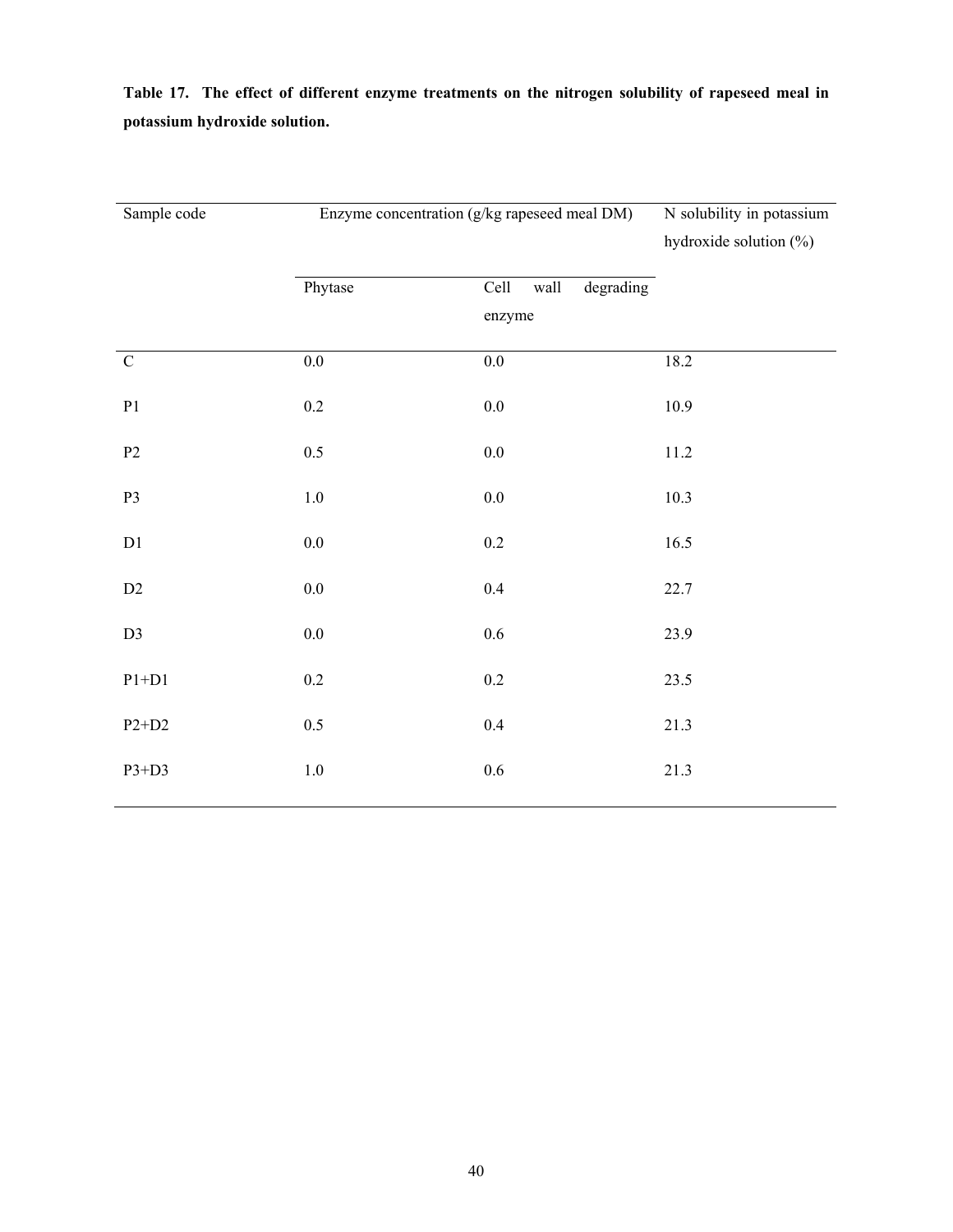**Table 17. The effect of different enzyme treatments on the nitrogen solubility of rapeseed meal in potassium hydroxide solution.**

| Sample code | Enzyme concentration (g/kg rapeseed meal DM) | | N solubility in potassium hydroxide solution (%) |
|---|---|---|---|
| | Phytase | Cell wall degrading enzyme | |
| C | 0.0 | 0.0 | 18.2 |
| P1 | 0.2 | 0.0 | 10.9 |
| P2 | 0.5 | 0.0 | 11.2 |
| P3 | 1.0 | 0.0 | 10.3 |
| D1 | 0.0 | 0.2 | 16.5 |
| D2 | 0.0 | 0.4 | 22.7 |
| D3 | 0.0 | 0.6 | 23.9 |
| P1+D1 | 0.2 | 0.2 | 23.5 |
| P2+D2 | 0.5 | 0.4 | 21.3 |
| P3+D3 | 1.0 | 0.6 | 21.3 |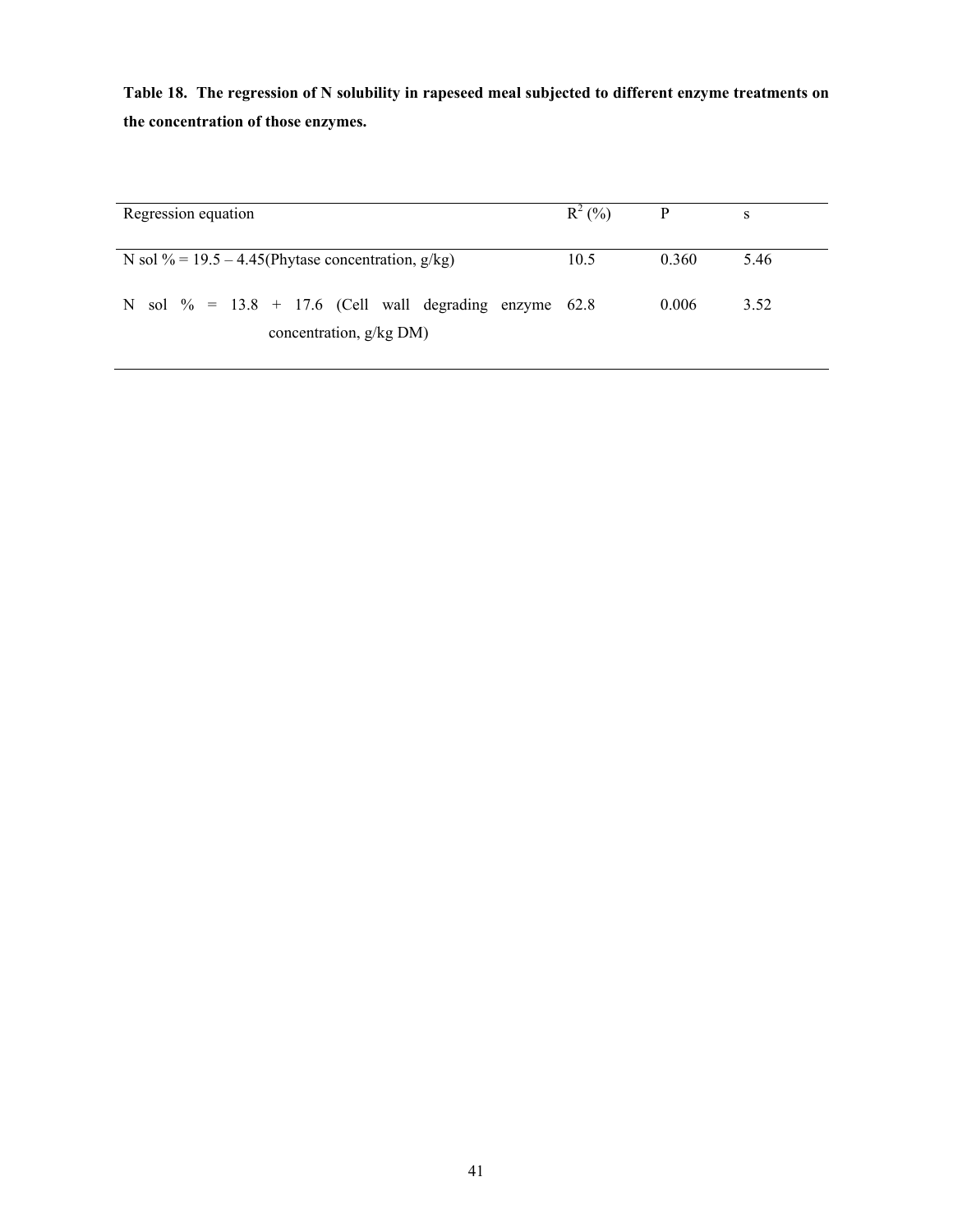**Table 18. The regression of N solubility in rapeseed meal subjected to different enzyme treatments on the concentration of those enzymes.**

| Regression equation | $R^2$ (%) | P | s |
|---|---|---|---|
| N sol % = 19.5 – 4.45(Phytase concentration, g/kg) | 10.5 | 0.360 | 5.46 |
| N sol % = 13.8 + 17.6 (Cell wall degrading enzyme concentration, g/kg DM) | 62.8 | 0.006 | 3.52 |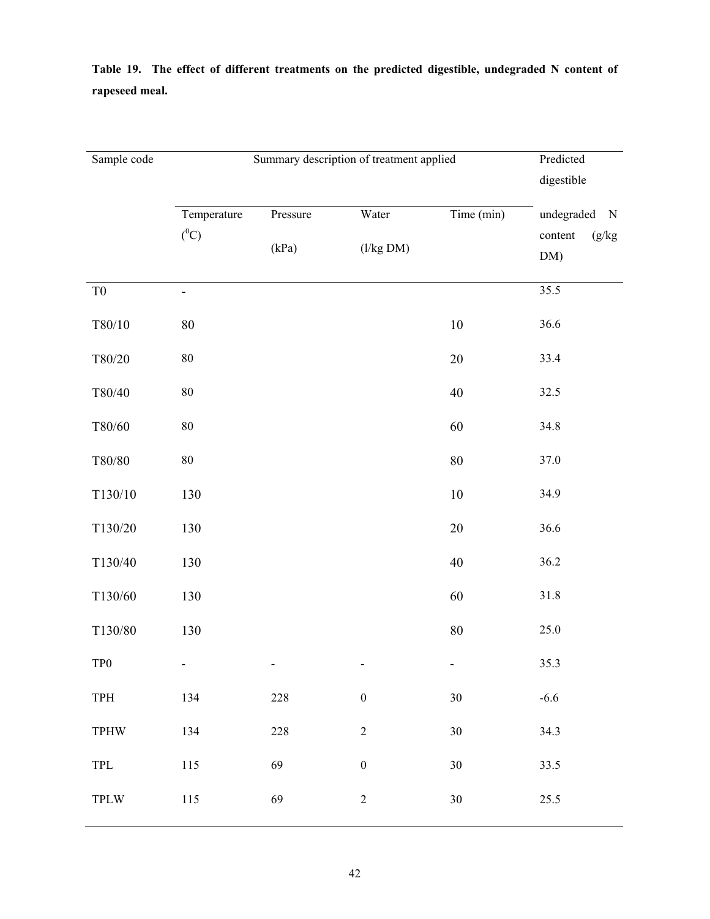**Table 19. The effect of different treatments on the predicted digestible, undegraded N content of rapeseed meal.**

| Sample code | Summary description of treatment applied | | | | Predicted digestible undegraded N content (g/kg DM) |
|---|---|---|---|---|---|
| | Temperature ($^0$C) | Pressure (kPa) | Water (l/kg DM) | Time (min) | |
| T0 | - | | | | 35.5 |
| T80/10 | 80 | | | 10 | 36.6 |
| T80/20 | 80 | | | 20 | 33.4 |
| T80/40 | 80 | | | 40 | 32.5 |
| T80/60 | 80 | | | 60 | 34.8 |
| T80/80 | 80 | | | 80 | 37.0 |
| T130/10 | 130 | | | 10 | 34.9 |
| T130/20 | 130 | | | 20 | 36.6 |
| T130/40 | 130 | | | 40 | 36.2 |
| T130/60 | 130 | | | 60 | 31.8 |
| T130/80 | 130 | | | 80 | 25.0 |
| TP0 | - | - | - | - | 35.3 |
| TPH | 134 | 228 | 0 | 30 | -6.6 |
| TPHW | 134 | 228 | 2 | 30 | 34.3 |
| TPL | 115 | 69 | 0 | 30 | 33.5 |
| TPLW | 115 | 69 | 2 | 30 | 25.5 |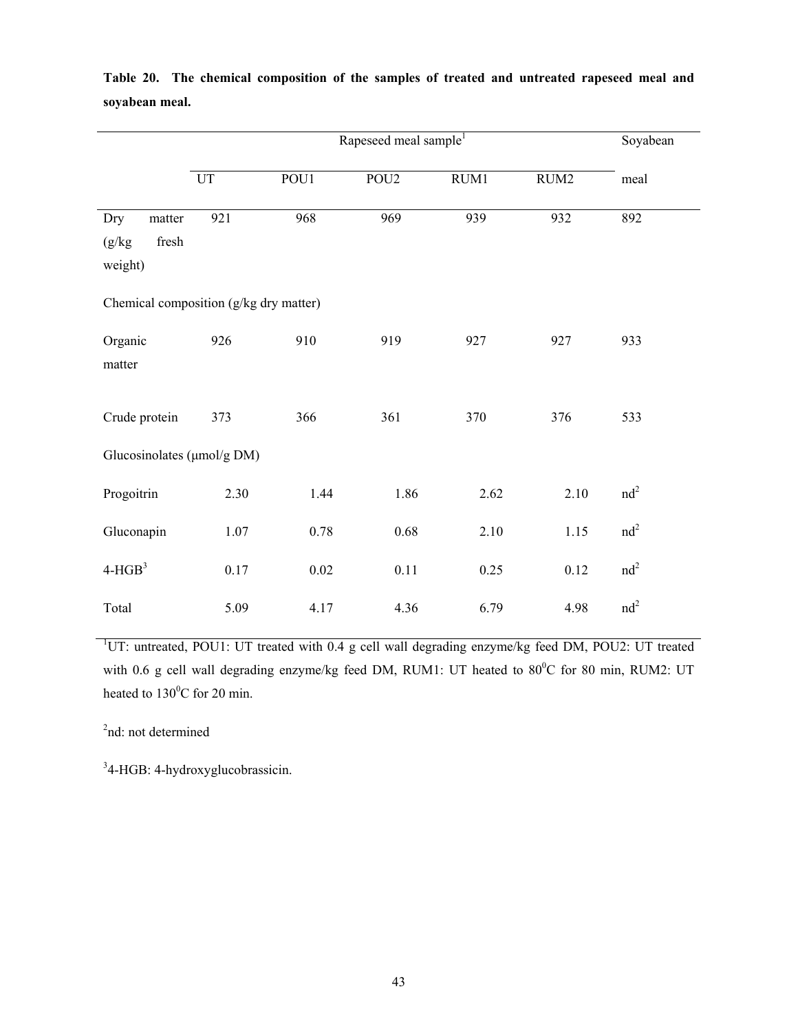**Table 20. The chemical composition of the samples of treated and untreated rapeseed meal and soyabean meal.**

| | Rapeseed meal sample[1] | | | | | Soyabean meal |
|---|---|---|---|---|---|---|
| | UT | POU1 | POU2 | RUM1 | RUM2 | |
| Dry matter (g/kg fresh weight) | 921 | 968 | 969 | 939 | 932 | 892 |
| Chemical composition (g/kg dry matter) | | | | | | |
| Organic matter | 926 | 910 | 919 | 927 | 927 | 933 |
| Crude protein | 373 | 366 | 361 | 370 | 376 | 533 |
| Glucosinolates (μmol/g DM) | | | | | | |
| Progoitrin | 2.30 | 1.44 | 1.86 | 2.62 | 2.10 | nd[2] |
| Gluconapin | 1.07 | 0.78 | 0.68 | 2.10 | 1.15 | nd[2] |
| 4-HGB[3] | 0.17 | 0.02 | 0.11 | 0.25 | 0.12 | nd[2] |
| Total | 5.09 | 4.17 | 4.36 | 6.79 | 4.98 | nd[2] |

[1]UT: untreated, POU1: UT treated with 0.4 g cell wall degrading enzyme/kg feed DM, POU2: UT treated with 0.6 g cell wall degrading enzyme/kg feed DM, RUM1: UT heated to $80^0$C for 80 min, RUM2: UT heated to $130^0$C for 20 min.

[2]nd: not determined

[3]4-HGB: 4-hydroxyglucobrassicin.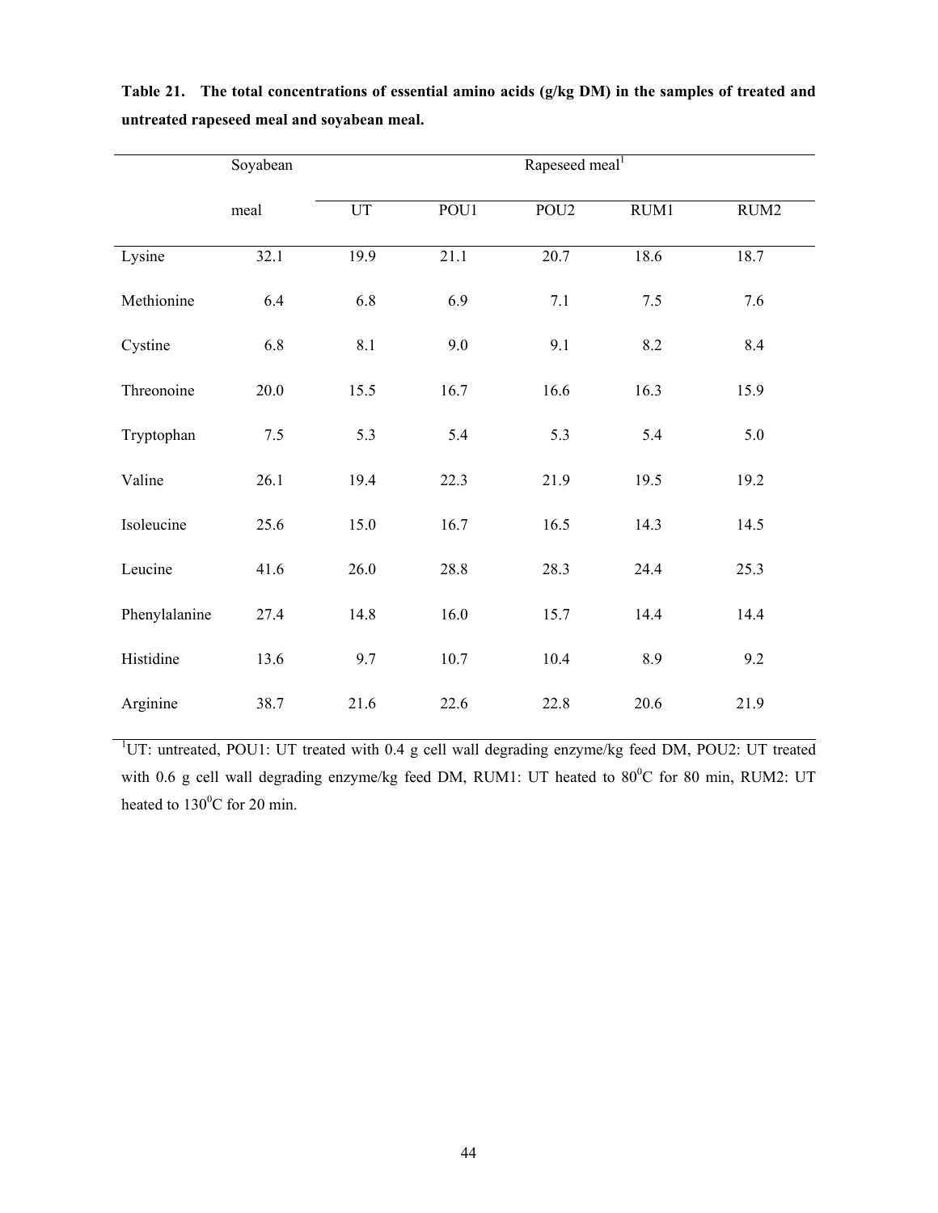**Table 21. The total concentrations of essential amino acids (g/kg DM) in the samples of treated and untreated rapeseed meal and soyabean meal.**

| | Soyabean meal | Rapeseed meal[1] | | | | |
|---|---|---|---|---|---|---|
| | | UT | POU1 | POU2 | RUM1 | RUM2 |
| Lysine | 32.1 | 19.9 | 21.1 | 20.7 | 18.6 | 18.7 |
| Methionine | 6.4 | 6.8 | 6.9 | 7.1 | 7.5 | 7.6 |
| Cystine | 6.8 | 8.1 | 9.0 | 9.1 | 8.2 | 8.4 |
| Threonoine | 20.0 | 15.5 | 16.7 | 16.6 | 16.3 | 15.9 |
| Tryptophan | 7.5 | 5.3 | 5.4 | 5.3 | 5.4 | 5.0 |
| Valine | 26.1 | 19.4 | 22.3 | 21.9 | 19.5 | 19.2 |
| Isoleucine | 25.6 | 15.0 | 16.7 | 16.5 | 14.3 | 14.5 |
| Leucine | 41.6 | 26.0 | 28.8 | 28.3 | 24.4 | 25.3 |
| Phenylalanine | 27.4 | 14.8 | 16.0 | 15.7 | 14.4 | 14.4 |
| Histidine | 13.6 | 9.7 | 10.7 | 10.4 | 8.9 | 9.2 |
| Arginine | 38.7 | 21.6 | 22.6 | 22.8 | 20.6 | 21.9 |

[1]UT: untreated, POU1: UT treated with 0.4 g cell wall degrading enzyme/kg feed DM, POU2: UT treated with 0.6 g cell wall degrading enzyme/kg feed DM, RUM1: UT heated to $80^0$C for 80 min, RUM2: UT heated to $130^0$C for 20 min.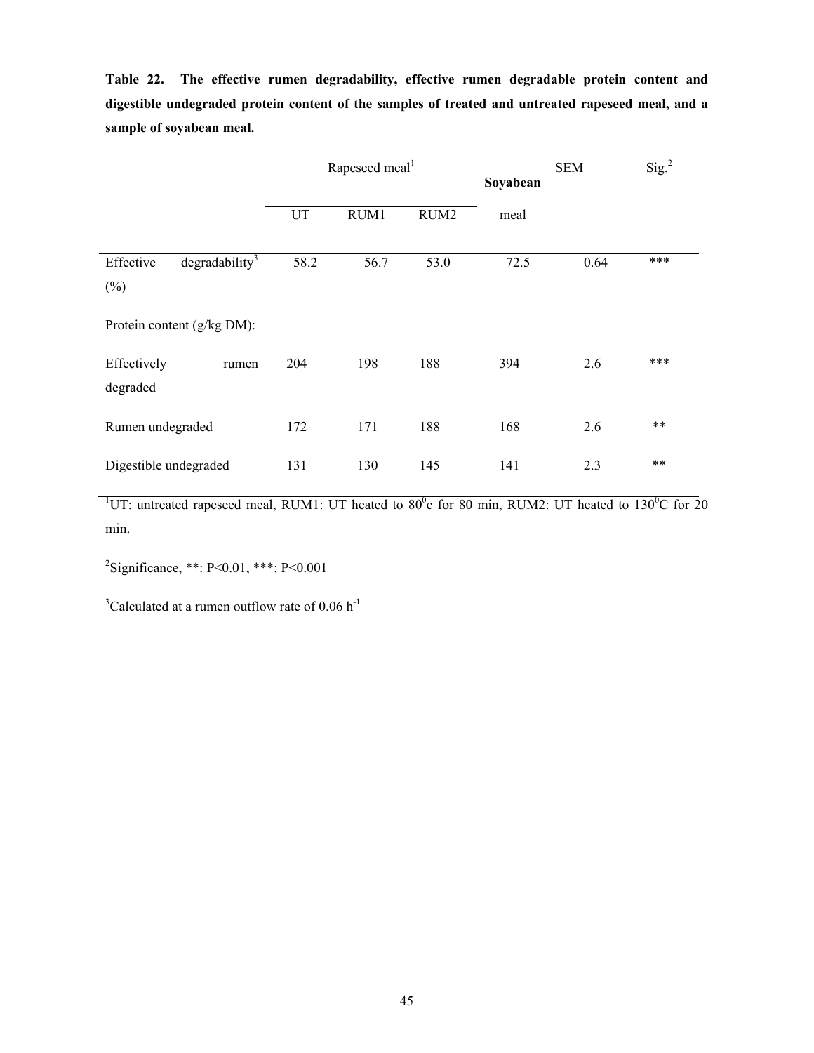**Table 22. The effective rumen degradability, effective rumen degradable protein content and digestible undegraded protein content of the samples of treated and untreated rapeseed meal, and a sample of soyabean meal.**

| | Rapeseed meal[1] | | | Soyabean meal | SEM | Sig.[2] |
|---|---|---|---|---|---|---|
| | UT | RUM1 | RUM2 | | | |
| Effective degradability[3] (%) | 58.2 | 56.7 | 53.0 | 72.5 | 0.64 | *** |
| Protein content (g/kg DM): | | | | | | |
| Effectively rumen degraded | 204 | 198 | 188 | 394 | 2.6 | *** |
| Rumen undegraded | 172 | 171 | 188 | 168 | 2.6 | ** |
| Digestible undegraded | 131 | 130 | 145 | 141 | 2.3 | ** |

[1]UT: untreated rapeseed meal, RUM1: UT heated to $80^0$c for 80 min, RUM2: UT heated to $130^0$C for 20 min.

[2]Significance, **: P<0.01, ***: P<0.001

[3]Calculated at a rumen outflow rate of 0.06 $h^{-1}$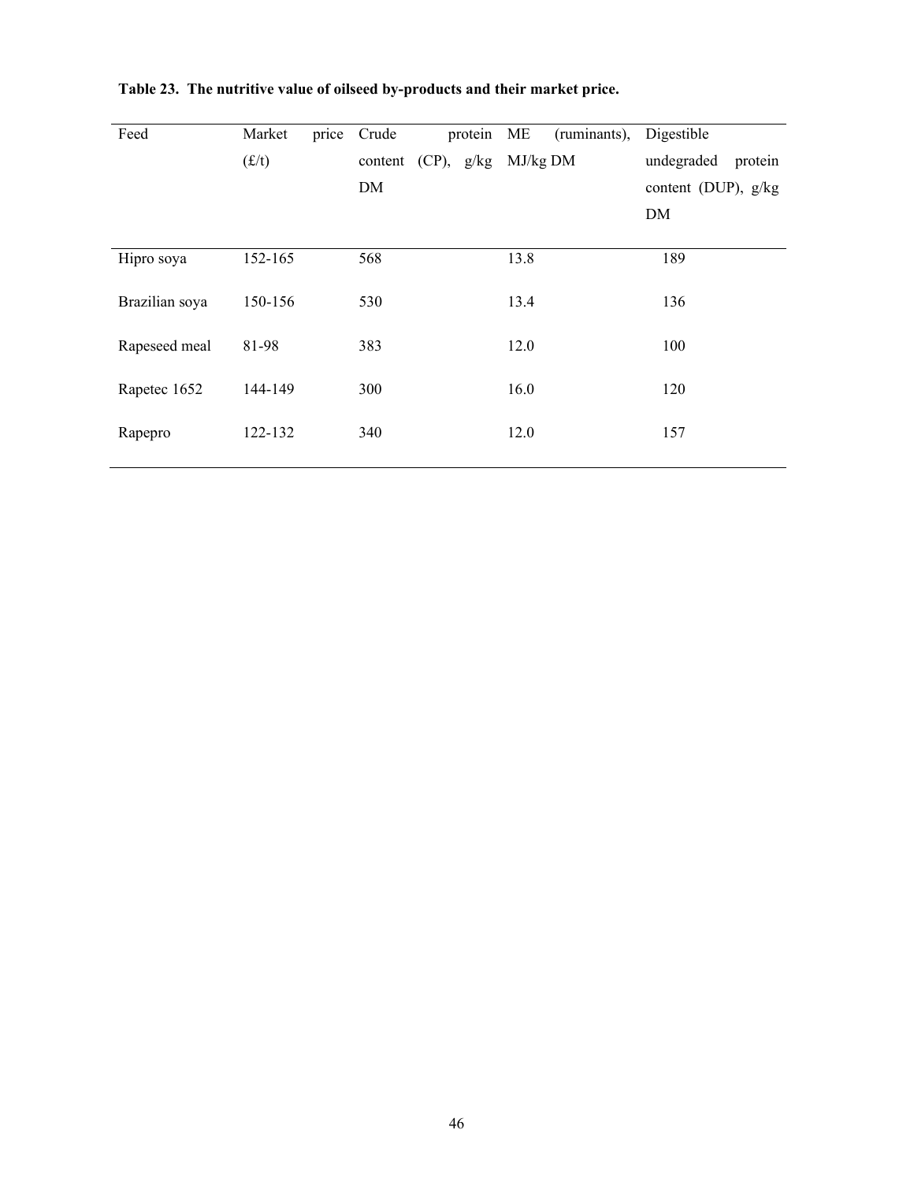**Table 23. The nutritive value of oilseed by-products and their market price.**

| Feed | Market price (£/t) | Crude protein content (CP), g/kg DM | ME (ruminants), MJ/kg DM | Digestible undegraded protein content (DUP), g/kg DM |
|---|---|---|---|---|
| Hipro soya | 152-165 | 568 | 13.8 | 189 |
| Brazilian soya | 150-156 | 530 | 13.4 | 136 |
| Rapeseed meal | 81-98 | 383 | 12.0 | 100 |
| Rapetec 1652 | 144-149 | 300 | 16.0 | 120 |
| Rapepro | 122-132 | 340 | 12.0 | 157 |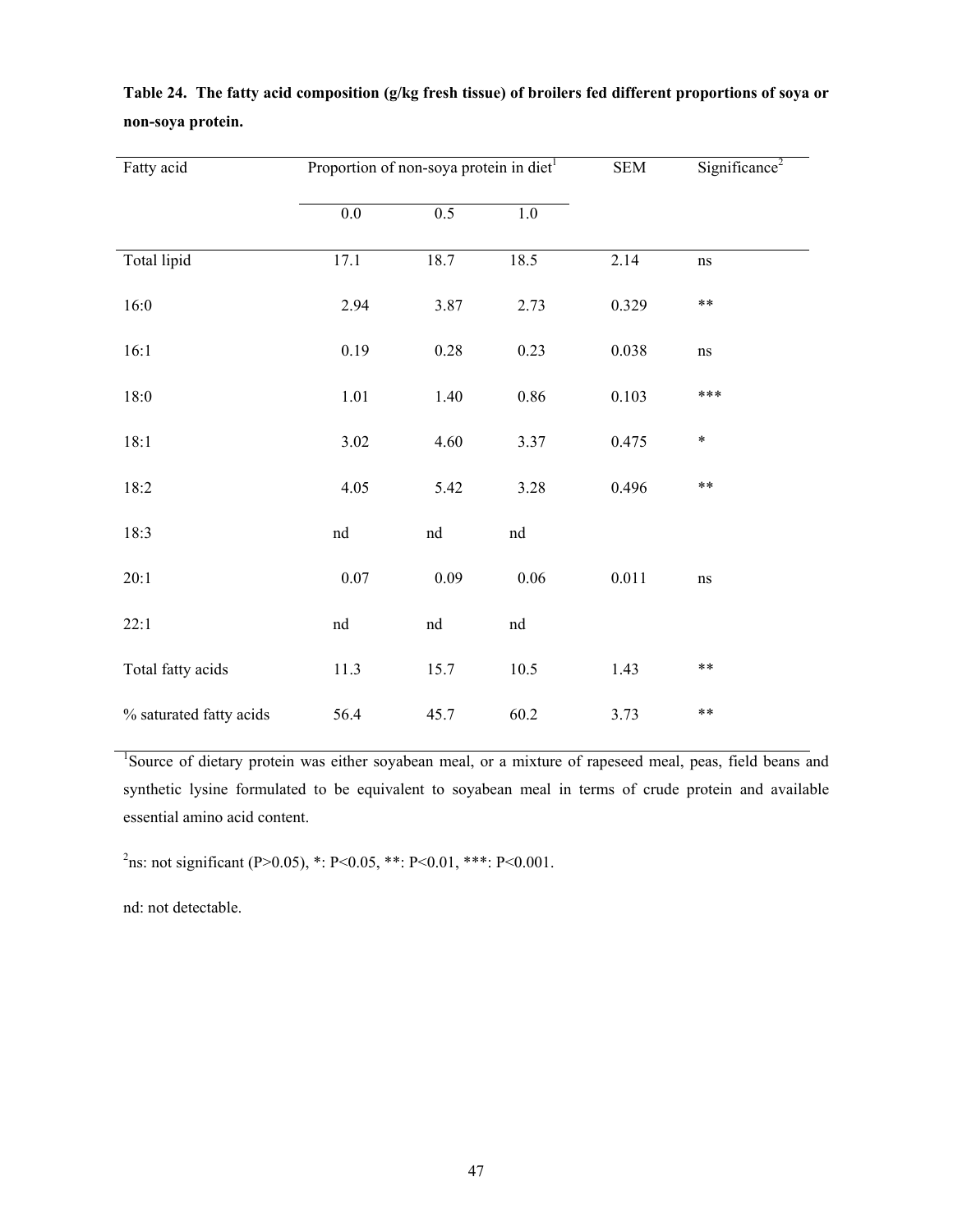**Table 24. The fatty acid composition (g/kg fresh tissue) of broilers fed different proportions of soya or non-soya protein.**

| Fatty acid | Proportion of non-soya protein in diet[1] | | | SEM | Significance[2] |
|---|---|---|---|---|---|
| | 0.0 | 0.5 | 1.0 | | |
| Total lipid | 17.1 | 18.7 | 18.5 | 2.14 | ns |
| 16:0 | 2.94 | 3.87 | 2.73 | 0.329 | ** |
| 16:1 | 0.19 | 0.28 | 0.23 | 0.038 | ns |
| 18:0 | 1.01 | 1.40 | 0.86 | 0.103 | *** |
| 18:1 | 3.02 | 4.60 | 3.37 | 0.475 | * |
| 18:2 | 4.05 | 5.42 | 3.28 | 0.496 | ** |
| 18:3 | nd | nd | nd | | |
| 20:1 | 0.07 | 0.09 | 0.06 | 0.011 | ns |
| 22:1 | nd | nd | nd | | |
| Total fatty acids | 11.3 | 15.7 | 10.5 | 1.43 | ** |
| % saturated fatty acids | 56.4 | 45.7 | 60.2 | 3.73 | ** |

[1]Source of dietary protein was either soyabean meal, or a mixture of rapeseed meal, peas, field beans and synthetic lysine formulated to be equivalent to soyabean meal in terms of crude protein and available essential amino acid content.

[2]ns: not significant ($P>0.05$), *: $P<0.05$, **: $P<0.01$, ***: $P<0.001$.

nd: not detectable.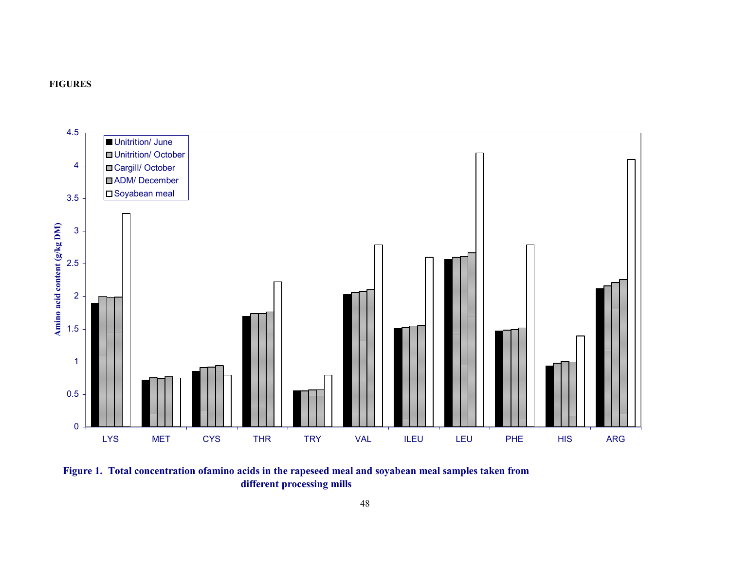**FIGURES**

Figure 1. Total concentration ofamino acids in the rapeseed meal and soyabean meal samples taken from different processing mills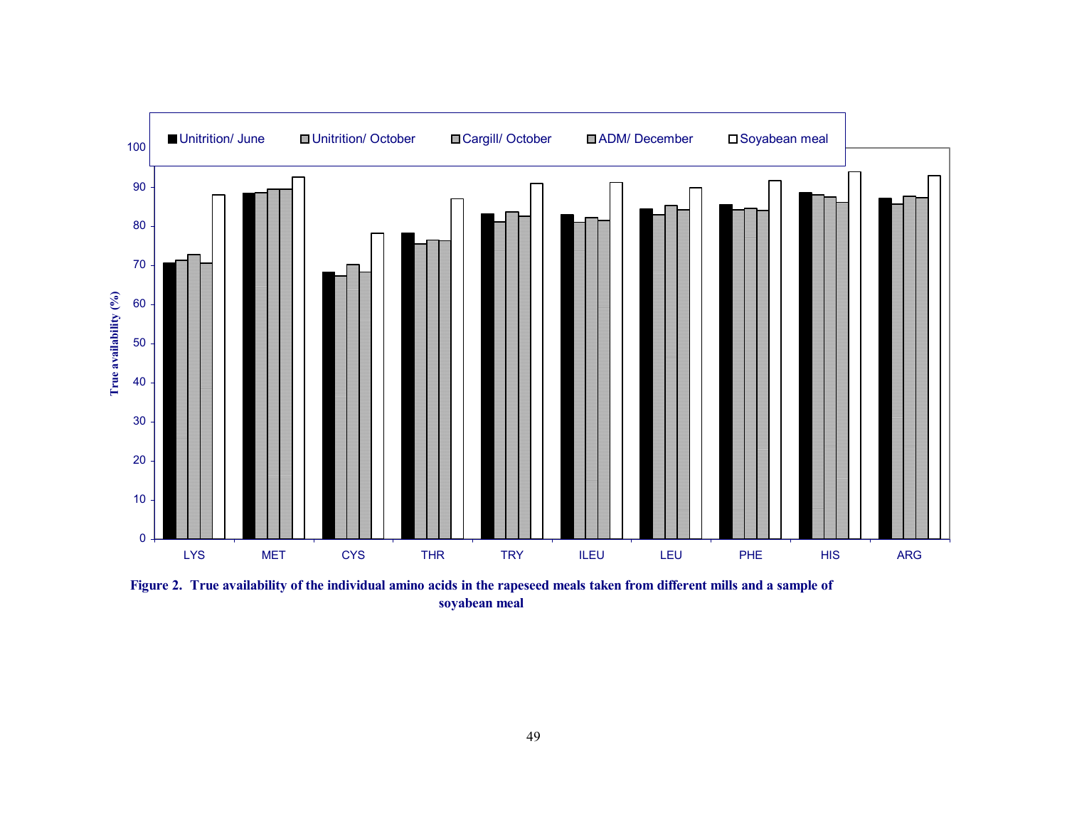**Figure 2. True availability of the individual amino acids in the rapeseed meals taken from different mills and a sample of soyabean meal**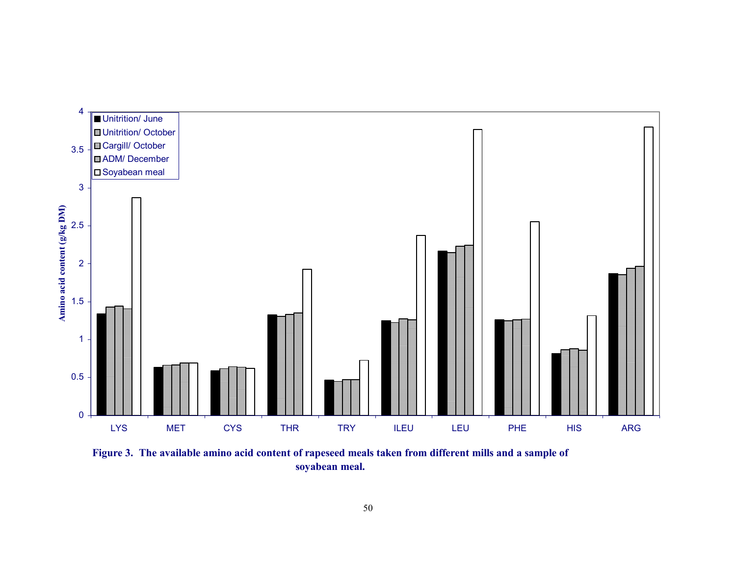**Figure 3. The available amino acid content of rapeseed meals taken from different mills and a sample of soyabean meal.**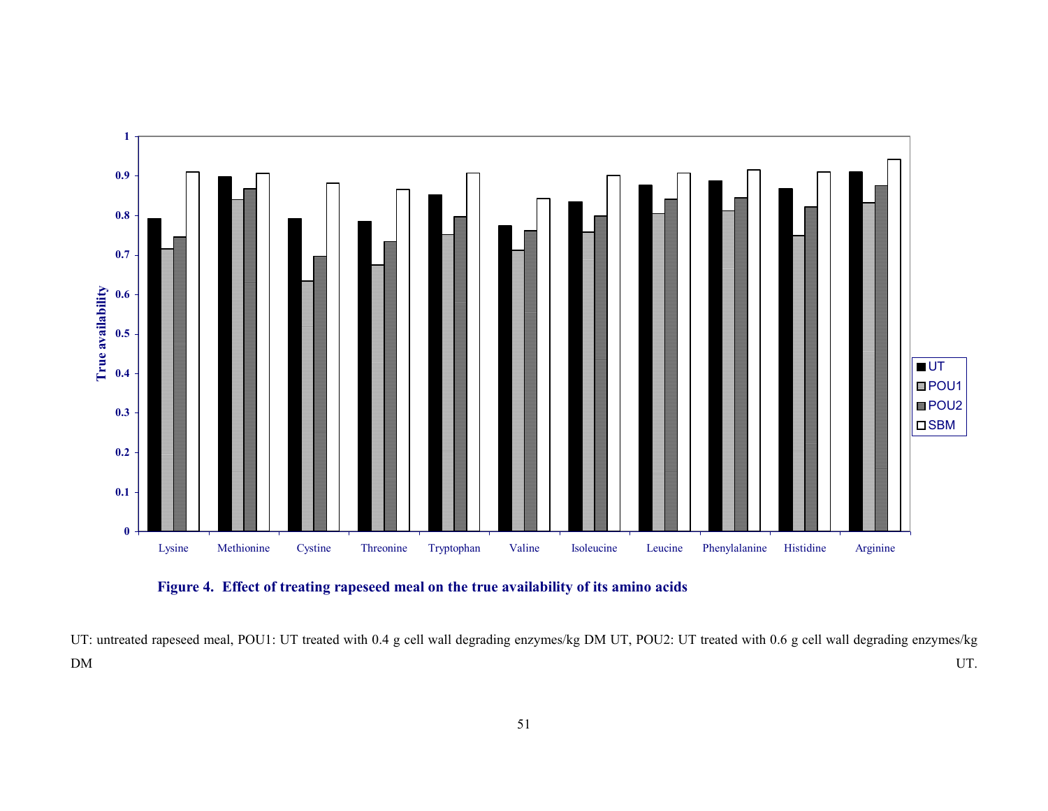**Figure 4. Effect of treating rapeseed meal on the true availability of its amino acids**

UT: untreated rapeseed meal, POU1: UT treated with 0.4 g cell wall degrading enzymes/kg DM UT, POU2: UT treated with 0.6 g cell wall degrading enzymes/kg DM UT.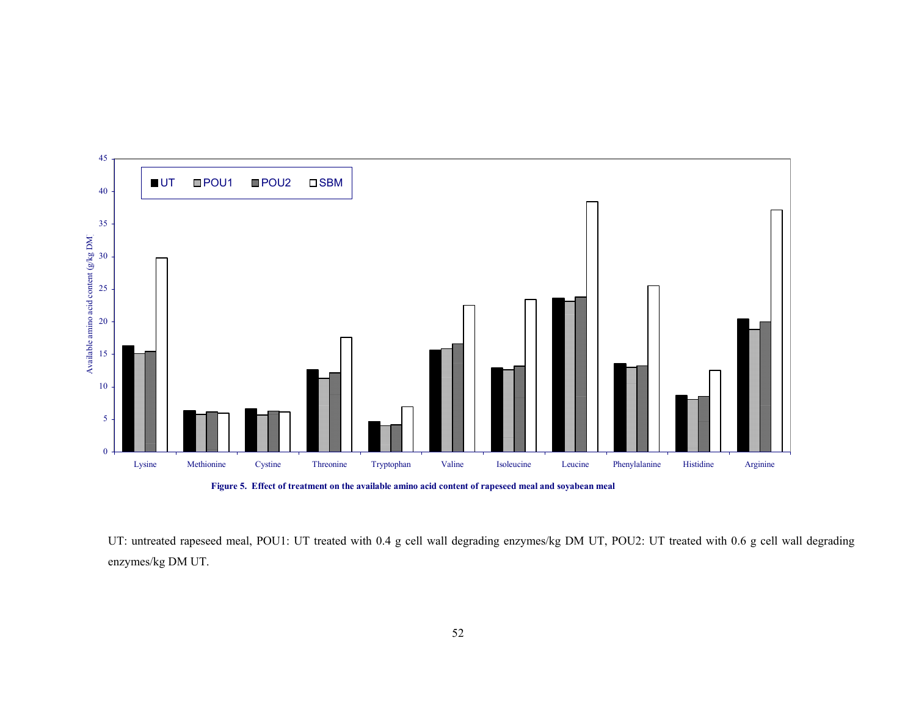**Figure 5. Effect of treatment on the available amino acid content of rapeseed meal and soyabean meal**

UT: untreated rapeseed meal, POU1: UT treated with 0.4 g cell wall degrading enzymes/kg DM UT, POU2: UT treated with 0.6 g cell wall degrading enzymes/kg DM UT.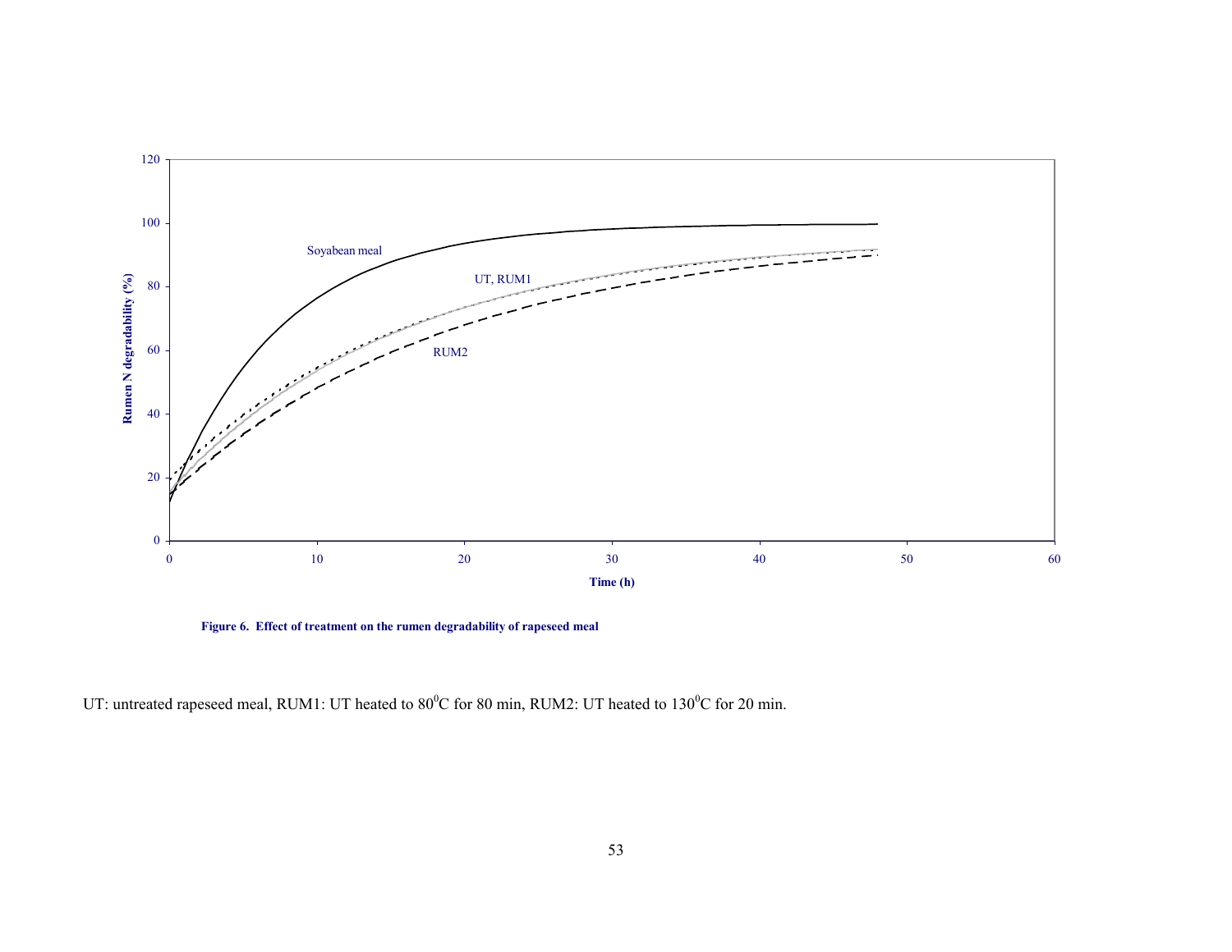**Figure 6. Effect of treatment on the rumen degradability of rapeseed meal**

UT: untreated rapeseed meal, RUM1: UT heated to $80^0$C for 80 min, RUM2: UT heated to $130^0$C for 20 min.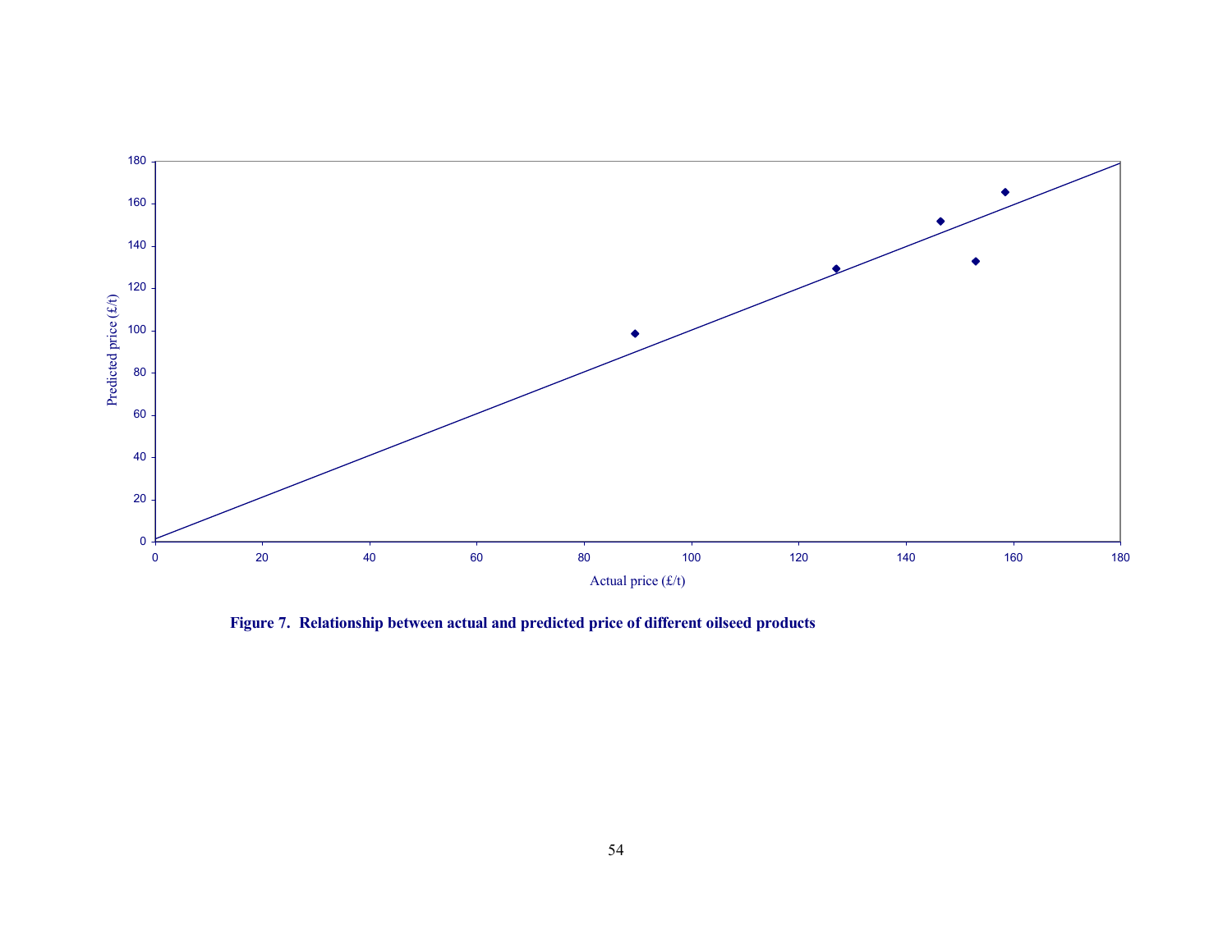180
160
140
120
100
80
60
40
20
0

Predicted price (£/t)

0 20 40 60 80 100 120 140 160 180

Actual price (£/t)

**Figure 7. Relationship between actual and predicted price of different oilseed products**